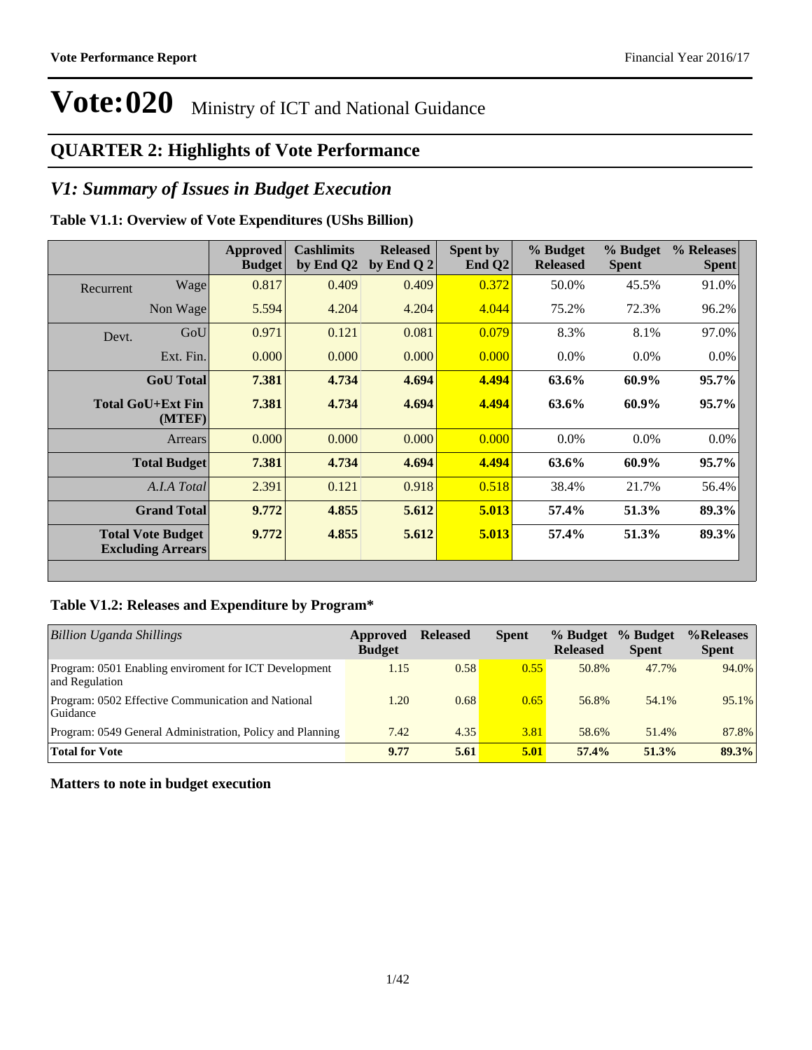# Vote:020 Ministry of ICT and National Guidance

## QUARTER 2: Highlights of Vote Performance

## *V1: Summary of Issues in Budget Execution*

**Table V1.1: Overview of Vote Expenditures (UShs Billion)**

| | | Approved Budget | Cashlimits by End Q2 | Released by End Q 2 | Spent by End Q2 | % Budget Released | % Budget Spent | % Releases Spent |
|---|---|---|---|---|---|---|---|---|
| Recurrent | Wage | 0.817 | 0.409 | 0.409 | 0.372 | 50.0% | 45.5% | 91.0% |
| | Non Wage | 5.594 | 4.204 | 4.204 | 4.044 | 75.2% | 72.3% | 96.2% |
| Devt. | GoU | 0.971 | 0.121 | 0.081 | 0.079 | 8.3% | 8.1% | 97.0% |
| | Ext. Fin. | 0.000 | 0.000 | 0.000 | 0.000 | 0.0% | 0.0% | 0.0% |
| | **GoU Total** | **7.381** | **4.734** | **4.694** | **4.494** | **63.6%** | **60.9%** | **95.7%** |
| | **Total GoU+Ext Fin (MTEF)** | **7.381** | **4.734** | **4.694** | **4.494** | **63.6%** | **60.9%** | **95.7%** |
| | Arrears | 0.000 | 0.000 | 0.000 | 0.000 | 0.0% | 0.0% | 0.0% |
| | **Total Budget** | **7.381** | **4.734** | **4.694** | **4.494** | **63.6%** | **60.9%** | **95.7%** |
| | *A.I.A Total* | 2.391 | 0.121 | 0.918 | 0.518 | 38.4% | 21.7% | 56.4% |
| | **Grand Total** | **9.772** | **4.855** | **5.612** | **5.013** | **57.4%** | **51.3%** | **89.3%** |
| | **Total Vote Budget Excluding Arrears** | **9.772** | **4.855** | **5.612** | **5.013** | **57.4%** | **51.3%** | **89.3%** |

**Table V1.2: Releases and Expenditure by Program***

| *Billion Uganda Shillings* | Approved Budget | Released | Spent | % Budget Released | % Budget Spent | %Releases Spent |
|---|---|---|---|---|---|---|
| Program: 0501 Enabling enviroment for ICT Development and Regulation | 1.15 | 0.58 | 0.55 | 50.8% | 47.7% | 94.0% |
| Program: 0502 Effective Communication and National Guidance | 1.20 | 0.68 | 0.65 | 56.8% | 54.1% | 95.1% |
| Program: 0549 General Administration, Policy and Planning | 7.42 | 4.35 | 3.81 | 58.6% | 51.4% | 87.8% |
| **Total for Vote** | **9.77** | **5.61** | **5.01** | **57.4%** | **51.3%** | **89.3%** |

**Matters to note in budget execution**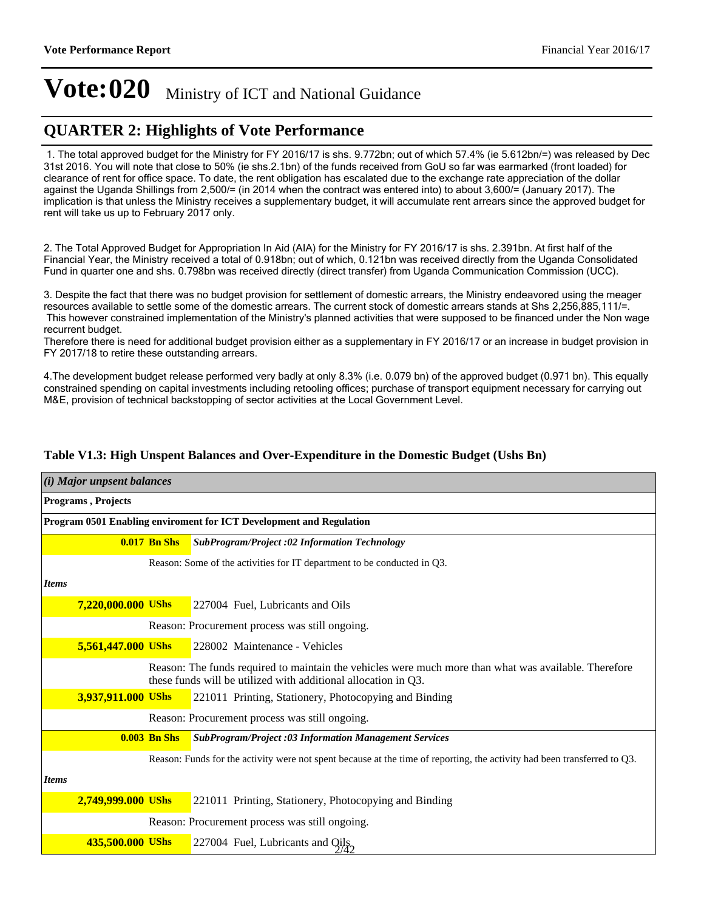# Vote:020 Ministry of ICT and National Guidance

## QUARTER 2: Highlights of Vote Performance

1. The total approved budget for the Ministry for FY 2016/17 is shs. 9.772bn; out of which 57.4% (ie 5.612bn/=) was released by Dec 31st 2016. You will note that close to 50% (ie shs.2.1bn) of the funds received from GoU so far was earmarked (front loaded) for clearance of rent for office space. To date, the rent obligation has escalated due to the exchange rate appreciation of the dollar against the Uganda Shillings from 2,500/= (in 2014 when the contract was entered into) to about 3,600/= (January 2017). The implication is that unless the Ministry receives a supplementary budget, it will accumulate rent arrears since the approved budget for rent will take us up to February 2017 only.

2. The Total Approved Budget for Appropriation In Aid (AIA) for the Ministry for FY 2016/17 is shs. 2.391bn. At first half of the Financial Year, the Ministry received a total of 0.918bn; out of which, 0.121bn was received directly from the Uganda Consolidated Fund in quarter one and shs. 0.798bn was received directly (direct transfer) from Uganda Communication Commission (UCC).

3. Despite the fact that there was no budget provision for settlement of domestic arrears, the Ministry endeavored using the meager resources available to settle some of the domestic arrears. The current stock of domestic arrears stands at Shs 2,256,885,111/=. This however constrained implementation of the Ministry's planned activities that were supposed to be financed under the Non wage recurrent budget.
Therefore there is need for additional budget provision either as a supplementary in FY 2016/17 or an increase in budget provision in FY 2017/18 to retire these outstanding arrears.

4.The development budget release performed very badly at only 8.3% (i.e. 0.079 bn) of the approved budget (0.971 bn). This equally constrained spending on capital investments including retooling offices; purchase of transport equipment necessary for carrying out M&E, provision of technical backstopping of sector activities at the Local Government Level.

### Table V1.3: High Unspent Balances and Over-Expenditure in the Domestic Budget (Ushs Bn)

| *(i) Major unpsent balances* | |
|---|---|
| **Programs , Projects** | |
| **Program 0501 Enabling enviroment for ICT Development and Regulation** | |
| **0.017 Bn Shs** | ***SubProgram/Project :02 Information Technology*** |
| | Reason: Some of the activities for IT department to be conducted in Q3. |
| ***Items*** | |
| **7,220,000.000 UShs** | 227004 Fuel, Lubricants and Oils |
| | Reason: Procurement process was still ongoing. |
| **5,561,447.000 UShs** | 228002 Maintenance - Vehicles |
| | Reason: The funds required to maintain the vehicles were much more than what was available. Therefore these funds will be utilized with additional allocation in Q3. |
| **3,937,911.000 UShs** | 221011 Printing, Stationery, Photocopying and Binding |
| | Reason: Procurement process was still ongoing. |
| **0.003 Bn Shs** | ***SubProgram/Project :03 Information Management Services*** |
| | Reason: Funds for the activity were not spent because at the time of reporting, the activity had been transferred to Q3. |
| ***Items*** | |
| **2,749,999.000 UShs** | 221011 Printing, Stationery, Photocopying and Binding |
| | Reason: Procurement process was still ongoing. |
| **435,500.000 UShs** | 227004 Fuel, Lubricants and Oils |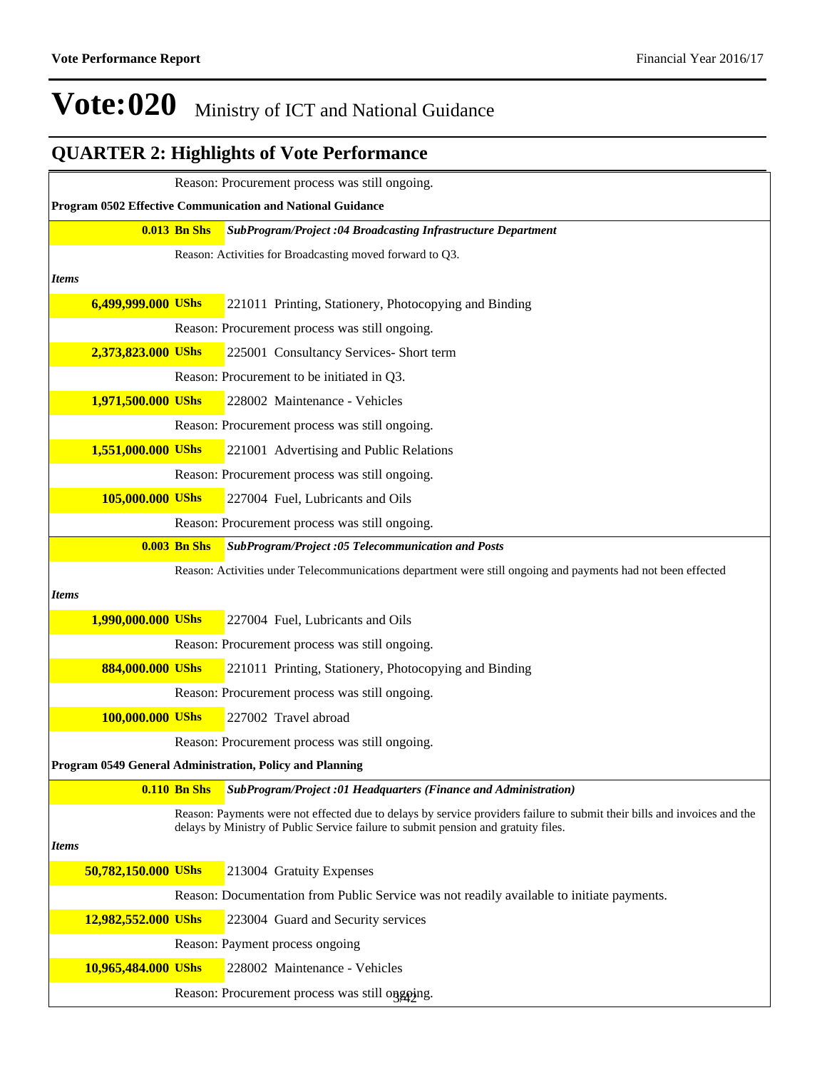# Vote:020 Ministry of ICT and National Guidance

## QUARTER 2: Highlights of Vote Performance

Reason: Procurement process was still ongoing.

**Program 0502 Effective Communication and National Guidance**

**0.013 Bn Shs** ***SubProgram/Project :04 Broadcasting Infrastructure Department***

Reason: Activities for Broadcasting moved forward to Q3.

*Items*

**6,499,999.000 UShs** 221011 Printing, Stationery, Photocopying and Binding

Reason: Procurement process was still ongoing.

**2,373,823.000 UShs** 225001 Consultancy Services- Short term

Reason: Procurement to be initiated in Q3.

**1,971,500.000 UShs** 228002 Maintenance - Vehicles

Reason: Procurement process was still ongoing.

**1,551,000.000 UShs** 221001 Advertising and Public Relations

Reason: Procurement process was still ongoing.

**105,000.000 UShs** 227004 Fuel, Lubricants and Oils

Reason: Procurement process was still ongoing.

**0.003 Bn Shs** ***SubProgram/Project :05 Telecommunication and Posts***

Reason: Activities under Telecommunications department were still ongoing and payments had not been effected

*Items*

**1,990,000.000 UShs** 227004 Fuel, Lubricants and Oils

Reason: Procurement process was still ongoing.

**884,000.000 UShs** 221011 Printing, Stationery, Photocopying and Binding

Reason: Procurement process was still ongoing.

**100,000.000 UShs** 227002 Travel abroad

Reason: Procurement process was still ongoing.

**Program 0549 General Administration, Policy and Planning**

**0.110 Bn Shs** ***SubProgram/Project :01 Headquarters (Finance and Administration)***

Reason: Payments were not effected due to delays by service providers failure to submit their bills and invoices and the delays by Ministry of Public Service failure to submit pension and gratuity files.

*Items*

**50,782,150.000 UShs** 213004 Gratuity Expenses

Reason: Documentation from Public Service was not readily available to initiate payments.

**12,982,552.000 UShs** 223004 Guard and Security services

Reason: Payment process ongoing

**10,965,484.000 UShs** 228002 Maintenance - Vehicles

Reason: Procurement process was still ongoing.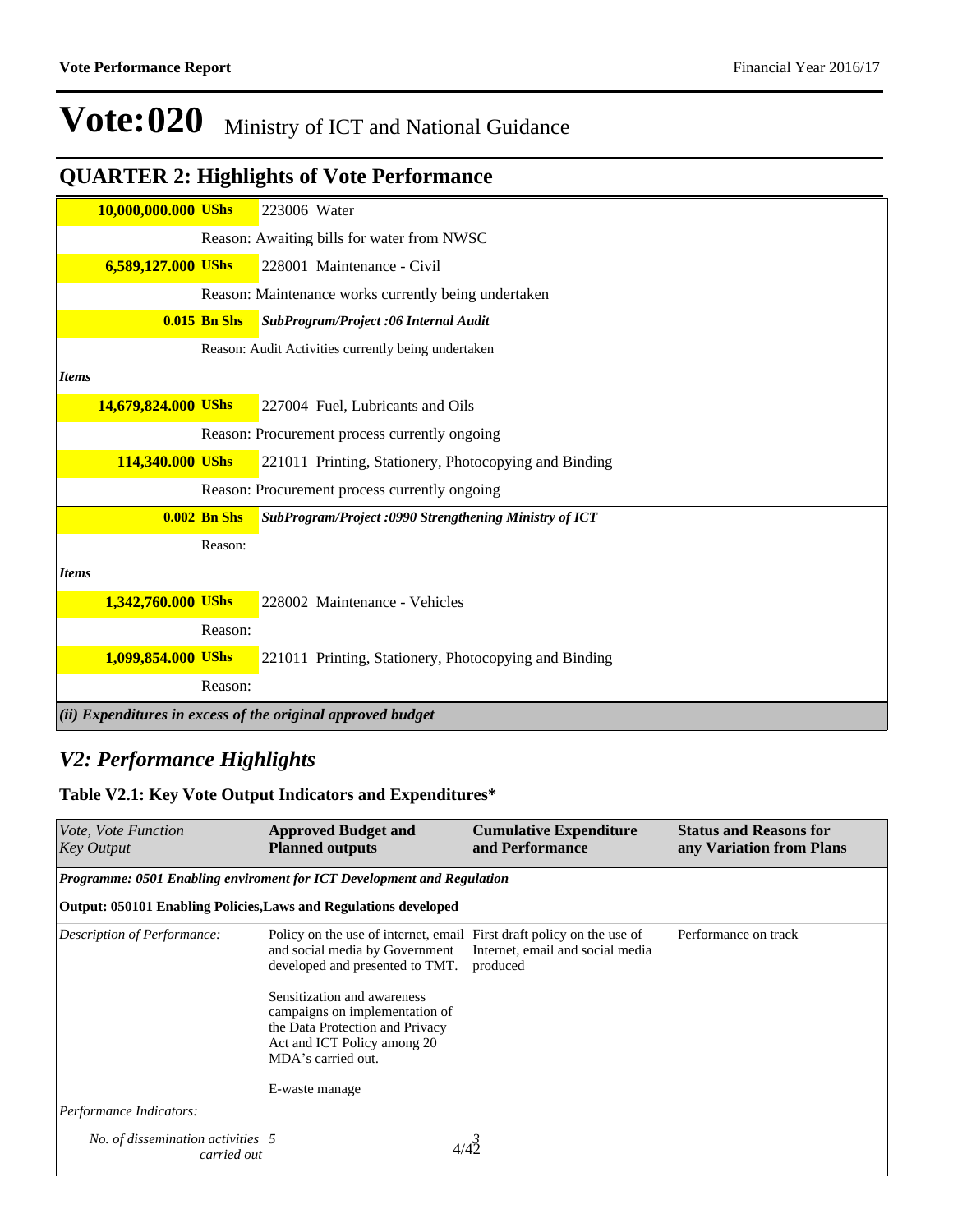# Vote:020 Ministry of ICT and National Guidance

## QUARTER 2: Highlights of Vote Performance

| | |
|---|---|
| **10,000,000.000 UShs** | 223006 Water |
| | Reason: Awaiting bills for water from NWSC |
| **6,589,127.000 UShs** | 228001 Maintenance - Civil |
| | Reason: Maintenance works currently being undertaken |
| **0.015 Bn Shs** | ***SubProgram/Project :06 Internal Audit*** |
| | Reason: Audit Activities currently being undertaken |
| ***Items*** | |
| **14,679,824.000 UShs** | 227004 Fuel, Lubricants and Oils |
| | Reason: Procurement process currently ongoing |
| **114,340.000 UShs** | 221011 Printing, Stationery, Photocopying and Binding |
| | Reason: Procurement process currently ongoing |
| **0.002 Bn Shs** | ***SubProgram/Project :0990 Strengthening Ministry of ICT*** |
| | Reason: |
| ***Items*** | |
| **1,342,760.000 UShs** | 228002 Maintenance - Vehicles |
| | Reason: |
| **1,099,854.000 UShs** | 221011 Printing, Stationery, Photocopying and Binding |
| | Reason: |

***(ii) Expenditures in excess of the original approved budget***

## *V2: Performance Highlights*

### Table V2.1: Key Vote Output Indicators and Expenditures*

| *Vote, Vote Function Key Output* | **Approved Budget and Planned outputs** | **Cumulative Expenditure and Performance** | **Status and Reasons for any Variation from Plans** |
|---|---|---|---|
| ***Programme: 0501 Enabling enviroment for ICT Development and Regulation*** | | | |
| **Output: 050101 Enabling Policies,Laws and Regulations developed** | | | |
| *Description of Performance:* | Policy on the use of internet, email and social media by Government developed and presented to TMT.<br><br>Sensitization and awareness campaigns on implementation of the Data Protection and Privacy Act and ICT Policy among 20 MDA's carried out.<br><br>E-waste manage | First draft policy on the use of Internet, email and social media produced | Performance on track |
| *Performance Indicators:* | | | |
| *No. of dissemination activities carried out* | 5 | 3 | |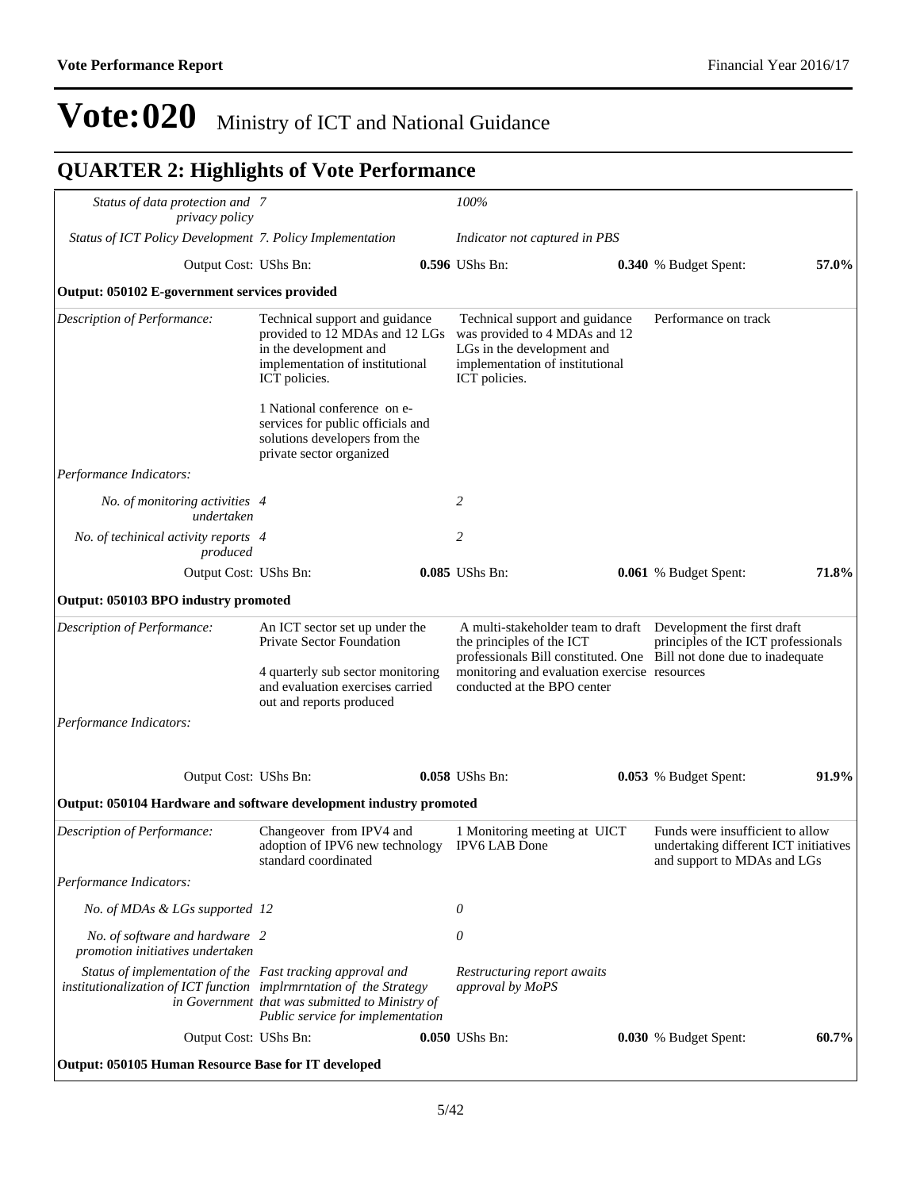# Vote:020 Ministry of ICT and National Guidance

## QUARTER 2: Highlights of Vote Performance

| | | | | |
|---|---|---|---|---|
| *Status of data protection and privacy policy* | *7* | *100%* | | |
| *Status of ICT Policy Development* | *7. Policy Implementation* | *Indicator not captured in PBS* | | |
| Output Cost: UShs Bn: | **0.596** | UShs Bn: **0.340** | % Budget Spent: | **57.0%** |
| **Output: 050102 E-government services provided** | | | | |
| *Description of Performance:* | Technical support and guidance provided to 12 MDAs and 12 LGs in the development and implementation of institutional ICT policies.<br><br>1 National conference on e-services for public officials and solutions developers from the private sector organized | Technical support and guidance was provided to 4 MDAs and 12 LGs in the development and implementation of institutional ICT policies. | Performance on track | |
| *Performance Indicators:* | | | | |
| *No. of monitoring activities undertaken* | *4* | *2* | | |
| *No. of techinical activity reports produced* | *4* | *2* | | |
| Output Cost: UShs Bn: | **0.085** | UShs Bn: **0.061** | % Budget Spent: | **71.8%** |
| **Output: 050103 BPO industry promoted** | | | | |
| *Description of Performance:* | An ICT sector set up under the Private Sector Foundation<br><br>4 quarterly sub sector monitoring and evaluation exercises carried out and reports produced | A multi-stakeholder team to draft the principles of the ICT professionals Bill constituted. One monitoring and evaluation exercise conducted at the BPO center | Development the first draft principles of the ICT professionals Bill not done due to inadequate resources | |
| *Performance Indicators:* | | | | |
| Output Cost: UShs Bn: | **0.058** | UShs Bn: **0.053** | % Budget Spent: | **91.9%** |
| **Output: 050104 Hardware and software development industry promoted** | | | | |
| *Description of Performance:* | Changeover from IPV4 and adoption of IPV6 new technology standard coordinated | 1 Monitoring meeting at UICT IPV6 LAB Done | Funds were insufficient to allow undertaking different ICT initiatives and support to MDAs and LGs | |
| *Performance Indicators:* | | | | |
| *No. of MDAs & LGs supported* | *12* | *0* | | |
| *No. of software and hardware promotion initiatives undertaken* | *2* | *0* | | |
| *Status of implementation of the institutionalization of ICT function in Government* | *Fast tracking approval and implrmrntation of the Strategy that was submitted to Ministry of Public service for implementation* | *Restructuring report awaits approval by MoPS* | | |
| Output Cost: UShs Bn: | **0.050** | UShs Bn: **0.030** | % Budget Spent: | **60.7%** |
| **Output: 050105 Human Resource Base for IT developed** | | | | |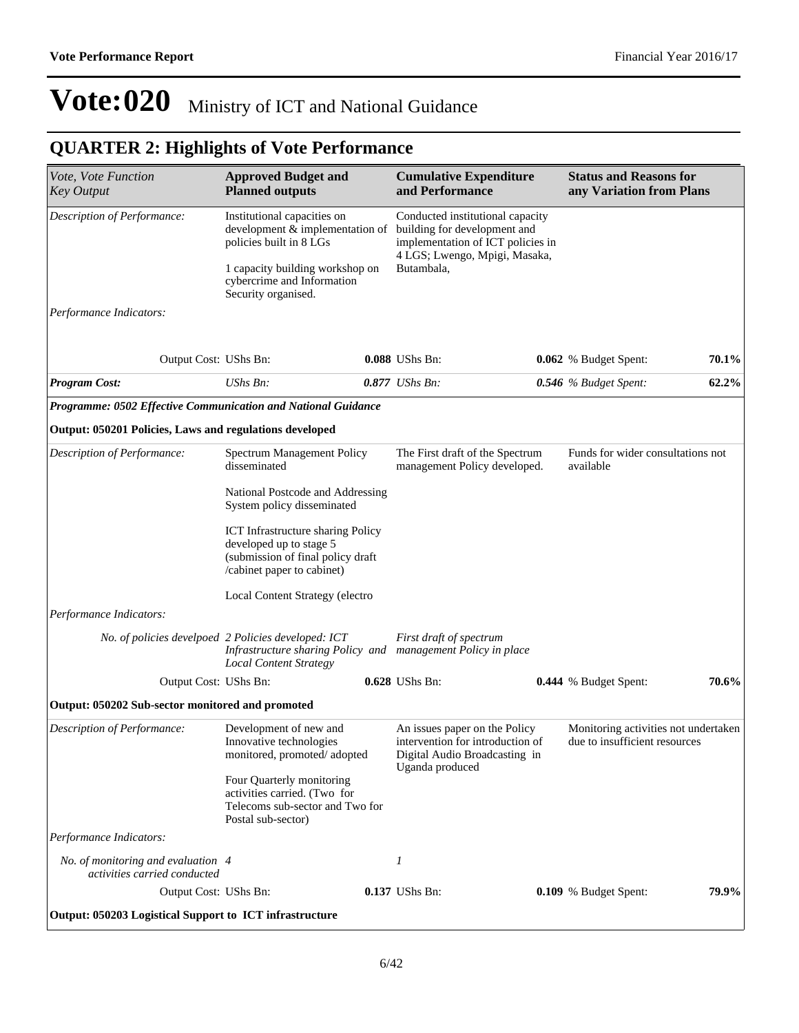# Vote:020 Ministry of ICT and National Guidance

## QUARTER 2: Highlights of Vote Performance

| *Vote, Vote Function Key Output* | **Approved Budget and Planned outputs** | | **Cumulative Expenditure and Performance** | | **Status and Reasons for any Variation from Plans** | |
|---|---|---|---|---|---|---|
| *Description of Performance:* | Institutional capacities on development & implementation of policies built in 8 LGs<br><br>1 capacity building workshop on cybercrime and Information Security organised. | | Conducted institutional capacity building for development and implementation of ICT policies in 4 LGS; Lwengo, Mpigi, Masaka, Butambala, | | | |
| *Performance Indicators:* | | | | | | |
| Output Cost: | UShs Bn: | **0.088** | UShs Bn: | **0.062** | % Budget Spent: | **70.1%** |
| ***Program Cost:*** | *UShs Bn:* | ***0.877*** | *UShs Bn:* | ***0.546*** | *% Budget Spent:* | **62.2%** |
| ***Programme: 0502 Effective Communication and National Guidance*** | | | | | | |
| **Output: 050201 Policies, Laws and regulations developed** | | | | | | |
| *Description of Performance:* | Spectrum Management Policy disseminated<br><br>National Postcode and Addressing System policy disseminated<br><br>ICT Infrastructure sharing Policy developed up to stage 5 (submission of final policy draft /cabinet paper to cabinet)<br><br>Local Content Strategy (electro | | The First draft of the Spectrum management Policy developed. | | Funds for wider consultations not available | |
| *Performance Indicators:* | | | | | | |
| *No. of policies develpoed* | *2 Policies developed: ICT Infrastructure sharing Policy and Local Content Strategy* | | *First draft of spectrum management Policy in place* | | | |
| Output Cost: | UShs Bn: | **0.628** | UShs Bn: | **0.444** | % Budget Spent: | **70.6%** |
| **Output: 050202 Sub-sector monitored and promoted** | | | | | | |
| *Description of Performance:* | Development of new and Innovative technologies monitored, promoted/ adopted<br><br>Four Quarterly monitoring activities carried. (Two for Telecoms sub-sector and Two for Postal sub-sector) | | An issues paper on the Policy intervention for introduction of Digital Audio Broadcasting in Uganda produced | | Monitoring activities not undertaken due to insufficient resources | |
| *Performance Indicators:* | | | | | | |
| *No. of monitoring and evaluation activities carried conducted* | *4* | | *1* | | | |
| Output Cost: | UShs Bn: | **0.137** | UShs Bn: | **0.109** | % Budget Spent: | **79.9%** |
| **Output: 050203 Logistical Support to ICT infrastructure** | | | | | | |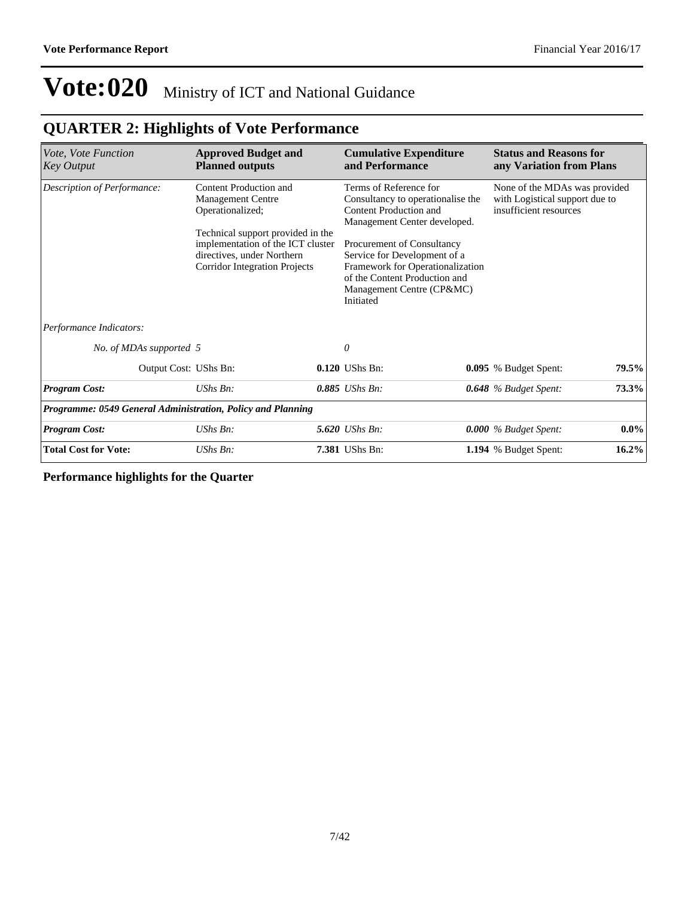# Vote:020 Ministry of ICT and National Guidance

## QUARTER 2: Highlights of Vote Performance

| *Vote, Vote Function Key Output* | **Approved Budget and Planned outputs** | | **Cumulative Expenditure and Performance** | | **Status and Reasons for any Variation from Plans** | |
|---|---|---|---|---|---|---|
| *Description of Performance:* | Content Production and Management Centre Operationalized;<br><br>Technical support provided in the implementation of the ICT cluster directives, under Northern Corridor Integration Projects | | Terms of Reference for Consultancy to operationalise the Content Production and Management Center developed.<br><br>Procurement of Consultancy Service for Development of a Framework for Operationalization of the Content Production and Management Centre (CP&MC) Initiated | | None of the MDAs was provided with Logistical support due to insufficient resources | |
| *Performance Indicators:* | | | | | | |
| *No. of MDAs supported* | 5 | | *0* | | | |
| Output Cost: | UShs Bn: | **0.120** | UShs Bn: | **0.095** | % Budget Spent: | **79.5%** |
| ***Program Cost:*** | *UShs Bn:* | ***0.885*** | *UShs Bn:* | ***0.648*** | *% Budget Spent:* | **73.3%** |
| ***Programme: 0549 General Administration, Policy and Planning*** | | | | | | |
| ***Program Cost:*** | *UShs Bn:* | ***5.620*** | *UShs Bn:* | ***0.000*** | *% Budget Spent:* | **0.0%** |
| **Total Cost for Vote:** | *UShs Bn:* | **7.381** | UShs Bn: | **1.194** | % Budget Spent: | **16.2%** |

**Performance highlights for the Quarter**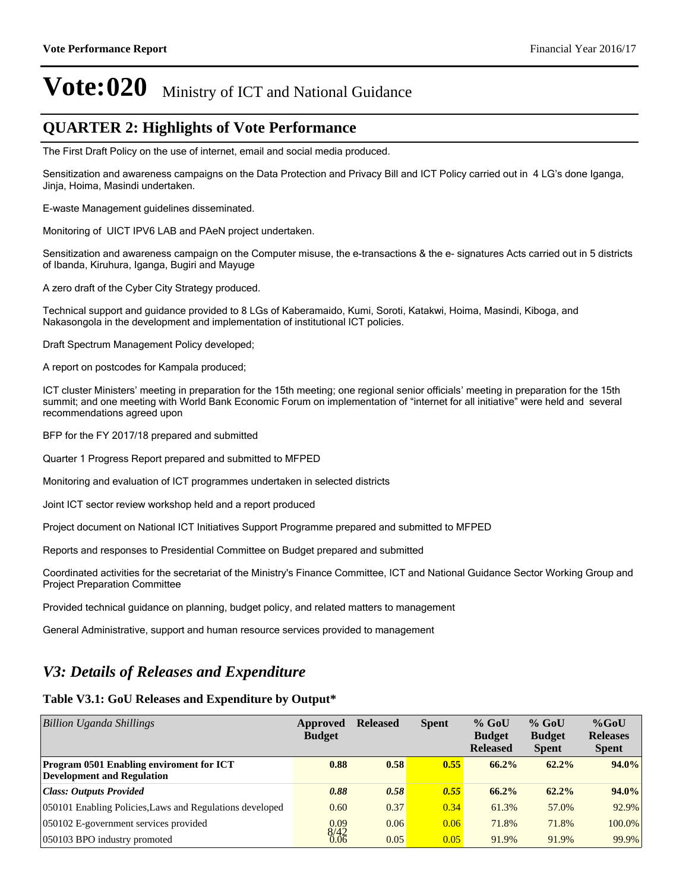# Vote:020 Ministry of ICT and National Guidance

## QUARTER 2: Highlights of Vote Performance

The First Draft Policy on the use of internet, email and social media produced.

Sensitization and awareness campaigns on the Data Protection and Privacy Bill and ICT Policy carried out in 4 LG's done Iganga, Jinja, Hoima, Masindi undertaken.

E-waste Management guidelines disseminated.

Monitoring of UICT IPV6 LAB and PAeN project undertaken.

Sensitization and awareness campaign on the Computer misuse, the e-transactions & the e- signatures Acts carried out in 5 districts of Ibanda, Kiruhura, Iganga, Bugiri and Mayuge

A zero draft of the Cyber City Strategy produced.

Technical support and guidance provided to 8 LGs of Kaberamaido, Kumi, Soroti, Katakwi, Hoima, Masindi, Kiboga, and Nakasongola in the development and implementation of institutional ICT policies.

Draft Spectrum Management Policy developed;

A report on postcodes for Kampala produced;

ICT cluster Ministers' meeting in preparation for the 15th meeting; one regional senior officials' meeting in preparation for the 15th summit; and one meeting with World Bank Economic Forum on implementation of "internet for all initiative" were held and several recommendations agreed upon

BFP for the FY 2017/18 prepared and submitted

Quarter 1 Progress Report prepared and submitted to MFPED

Monitoring and evaluation of ICT programmes undertaken in selected districts

Joint ICT sector review workshop held and a report produced

Project document on National ICT Initiatives Support Programme prepared and submitted to MFPED

Reports and responses to Presidential Committee on Budget prepared and submitted

Coordinated activities for the secretariat of the Ministry's Finance Committee, ICT and National Guidance Sector Working Group and Project Preparation Committee

Provided technical guidance on planning, budget policy, and related matters to management

General Administrative, support and human resource services provided to management

## *V3: Details of Releases and Expenditure*

### Table V3.1: GoU Releases and Expenditure by Output*

| *Billion Uganda Shillings* | Approved Budget | Released | Spent | % GoU Budget Released | % GoU Budget Spent | %GoU Releases Spent |
|---|---|---|---|---|---|---|
| **Program 0501 Enabling enviroment for ICT Development and Regulation** | **0.88** | **0.58** | **0.55** | **66.2%** | **62.2%** | **94.0%** |
| ***Class: Outputs Provided*** | ***0.88*** | ***0.58*** | ***0.55*** | ***66.2%*** | ***62.2%*** | ***94.0%*** |
| 050101 Enabling Policies,Laws and Regulations developed | 0.60 | 0.37 | 0.34 | 61.3% | 57.0% | 92.9% |
| 050102 E-government services provided | 0.09 | 0.06 | 0.06 | 71.8% | 71.8% | 100.0% |
| 050103 BPO industry promoted | 0.06 | 0.05 | 0.05 | 91.9% | 91.9% | 99.9% |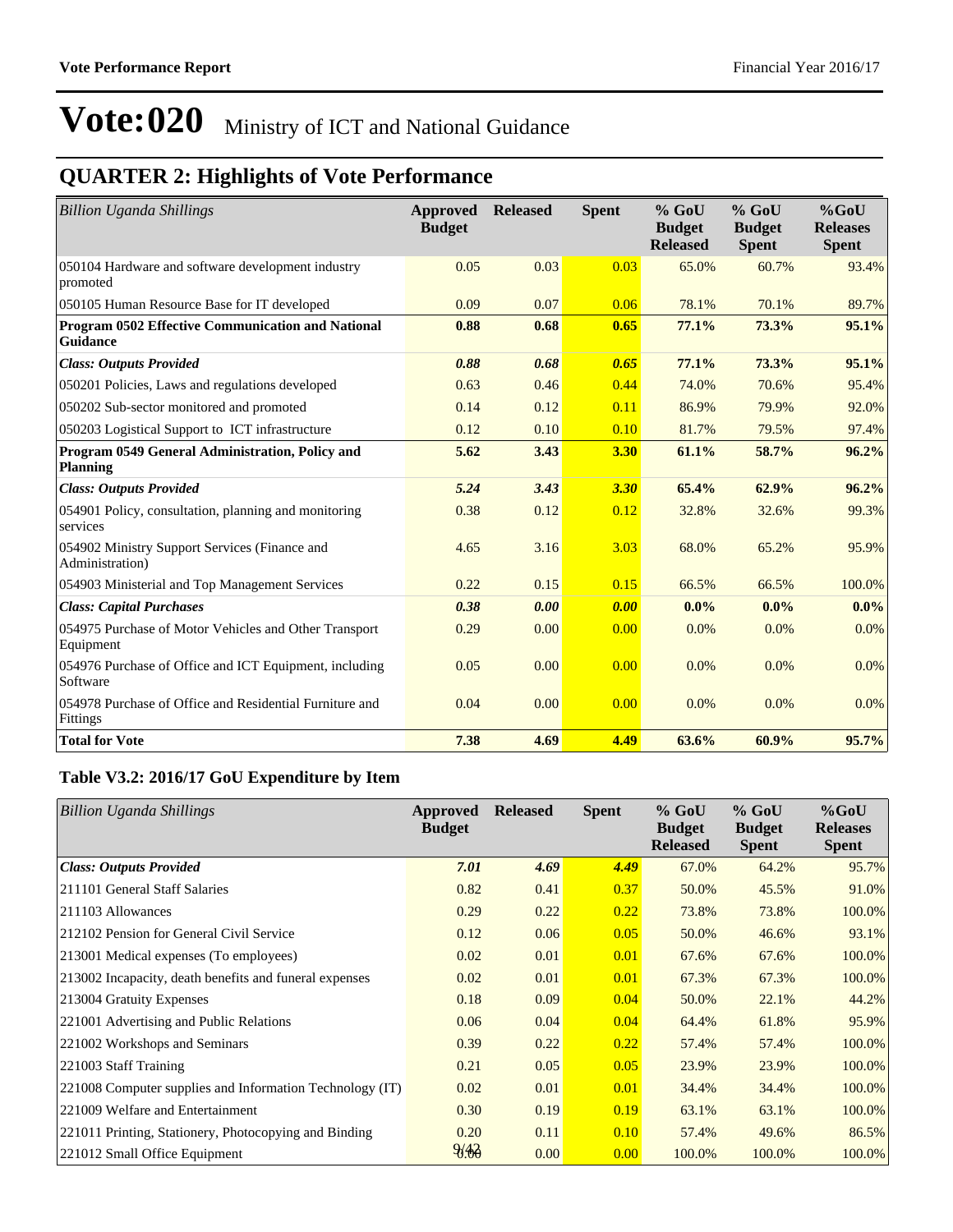# Vote:020 Ministry of ICT and National Guidance

## QUARTER 2: Highlights of Vote Performance

| *Billion Uganda Shillings* | Approved Budget | Released | Spent | % GoU Budget Released | % GoU Budget Spent | %GoU Releases Spent |
|---|---|---|---|---|---|---|
| 050104 Hardware and software development industry promoted | 0.05 | 0.03 | 0.03 | 65.0% | 60.7% | 93.4% |
| 050105 Human Resource Base for IT developed | 0.09 | 0.07 | 0.06 | 78.1% | 70.1% | 89.7% |
| **Program 0502 Effective Communication and National Guidance** | **0.88** | **0.68** | **0.65** | **77.1%** | **73.3%** | **95.1%** |
| ***Class: Outputs Provided*** | ***0.88*** | ***0.68*** | ***0.65*** | **77.1%** | **73.3%** | **95.1%** |
| 050201 Policies, Laws and regulations developed | 0.63 | 0.46 | 0.44 | 74.0% | 70.6% | 95.4% |
| 050202 Sub-sector monitored and promoted | 0.14 | 0.12 | 0.11 | 86.9% | 79.9% | 92.0% |
| 050203 Logistical Support to ICT infrastructure | 0.12 | 0.10 | 0.10 | 81.7% | 79.5% | 97.4% |
| **Program 0549 General Administration, Policy and Planning** | **5.62** | **3.43** | **3.30** | **61.1%** | **58.7%** | **96.2%** |
| ***Class: Outputs Provided*** | ***5.24*** | ***3.43*** | ***3.30*** | **65.4%** | **62.9%** | **96.2%** |
| 054901 Policy, consultation, planning and monitoring services | 0.38 | 0.12 | 0.12 | 32.8% | 32.6% | 99.3% |
| 054902 Ministry Support Services (Finance and Administration) | 4.65 | 3.16 | 3.03 | 68.0% | 65.2% | 95.9% |
| 054903 Ministerial and Top Management Services | 0.22 | 0.15 | 0.15 | 66.5% | 66.5% | 100.0% |
| ***Class: Capital Purchases*** | ***0.38*** | ***0.00*** | ***0.00*** | **0.0%** | **0.0%** | **0.0%** |
| 054975 Purchase of Motor Vehicles and Other Transport Equipment | 0.29 | 0.00 | 0.00 | 0.0% | 0.0% | 0.0% |
| 054976 Purchase of Office and ICT Equipment, including Software | 0.05 | 0.00 | 0.00 | 0.0% | 0.0% | 0.0% |
| 054978 Purchase of Office and Residential Furniture and Fittings | 0.04 | 0.00 | 0.00 | 0.0% | 0.0% | 0.0% |
| **Total for Vote** | **7.38** | **4.69** | **4.49** | **63.6%** | **60.9%** | **95.7%** |

### Table V3.2: 2016/17 GoU Expenditure by Item

| *Billion Uganda Shillings* | Approved Budget | Released | Spent | % GoU Budget Released | % GoU Budget Spent | %GoU Releases Spent |
|---|---|---|---|---|---|---|
| ***Class: Outputs Provided*** | ***7.01*** | ***4.69*** | ***4.49*** | 67.0% | 64.2% | 95.7% |
| 211101 General Staff Salaries | 0.82 | 0.41 | 0.37 | 50.0% | 45.5% | 91.0% |
| 211103 Allowances | 0.29 | 0.22 | 0.22 | 73.8% | 73.8% | 100.0% |
| 212102 Pension for General Civil Service | 0.12 | 0.06 | 0.05 | 50.0% | 46.6% | 93.1% |
| 213001 Medical expenses (To employees) | 0.02 | 0.01 | 0.01 | 67.6% | 67.6% | 100.0% |
| 213002 Incapacity, death benefits and funeral expenses | 0.02 | 0.01 | 0.01 | 67.3% | 67.3% | 100.0% |
| 213004 Gratuity Expenses | 0.18 | 0.09 | 0.04 | 50.0% | 22.1% | 44.2% |
| 221001 Advertising and Public Relations | 0.06 | 0.04 | 0.04 | 64.4% | 61.8% | 95.9% |
| 221002 Workshops and Seminars | 0.39 | 0.22 | 0.22 | 57.4% | 57.4% | 100.0% |
| 221003 Staff Training | 0.21 | 0.05 | 0.05 | 23.9% | 23.9% | 100.0% |
| 221008 Computer supplies and Information Technology (IT) | 0.02 | 0.01 | 0.01 | 34.4% | 34.4% | 100.0% |
| 221009 Welfare and Entertainment | 0.30 | 0.19 | 0.19 | 63.1% | 63.1% | 100.0% |
| 221011 Printing, Stationery, Photocopying and Binding | 0.20 | 0.11 | 0.10 | 57.4% | 49.6% | 86.5% |
| 221012 Small Office Equipment | 0.00 | 0.00 | 0.00 | 100.0% | 100.0% | 100.0% |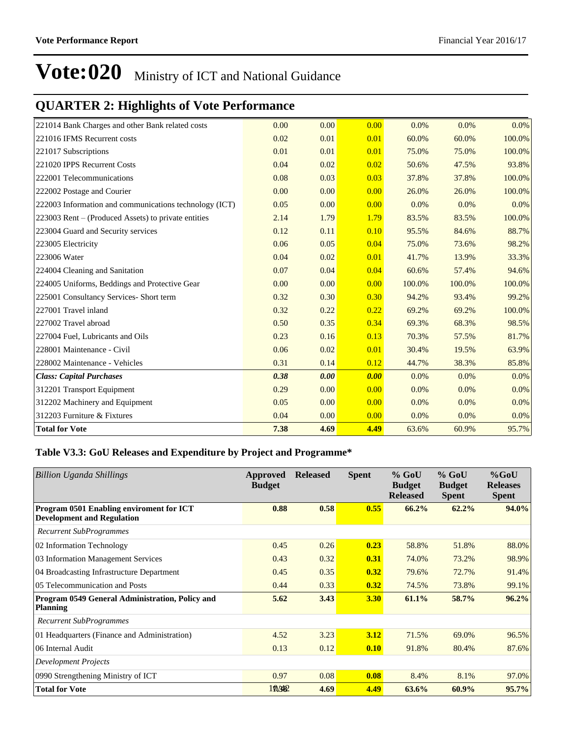# Vote:020 Ministry of ICT and National Guidance

## QUARTER 2: Highlights of Vote Performance

| | | | | | | |
|---|---|---|---|---|---|---|
| 221014 Bank Charges and other Bank related costs | 0.00 | 0.00 | 0.00 | 0.0% | 0.0% | 0.0% |
| 221016 IFMS Recurrent costs | 0.02 | 0.01 | 0.01 | 60.0% | 60.0% | 100.0% |
| 221017 Subscriptions | 0.01 | 0.01 | 0.01 | 75.0% | 75.0% | 100.0% |
| 221020 IPPS Recurrent Costs | 0.04 | 0.02 | 0.02 | 50.6% | 47.5% | 93.8% |
| 222001 Telecommunications | 0.08 | 0.03 | 0.03 | 37.8% | 37.8% | 100.0% |
| 222002 Postage and Courier | 0.00 | 0.00 | 0.00 | 26.0% | 26.0% | 100.0% |
| 222003 Information and communications technology (ICT) | 0.05 | 0.00 | 0.00 | 0.0% | 0.0% | 0.0% |
| 223003 Rent – (Produced Assets) to private entities | 2.14 | 1.79 | 1.79 | 83.5% | 83.5% | 100.0% |
| 223004 Guard and Security services | 0.12 | 0.11 | 0.10 | 95.5% | 84.6% | 88.7% |
| 223005 Electricity | 0.06 | 0.05 | 0.04 | 75.0% | 73.6% | 98.2% |
| 223006 Water | 0.04 | 0.02 | 0.01 | 41.7% | 13.9% | 33.3% |
| 224004 Cleaning and Sanitation | 0.07 | 0.04 | 0.04 | 60.6% | 57.4% | 94.6% |
| 224005 Uniforms, Beddings and Protective Gear | 0.00 | 0.00 | 0.00 | 100.0% | 100.0% | 100.0% |
| 225001 Consultancy Services- Short term | 0.32 | 0.30 | 0.30 | 94.2% | 93.4% | 99.2% |
| 227001 Travel inland | 0.32 | 0.22 | 0.22 | 69.2% | 69.2% | 100.0% |
| 227002 Travel abroad | 0.50 | 0.35 | 0.34 | 69.3% | 68.3% | 98.5% |
| 227004 Fuel, Lubricants and Oils | 0.23 | 0.16 | 0.13 | 70.3% | 57.5% | 81.7% |
| 228001 Maintenance - Civil | 0.06 | 0.02 | 0.01 | 30.4% | 19.5% | 63.9% |
| 228002 Maintenance - Vehicles | 0.31 | 0.14 | 0.12 | 44.7% | 38.3% | 85.8% |
| ***Class: Capital Purchases*** | ***0.38*** | ***0.00*** | ***0.00*** | 0.0% | 0.0% | 0.0% |
| 312201 Transport Equipment | 0.29 | 0.00 | 0.00 | 0.0% | 0.0% | 0.0% |
| 312202 Machinery and Equipment | 0.05 | 0.00 | 0.00 | 0.0% | 0.0% | 0.0% |
| 312203 Furniture & Fixtures | 0.04 | 0.00 | 0.00 | 0.0% | 0.0% | 0.0% |
| **Total for Vote** | **7.38** | **4.69** | **4.49** | 63.6% | 60.9% | 95.7% |

### Table V3.3: GoU Releases and Expenditure by Project and Programme*

| *Billion Uganda Shillings* | Approved Budget | Released | Spent | % GoU Budget Released | % GoU Budget Spent | %GoU Releases Spent |
|---|---|---|---|---|---|---|
| **Program 0501 Enabling enviroment for ICT Development and Regulation** | **0.88** | **0.58** | **0.55** | **66.2%** | **62.2%** | **94.0%** |
| *Recurrent SubProgrammes* | | | | | | |
| 02 Information Technology | 0.45 | 0.26 | **0.23** | 58.8% | 51.8% | 88.0% |
| 03 Information Management Services | 0.43 | 0.32 | **0.31** | 74.0% | 73.2% | 98.9% |
| 04 Broadcasting Infrastructure Department | 0.45 | 0.35 | **0.32** | 79.6% | 72.7% | 91.4% |
| 05 Telecommunication and Posts | 0.44 | 0.33 | **0.32** | 74.5% | 73.8% | 99.1% |
| **Program 0549 General Administration, Policy and Planning** | **5.62** | **3.43** | **3.30** | **61.1%** | **58.7%** | **96.2%** |
| *Recurrent SubProgrammes* | | | | | | |
| 01 Headquarters (Finance and Administration) | 4.52 | 3.23 | **3.12** | 71.5% | 69.0% | 96.5% |
| 06 Internal Audit | 0.13 | 0.12 | **0.10** | 91.8% | 80.4% | 87.6% |
| *Development Projects* | | | | | | |
| 0990 Strengthening Ministry of ICT | 0.97 | 0.08 | **0.08** | 8.4% | 8.1% | 97.0% |
| **Total for Vote** | **7.38** | **4.69** | **4.49** | **63.6%** | **60.9%** | **95.7%** |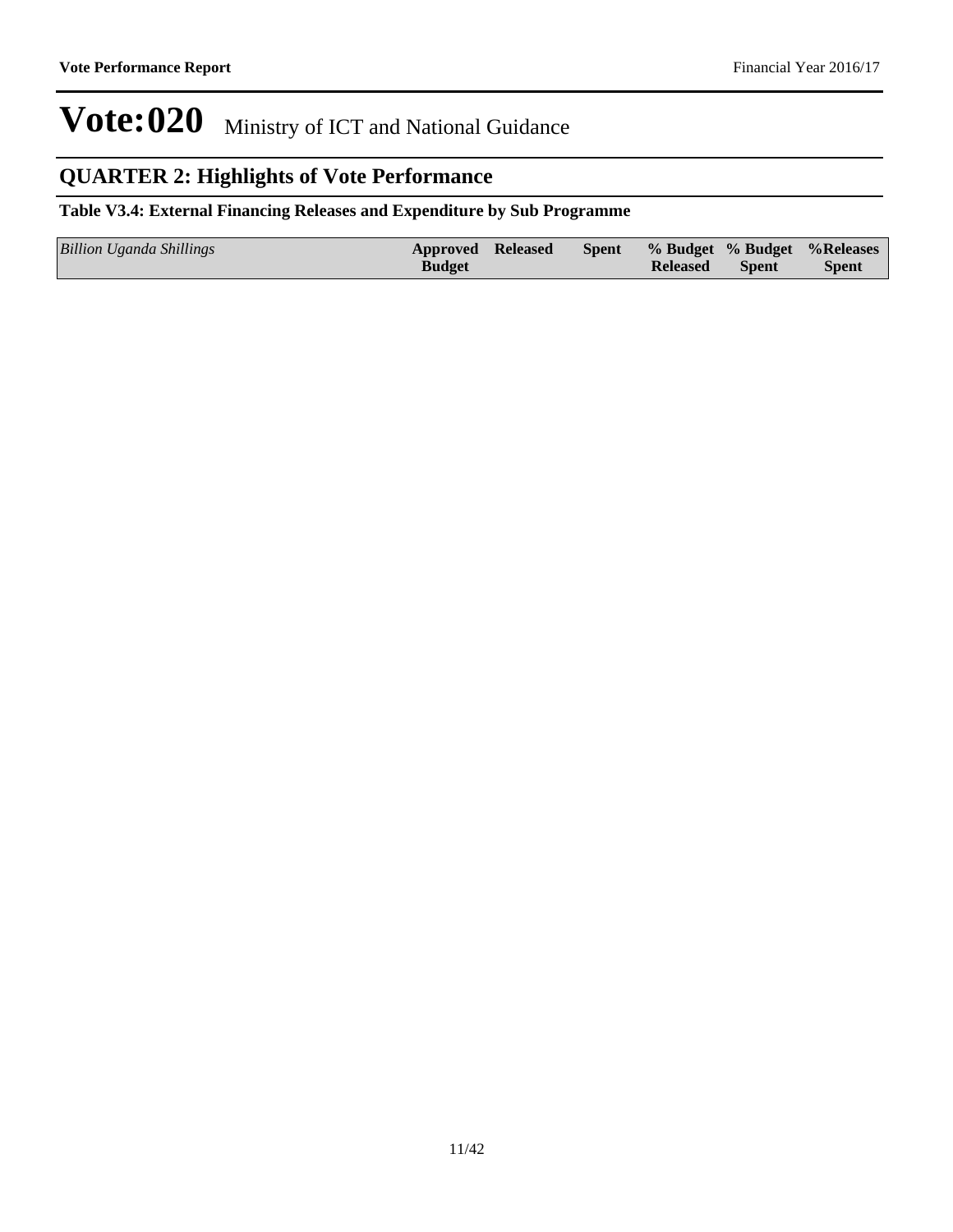# Vote:020 Ministry of ICT and National Guidance

## QUARTER 2: Highlights of Vote Performance

**Table V3.4: External Financing Releases and Expenditure by Sub Programme**

| *Billion Uganda Shillings* | Approved Budget | Released | Spent | % Budget Released | % Budget Spent | %Releases Spent |
|---|---|---|---|---|---|---|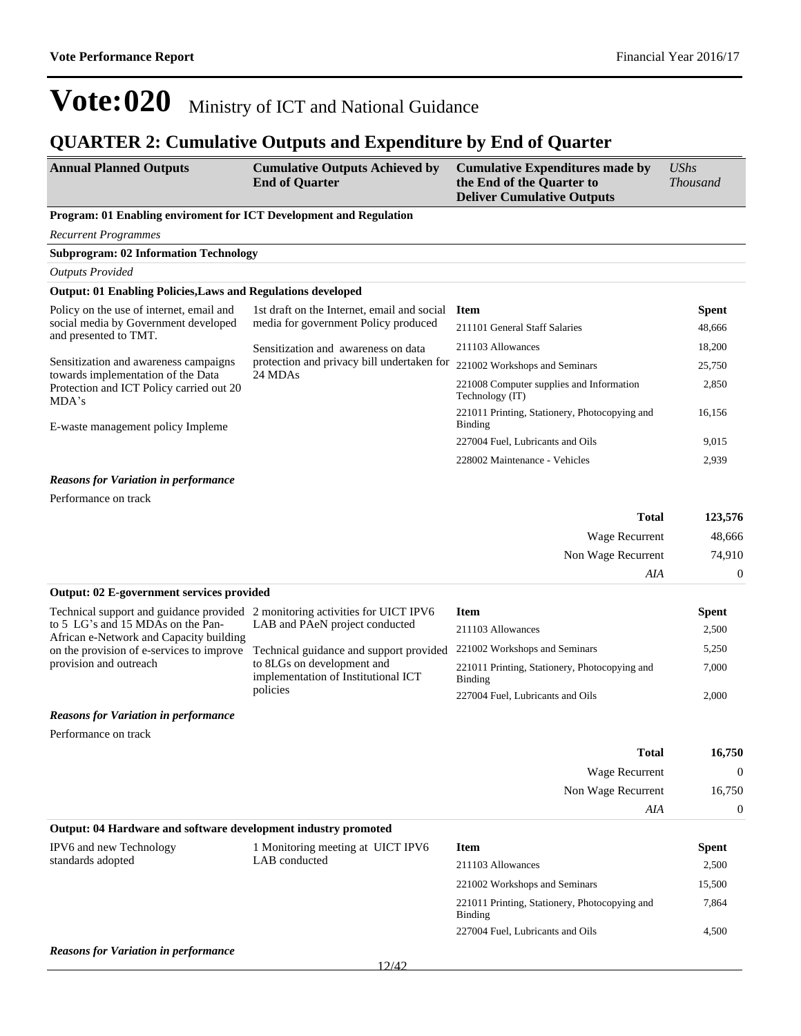# Vote:020 Ministry of ICT and National Guidance

## QUARTER 2: Cumulative Outputs and Expenditure by End of Quarter

| Annual Planned Outputs | Cumulative Outputs Achieved by End of Quarter | Cumulative Expenditures made by the End of the Quarter to Deliver Cumulative Outputs | *UShs Thousand* |
|---|---|---|---|

**Program: 01 Enabling enviroment for ICT Development and Regulation**

*Recurrent Programmes*

**Subprogram: 02 Information Technology**

*Outputs Provided*

**Output: 01 Enabling Policies,Laws and Regulations developed**

| Annual Planned Outputs | Cumulative Outputs Achieved by End of Quarter | Item | Spent |
|---|---|---|---|
| Policy on the use of internet, email and social media by Government developed and presented to TMT.<br><br>Sensitization and awareness campaigns towards implementation of the Data Protection and ICT Policy carried out 20 MDA's<br><br>E-waste management policy Impleme | 1st draft on the Internet, email and social media for government Policy produced<br><br>Sensitization and awareness on data protection and privacy bill undertaken for 24 MDAs | 211101 General Staff Salaries | 48,666 |
| | | 211103 Allowances | 18,200 |
| | | 221002 Workshops and Seminars | 25,750 |
| | | 221008 Computer supplies and Information Technology (IT) | 2,850 |
| | | 221011 Printing, Stationery, Photocopying and Binding | 16,156 |
| | | 227004 Fuel, Lubricants and Oils | 9,015 |
| | | 228002 Maintenance - Vehicles | 2,939 |

***Reasons for Variation in performance***

Performance on track

| | |
|---|---|
| **Total** | **123,576** |
| Wage Recurrent | 48,666 |
| Non Wage Recurrent | 74,910 |
| *AIA* | 0 |

**Output: 02 E-government services provided**

| Annual Planned Outputs | Cumulative Outputs Achieved by End of Quarter | Item | Spent |
|---|---|---|---|
| Technical support and guidance provided to 5 LG's and 15 MDAs on the Pan-African e-Network and Capacity building on the provision of e-services to improve provision and outreach | 2 monitoring activities for UICT IPV6 LAB and PAeN project conducted<br><br>Technical guidance and support provided to 8LGs on development and implementation of Institutional ICT policies | 211103 Allowances | 2,500 |
| | | 221002 Workshops and Seminars | 5,250 |
| | | 221011 Printing, Stationery, Photocopying and Binding | 7,000 |
| | | 227004 Fuel, Lubricants and Oils | 2,000 |

***Reasons for Variation in performance***

Performance on track

| | |
|---|---|
| **Total** | **16,750** |
| Wage Recurrent | 0 |
| Non Wage Recurrent | 16,750 |
| *AIA* | 0 |

**Output: 04 Hardware and software development industry promoted**

| Annual Planned Outputs | Cumulative Outputs Achieved by End of Quarter | Item | Spent |
|---|---|---|---|
| IPV6 and new Technology standards adopted | 1 Monitoring meeting at UICT IPV6 LAB conducted | 211103 Allowances | 2,500 |
| | | 221002 Workshops and Seminars | 15,500 |
| | | 221011 Printing, Stationery, Photocopying and Binding | 7,864 |
| | | 227004 Fuel, Lubricants and Oils | 4,500 |

***Reasons for Variation in performance***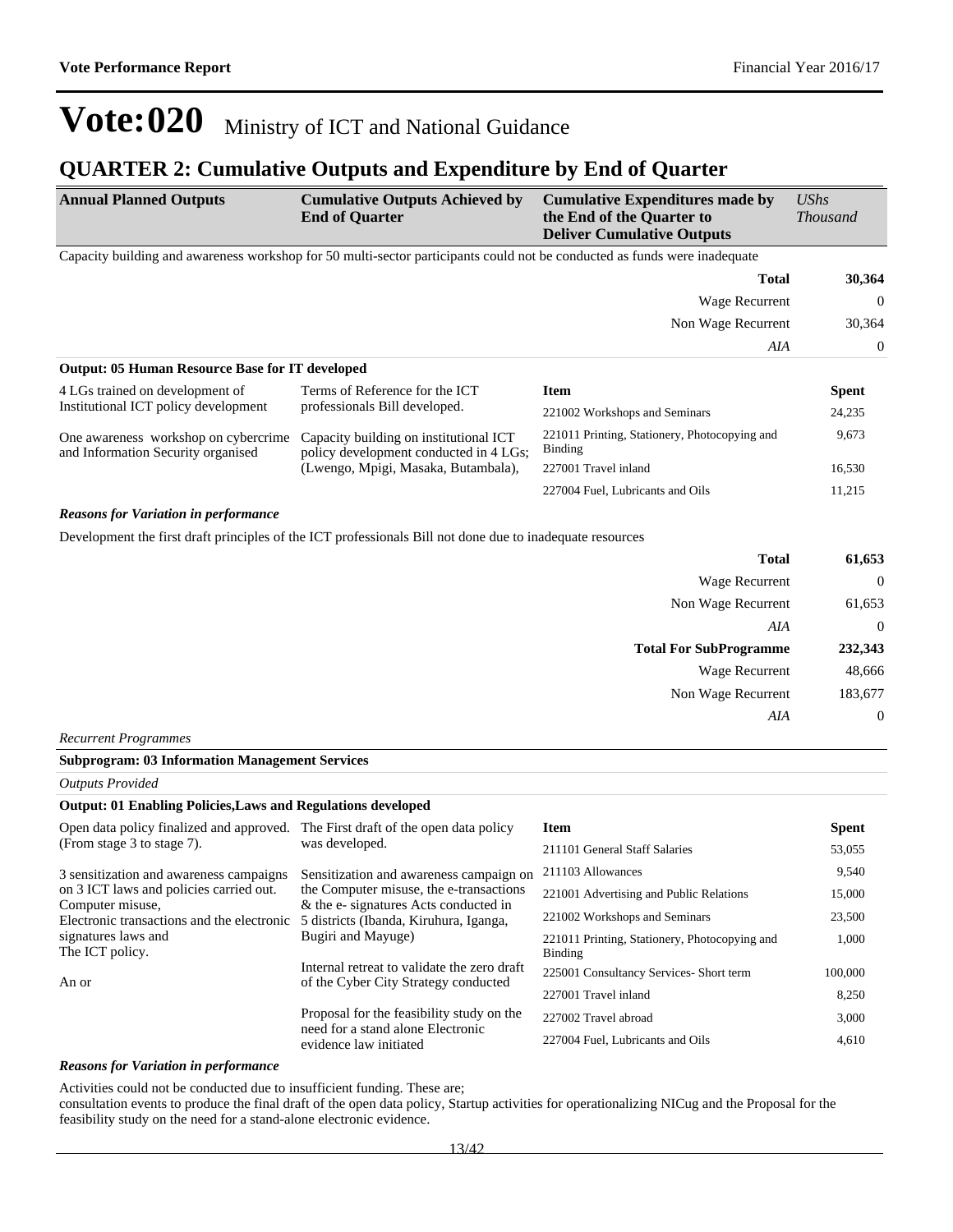# Vote:020 Ministry of ICT and National Guidance

## QUARTER 2: Cumulative Outputs and Expenditure by End of Quarter

| Annual Planned Outputs | Cumulative Outputs Achieved by End of Quarter | Cumulative Expenditures made by the End of the Quarter to Deliver Cumulative Outputs | *UShs Thousand* |
|---|---|---|---|

Capacity building and awareness workshop for 50 multi-sector participants could not be conducted as funds were inadequate

| | |
|---|---|
| **Total** | **30,364** |
| Wage Recurrent | 0 |
| Non Wage Recurrent | 30,364 |
| *AIA* | 0 |

**Output: 05 Human Resource Base for IT developed**

| Annual Planned Outputs | Cumulative Outputs Achieved by End of Quarter | Item | Spent |
|---|---|---|---|
| 4 LGs trained on development of Institutional ICT policy development<br><br>One awareness workshop on cybercrime and Information Security organised | Terms of Reference for the ICT professionals Bill developed.<br><br>Capacity building on institutional ICT policy development conducted in 4 LGs; (Lwengo, Mpigi, Masaka, Butambala), | 221002 Workshops and Seminars | 24,235 |
| | | 221011 Printing, Stationery, Photocopying and Binding | 9,673 |
| | | 227001 Travel inland | 16,530 |
| | | 227004 Fuel, Lubricants and Oils | 11,215 |

***Reasons for Variation in performance***

Development the first draft principles of the ICT professionals Bill not done due to inadequate resources

| | |
|---|---|
| **Total** | **61,653** |
| Wage Recurrent | 0 |
| Non Wage Recurrent | 61,653 |
| *AIA* | 0 |
| **Total For SubProgramme** | **232,343** |
| Wage Recurrent | 48,666 |
| Non Wage Recurrent | 183,677 |
| *AIA* | 0 |

*Recurrent Programmes*

**Subprogram: 03 Information Management Services**

*Outputs Provided*

**Output: 01 Enabling Policies,Laws and Regulations developed**

| Annual Planned Outputs | Cumulative Outputs Achieved by End of Quarter | Item | Spent |
|---|---|---|---|
| Open data policy finalized and approved. (From stage 3 to stage 7).<br><br>3 sensitization and awareness campaigns on 3 ICT laws and policies carried out. Computer misuse, Electronic transactions and the electronic signatures laws and The ICT policy.<br><br>An or | The First draft of the open data policy was developed.<br><br>Sensitization and awareness campaign on the Computer misuse, the e-transactions & the e- signatures Acts conducted in 5 districts (Ibanda, Kiruhura, Iganga, Bugiri and Mayuge)<br><br>Internal retreat to validate the zero draft of the Cyber City Strategy conducted<br><br>Proposal for the feasibility study on the need for a stand alone Electronic evidence law initiated | 211101 General Staff Salaries | 53,055 |
| | | 211103 Allowances | 9,540 |
| | | 221001 Advertising and Public Relations | 15,000 |
| | | 221002 Workshops and Seminars | 23,500 |
| | | 221011 Printing, Stationery, Photocopying and Binding | 1,000 |
| | | 225001 Consultancy Services- Short term | 100,000 |
| | | 227001 Travel inland | 8,250 |
| | | 227002 Travel abroad | 3,000 |
| | | 227004 Fuel, Lubricants and Oils | 4,610 |

***Reasons for Variation in performance***

Activities could not be conducted due to insufficient funding. These are;
consultation events to produce the final draft of the open data policy, Startup activities for operationalizing NICug and the Proposal for the feasibility study on the need for a stand-alone electronic evidence.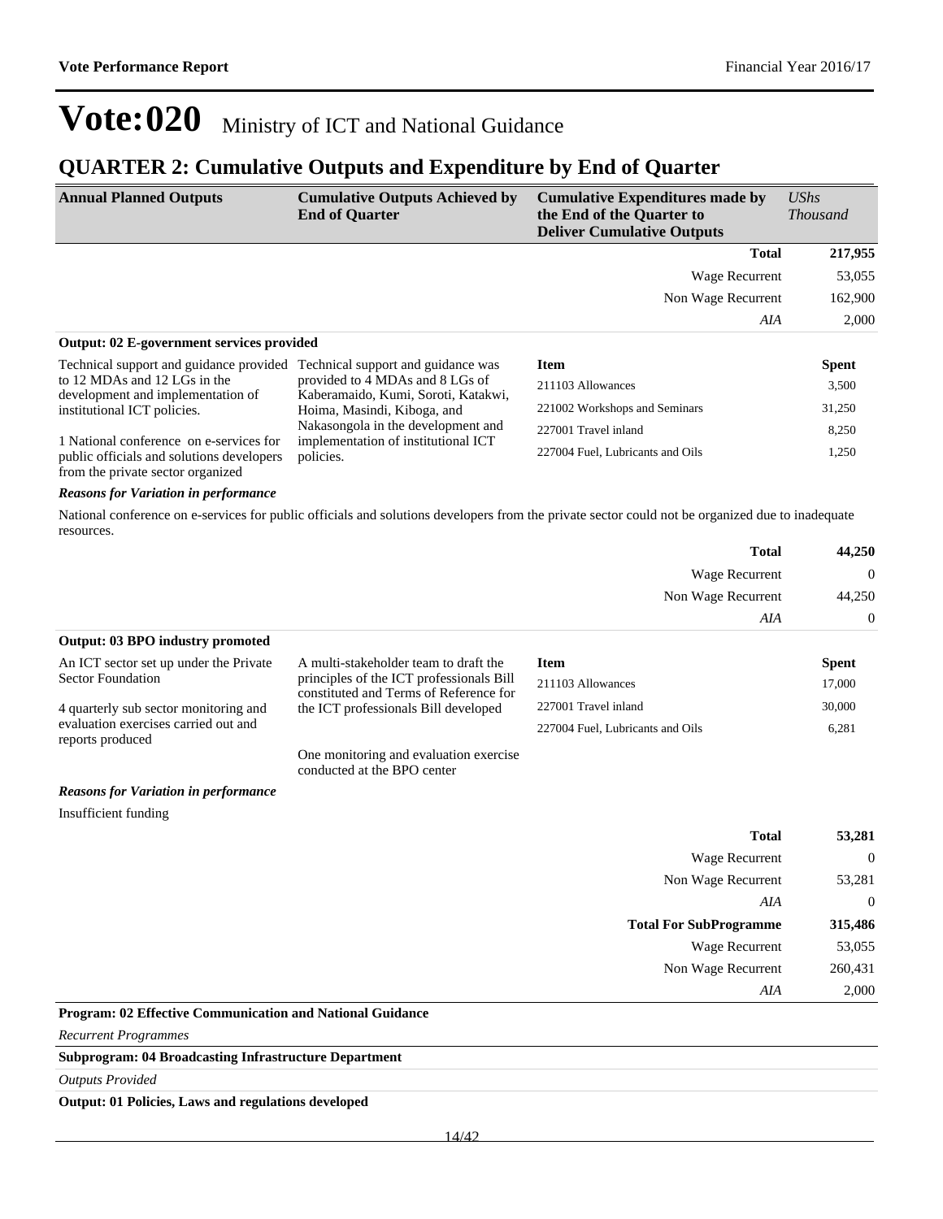# Vote:020 Ministry of ICT and National Guidance

## QUARTER 2: Cumulative Outputs and Expenditure by End of Quarter

| Annual Planned Outputs | Cumulative Outputs Achieved by End of Quarter | Cumulative Expenditures made by the End of the Quarter to Deliver Cumulative Outputs | *UShs Thousand* |
|---|---|---|---|
| | | **Total** | **217,955** |
| | | Wage Recurrent | 53,055 |
| | | Non Wage Recurrent | 162,900 |
| | | *AIA* | 2,000 |

**Output: 02 E-government services provided**

| Annual Planned Outputs | Cumulative Outputs Achieved by End of Quarter | Item | Spent |
|---|---|---|---|
| Technical support and guidance provided to 12 MDAs and 12 LGs in the development and implementation of institutional ICT policies.<br><br>1 National conference on e-services for public officials and solutions developers from the private sector organized | Technical support and guidance was provided to 4 MDAs and 8 LGs of Kaberamaido, Kumi, Soroti, Katakwi, Hoima, Masindi, Kiboga, and Nakasongola in the development and implementation of institutional ICT policies. | 211103 Allowances | 3,500 |
| | | 221002 Workshops and Seminars | 31,250 |
| | | 227001 Travel inland | 8,250 |
| | | 227004 Fuel, Lubricants and Oils | 1,250 |

***Reasons for Variation in performance***

National conference on e-services for public officials and solutions developers from the private sector could not be organized due to inadequate resources.

| | |
|---|---|
| **Total** | **44,250** |
| Wage Recurrent | 0 |
| Non Wage Recurrent | 44,250 |
| *AIA* | 0 |

**Output: 03 BPO industry promoted**

| Annual Planned Outputs | Cumulative Outputs Achieved by End of Quarter | Item | Spent |
|---|---|---|---|
| An ICT sector set up under the Private Sector Foundation<br><br>4 quarterly sub sector monitoring and evaluation exercises carried out and reports produced | A multi-stakeholder team to draft the principles of the ICT professionals Bill constituted and Terms of Reference for the ICT professionals Bill developed<br><br>One monitoring and evaluation exercise conducted at the BPO center | 211103 Allowances | 17,000 |
| | | 227001 Travel inland | 30,000 |
| | | 227004 Fuel, Lubricants and Oils | 6,281 |

***Reasons for Variation in performance***

Insufficient funding

| | |
|---|---|
| **Total** | **53,281** |
| Wage Recurrent | 0 |
| Non Wage Recurrent | 53,281 |
| *AIA* | 0 |
| **Total For SubProgramme** | **315,486** |
| Wage Recurrent | 53,055 |
| Non Wage Recurrent | 260,431 |
| *AIA* | 2,000 |

**Program: 02 Effective Communication and National Guidance**

*Recurrent Programmes*

**Subprogram: 04 Broadcasting Infrastructure Department**

*Outputs Provided*

**Output: 01 Policies, Laws and regulations developed**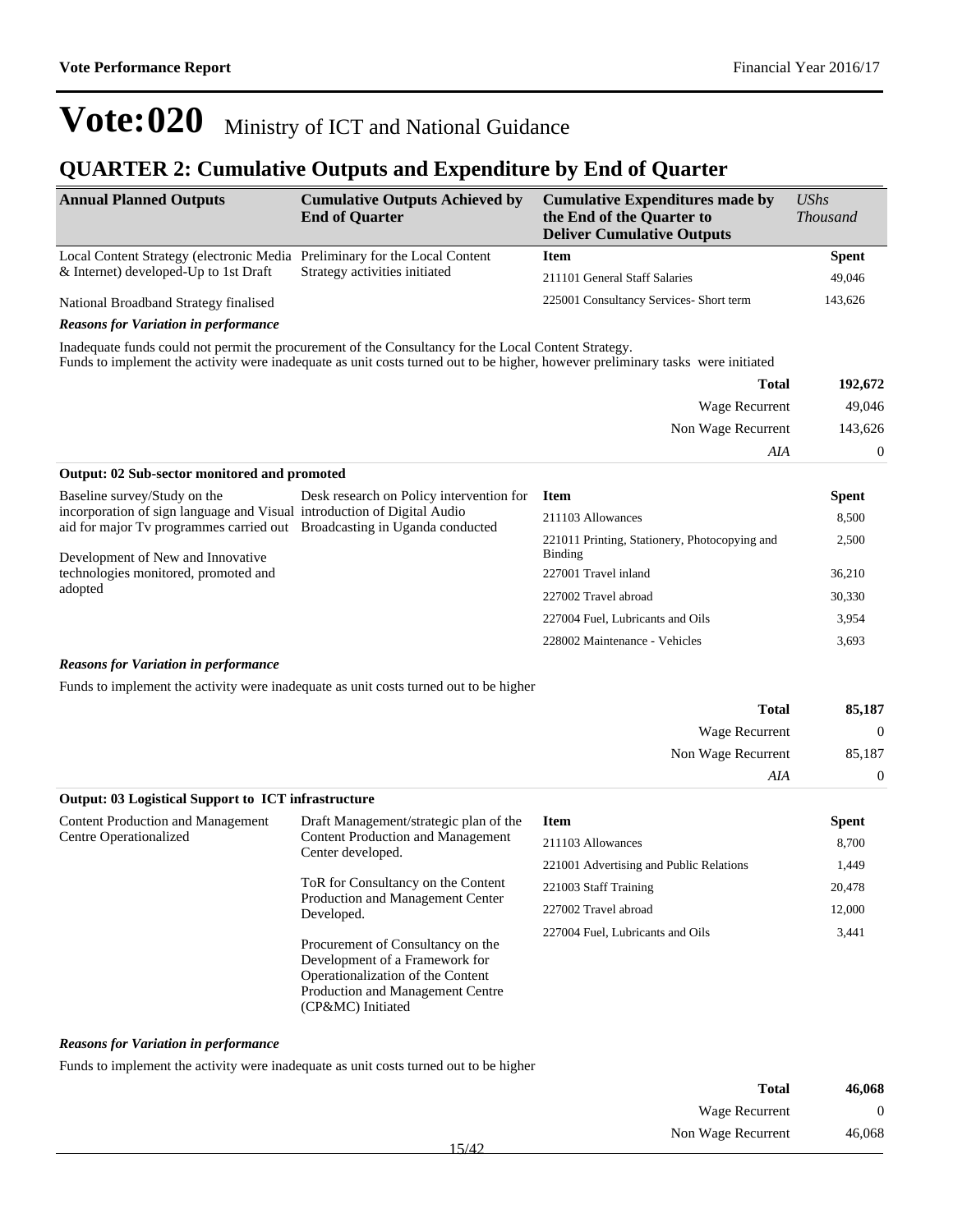# Vote:020 Ministry of ICT and National Guidance

## QUARTER 2: Cumulative Outputs and Expenditure by End of Quarter

| Annual Planned Outputs | Cumulative Outputs Achieved by End of Quarter | Cumulative Expenditures made by the End of the Quarter to Deliver Cumulative Outputs | *UShs Thousand* |
|---|---|---|---|
| Local Content Strategy (electronic Media & Internet) developed-Up to 1st Draft<br><br>National Broadband Strategy finalised | Preliminary for the Local Content Strategy activities initiated | **Item** | **Spent** |
| | | 211101 General Staff Salaries | 49,046 |
| | | 225001 Consultancy Services- Short term | 143,626 |

***Reasons for Variation in performance***

Inadequate funds could not permit the procurement of the Consultancy for the Local Content Strategy.
Funds to implement the activity were inadequate as unit costs turned out to be higher, however preliminary tasks were initiated

| | |
|---|---|
| **Total** | **192,672** |
| Wage Recurrent | 49,046 |
| Non Wage Recurrent | 143,626 |
| *AIA* | 0 |

**Output: 02 Sub-sector monitored and promoted**

| Annual Planned Outputs | Cumulative Outputs Achieved by End of Quarter | Item | Spent |
|---|---|---|---|
| Baseline survey/Study on the incorporation of sign language and Visual aid for major Tv programmes carried out<br><br>Development of New and Innovative technologies monitored, promoted and adopted | Desk research on Policy intervention for introduction of Digital Audio Broadcasting in Uganda conducted | 211103 Allowances | 8,500 |
| | | 221011 Printing, Stationery, Photocopying and Binding | 2,500 |
| | | 227001 Travel inland | 36,210 |
| | | 227002 Travel abroad | 30,330 |
| | | 227004 Fuel, Lubricants and Oils | 3,954 |
| | | 228002 Maintenance - Vehicles | 3,693 |

***Reasons for Variation in performance***

Funds to implement the activity were inadequate as unit costs turned out to be higher

| | |
|---|---|
| **Total** | **85,187** |
| Wage Recurrent | 0 |
| Non Wage Recurrent | 85,187 |
| *AIA* | 0 |

**Output: 03 Logistical Support to ICT infrastructure**

| Annual Planned Outputs | Cumulative Outputs Achieved by End of Quarter | Item | Spent |
|---|---|---|---|
| Content Production and Management Centre Operationalized | Draft Management/strategic plan of the Content Production and Management Center developed.<br><br>ToR for Consultancy on the Content Production and Management Center Developed.<br><br>Procurement of Consultancy on the Development of a Framework for Operationalization of the Content Production and Management Centre (CP&MC) Initiated | 211103 Allowances | 8,700 |
| | | 221001 Advertising and Public Relations | 1,449 |
| | | 221003 Staff Training | 20,478 |
| | | 227002 Travel abroad | 12,000 |
| | | 227004 Fuel, Lubricants and Oils | 3,441 |

***Reasons for Variation in performance***

Funds to implement the activity were inadequate as unit costs turned out to be higher

| | |
|---|---|
| **Total** | **46,068** |
| Wage Recurrent | 0 |
| Non Wage Recurrent | 46,068 |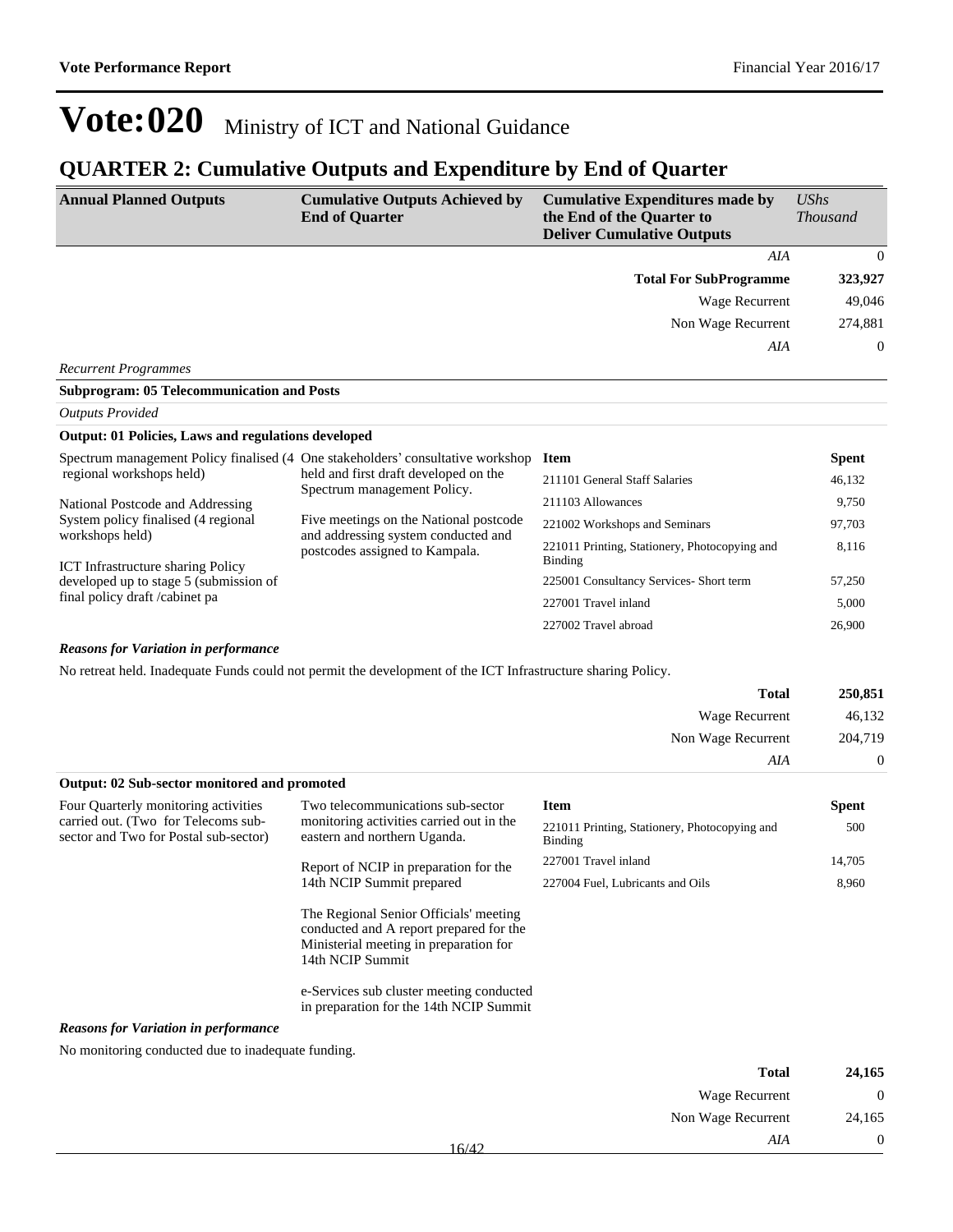# Vote:020 Ministry of ICT and National Guidance

## QUARTER 2: Cumulative Outputs and Expenditure by End of Quarter

| Annual Planned Outputs | Cumulative Outputs Achieved by End of Quarter | Cumulative Expenditures made by the End of the Quarter to Deliver Cumulative Outputs | *UShs Thousand* |
|---|---|---|---|
| | | *AIA* | 0 |
| | | **Total For SubProgramme** | **323,927** |
| | | Wage Recurrent | 49,046 |
| | | Non Wage Recurrent | 274,881 |
| | | *AIA* | 0 |

*Recurrent Programmes*

**Subprogram: 05 Telecommunication and Posts**

*Outputs Provided*

**Output: 01 Policies, Laws and regulations developed**

| Annual Planned Outputs | Cumulative Outputs Achieved | Item | Spent |
|---|---|---|---|
| Spectrum management Policy finalised (4 regional workshops held)<br><br>National Postcode and Addressing System policy finalised (4 regional workshops held)<br><br>ICT Infrastructure sharing Policy developed up to stage 5 (submission of final policy draft /cabinet pa | One stakeholders' consultative workshop held and first draft developed on the Spectrum management Policy.<br><br>Five meetings on the National postcode and addressing system conducted and postcodes assigned to Kampala. | 211101 General Staff Salaries | 46,132 |
| | | 211103 Allowances | 9,750 |
| | | 221002 Workshops and Seminars | 97,703 |
| | | 221011 Printing, Stationery, Photocopying and Binding | 8,116 |
| | | 225001 Consultancy Services- Short term | 57,250 |
| | | 227001 Travel inland | 5,000 |
| | | 227002 Travel abroad | 26,900 |

***Reasons for Variation in performance***

No retreat held. Inadequate Funds could not permit the development of the ICT Infrastructure sharing Policy.

| | |
|---|---|
| **Total** | **250,851** |
| Wage Recurrent | 46,132 |
| Non Wage Recurrent | 204,719 |
| *AIA* | 0 |

**Output: 02 Sub-sector monitored and promoted**

| Annual Planned Outputs | Cumulative Outputs Achieved | Item | Spent |
|---|---|---|---|
| Four Quarterly monitoring activities carried out. (Two for Telecoms sub-sector and Two for Postal sub-sector) | Two telecommunications sub-sector monitoring activities carried out in the eastern and northern Uganda.<br><br>Report of NCIP in preparation for the 14th NCIP Summit prepared<br><br>The Regional Senior Officials' meeting conducted and A report prepared for the Ministerial meeting in preparation for 14th NCIP Summit<br><br>e-Services sub cluster meeting conducted in preparation for the 14th NCIP Summit | 221011 Printing, Stationery, Photocopying and Binding | 500 |
| | | 227001 Travel inland | 14,705 |
| | | 227004 Fuel, Lubricants and Oils | 8,960 |

***Reasons for Variation in performance***

No monitoring conducted due to inadequate funding.

| | |
|---|---|
| **Total** | **24,165** |
| Wage Recurrent | 0 |
| Non Wage Recurrent | 24,165 |
| *AIA* | 0 |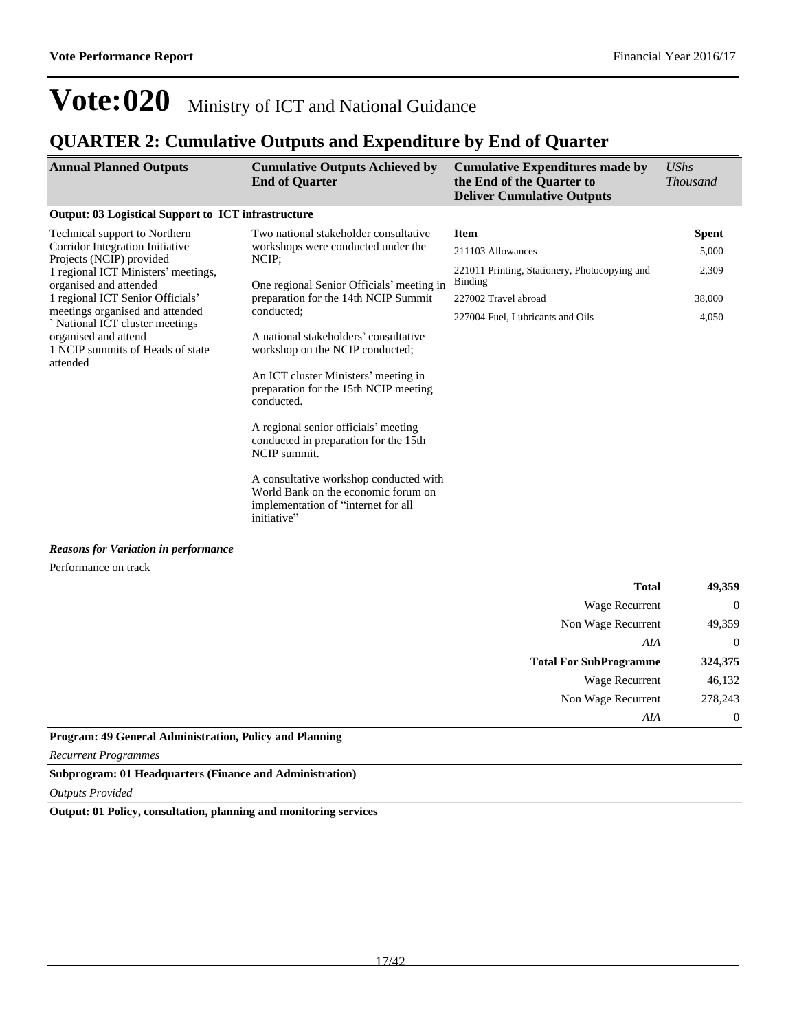# Vote:020 Ministry of ICT and National Guidance

## QUARTER 2: Cumulative Outputs and Expenditure by End of Quarter

| Annual Planned Outputs | Cumulative Outputs Achieved by End of Quarter | Cumulative Expenditures made by the End of the Quarter to Deliver Cumulative Outputs | *UShs Thousand* |
|---|---|---|---|
| **Output: 03 Logistical Support to ICT infrastructure** | | | |
| Technical support to Northern Corridor Integration Initiative Projects (NCIP) provided<br>1 regional ICT Ministers' meetings, organised and attended<br>1 regional ICT Senior Officials' meetings organised and attended<br>` National ICT cluster meetings organised and attend<br>1 NCIP summits of Heads of state attended | Two national stakeholder consultative workshops were conducted under the NCIP;<br><br>One regional Senior Officials' meeting in preparation for the 14th NCIP Summit conducted;<br><br>A national stakeholders' consultative workshop on the NCIP conducted;<br><br>An ICT cluster Ministers' meeting in preparation for the 15th NCIP meeting conducted.<br><br>A regional senior officials' meeting conducted in preparation for the 15th NCIP summit.<br><br>A consultative workshop conducted with World Bank on the economic forum on implementation of "internet for all initiative" | **Item** | **Spent** |
| | | 211103 Allowances | 5,000 |
| | | 221011 Printing, Stationery, Photocopying and Binding | 2,309 |
| | | 227002 Travel abroad | 38,000 |
| | | 227004 Fuel, Lubricants and Oils | 4,050 |

***Reasons for Variation in performance***

Performance on track

| | |
|---|---|
| **Total** | **49,359** |
| Wage Recurrent | 0 |
| Non Wage Recurrent | 49,359 |
| *AIA* | 0 |
| **Total For SubProgramme** | **324,375** |
| Wage Recurrent | 46,132 |
| Non Wage Recurrent | 278,243 |
| *AIA* | 0 |

**Program: 49 General Administration, Policy and Planning**

*Recurrent Programmes*

**Subprogram: 01 Headquarters (Finance and Administration)**

*Outputs Provided*

**Output: 01 Policy, consultation, planning and monitoring services**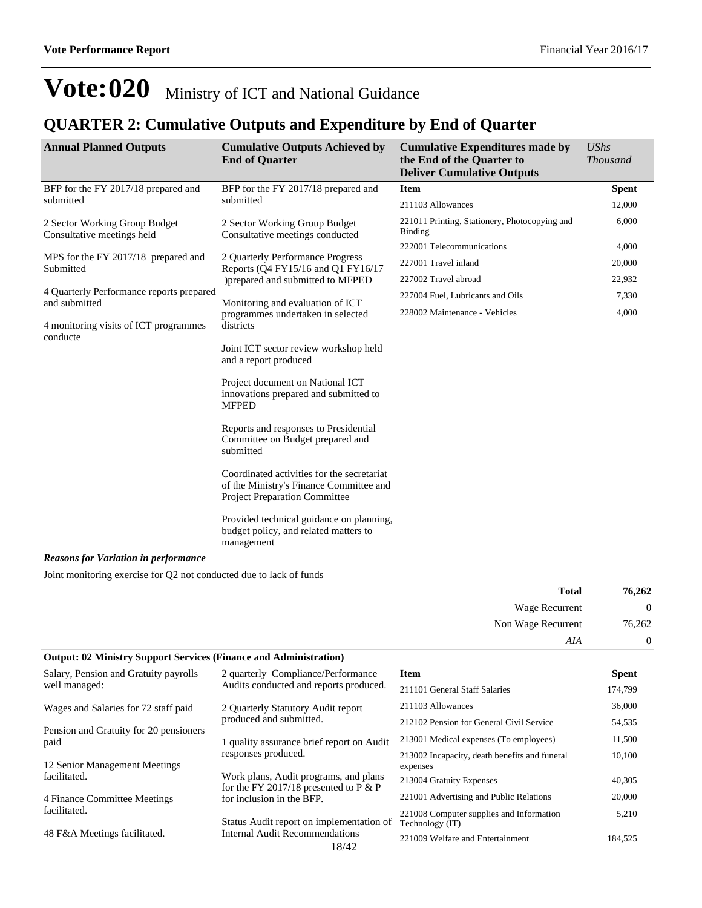# Vote:020 Ministry of ICT and National Guidance

## QUARTER 2: Cumulative Outputs and Expenditure by End of Quarter

| Annual Planned Outputs | Cumulative Outputs Achieved by End of Quarter | Cumulative Expenditures made by the End of the Quarter to Deliver Cumulative Outputs | *UShs Thousand* |
|---|---|---|---|
| BFP for the FY 2017/18 prepared and submitted<br><br>2 Sector Working Group Budget Consultative meetings held<br><br>MPS for the FY 2017/18 prepared and Submitted<br><br>4 Quarterly Performance reports prepared and submitted<br><br>4 monitoring visits of ICT programmes conducte | BFP for the FY 2017/18 prepared and submitted<br><br>2 Sector Working Group Budget Consultative meetings conducted<br><br>2 Quarterly Performance Progress Reports (Q4 FY15/16 and Q1 FY16/17 )prepared and submitted to MFPED<br><br>Monitoring and evaluation of ICT programmes undertaken in selected districts<br><br>Joint ICT sector review workshop held and a report produced<br><br>Project document on National ICT innovations prepared and submitted to MFPED<br><br>Reports and responses to Presidential Committee on Budget prepared and submitted<br><br>Coordinated activities for the secretariat of the Ministry's Finance Committee and Project Preparation Committee<br><br>Provided technical guidance on planning, budget policy, and related matters to management | **Item** | **Spent** |
| | | 211103 Allowances | 12,000 |
| | | 221011 Printing, Stationery, Photocopying and Binding | 6,000 |
| | | 222001 Telecommunications | 4,000 |
| | | 227001 Travel inland | 20,000 |
| | | 227002 Travel abroad | 22,932 |
| | | 227004 Fuel, Lubricants and Oils | 7,330 |
| | | 228002 Maintenance - Vehicles | 4,000 |

***Reasons for Variation in performance***

Joint monitoring exercise for Q2 not conducted due to lack of funds

| | |
|---|---|
| **Total** | **76,262** |
| Wage Recurrent | 0 |
| Non Wage Recurrent | 76,262 |
| *AIA* | 0 |

**Output: 02 Ministry Support Services (Finance and Administration)**

| Annual Planned Outputs | Cumulative Outputs Achieved by End of Quarter | Item | Spent |
|---|---|---|---|
| Salary, Pension and Gratuity payrolls well managed:<br><br>Wages and Salaries for 72 staff paid<br><br>Pension and Gratuity for 20 pensioners paid<br><br>12 Senior Management Meetings facilitated.<br><br>4 Finance Committee Meetings facilitated.<br><br>48 F&A Meetings facilitated. | 2 quarterly Compliance/Performance Audits conducted and reports produced.<br><br>2 Quarterly Statutory Audit report produced and submitted.<br><br>1 quality assurance brief report on Audit responses produced.<br><br>Work plans, Audit programs, and plans for the FY 2017/18 presented to P & P for inclusion in the BFP.<br><br>Status Audit report on implementation of Internal Audit Recommendations | 211101 General Staff Salaries | 174,799 |
| | | 211103 Allowances | 36,000 |
| | | 212102 Pension for General Civil Service | 54,535 |
| | | 213001 Medical expenses (To employees) | 11,500 |
| | | 213002 Incapacity, death benefits and funeral expenses | 10,100 |
| | | 213004 Gratuity Expenses | 40,305 |
| | | 221001 Advertising and Public Relations | 20,000 |
| | | 221008 Computer supplies and Information Technology (IT) | 5,210 |
| | | 221009 Welfare and Entertainment | 184,525 |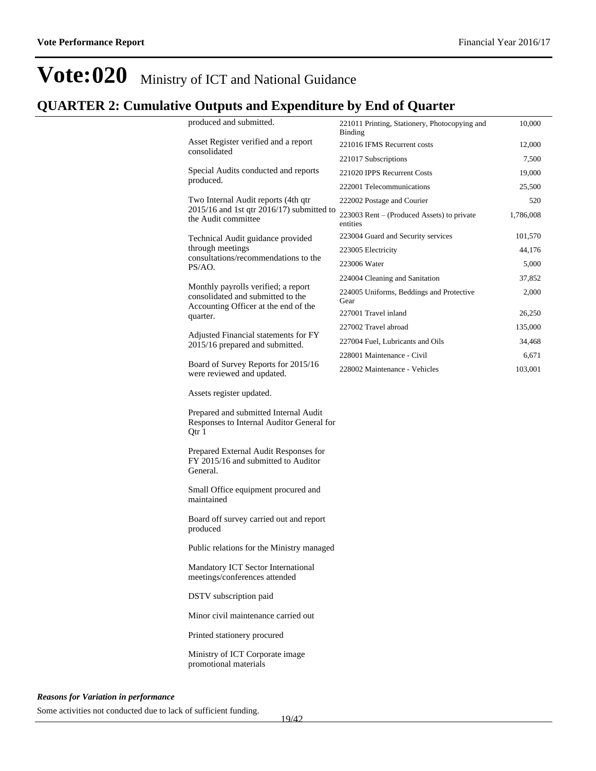# Vote:020 Ministry of ICT and National Guidance

## QUARTER 2: Cumulative Outputs and Expenditure by End of Quarter

| | Outputs | Expenditure item | Amount |
|---|---|---|---|
| | produced and submitted. | 221011 Printing, Stationery, Photocopying and Binding | 10,000 |
| | Asset Register verified and a report consolidated | 221016 IFMS Recurrent costs | 12,000 |
| | | 221017 Subscriptions | 7,500 |
| | Special Audits conducted and reports produced. | 221020 IPPS Recurrent Costs | 19,000 |
| | | 222001 Telecommunications | 25,500 |
| | Two Internal Audit reports (4th qtr 2015/16 and 1st qtr 2016/17) submitted to the Audit committee | 222002 Postage and Courier | 520 |
| | | 223003 Rent – (Produced Assets) to private entities | 1,786,008 |
| | Technical Audit guidance provided through meetings consultations/recommendations to the PS/AO. | 223004 Guard and Security services | 101,570 |
| | | 223005 Electricity | 44,176 |
| | | 223006 Water | 5,000 |
| | | 224004 Cleaning and Sanitation | 37,852 |
| | Monthly payrolls verified; a report consolidated and submitted to the Accounting Officer at the end of the quarter. | 224005 Uniforms, Beddings and Protective Gear | 2,000 |
| | | 227001 Travel inland | 26,250 |
| | | 227002 Travel abroad | 135,000 |
| | Adjusted Financial statements for FY 2015/16 prepared and submitted. | 227004 Fuel, Lubricants and Oils | 34,468 |
| | | 228001 Maintenance - Civil | 6,671 |
| | Board of Survey Reports for 2015/16 were reviewed and updated. | 228002 Maintenance - Vehicles | 103,001 |
| | Assets register updated. | | |
| | Prepared and submitted Internal Audit Responses to Internal Auditor General for Qtr 1 | | |
| | Prepared External Audit Responses for FY 2015/16 and submitted to Auditor General. | | |
| | Small Office equipment procured and maintained | | |
| | Board off survey carried out and report produced | | |
| | Public relations for the Ministry managed | | |
| | Mandatory ICT Sector International meetings/conferences attended | | |
| | DSTV subscription paid | | |
| | Minor civil maintenance carried out | | |
| | Printed stationery procured | | |
| | Ministry of ICT Corporate image promotional materials | | |

***Reasons for Variation in performance***

Some activities not conducted due to lack of sufficient funding.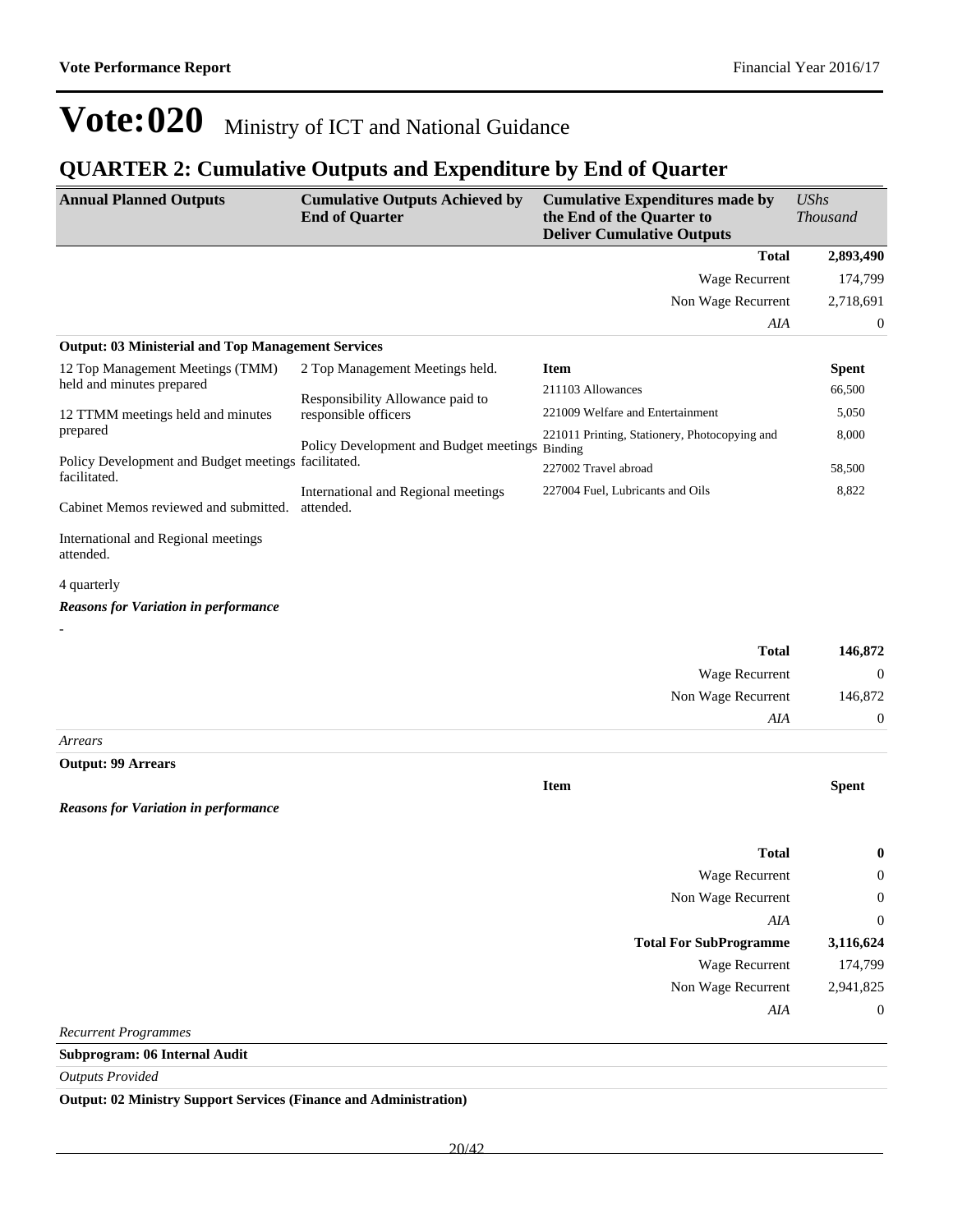# Vote:020 Ministry of ICT and National Guidance

## QUARTER 2: Cumulative Outputs and Expenditure by End of Quarter

| Annual Planned Outputs | Cumulative Outputs Achieved by End of Quarter | Cumulative Expenditures made by the End of the Quarter to Deliver Cumulative Outputs | *UShs Thousand* |
|---|---|---|---|
| | | **Total** | **2,893,490** |
| | | Wage Recurrent | 174,799 |
| | | Non Wage Recurrent | 2,718,691 |
| | | *AIA* | 0 |

**Output: 03 Ministerial and Top Management Services**

| Annual Planned Outputs | Cumulative Outputs Achieved by End of Quarter | Item | Spent |
|---|---|---|---|
| 12 Top Management Meetings (TMM) held and minutes prepared<br><br>12 TTMM meetings held and minutes prepared<br><br>Policy Development and Budget meetings facilitated.<br><br>Cabinet Memos reviewed and submitted.<br><br>International and Regional meetings attended.<br><br>4 quarterly | 2 Top Management Meetings held.<br><br>Responsibility Allowance paid to responsible officers<br><br>Policy Development and Budget meetings facilitated.<br><br>International and Regional meetings attended. | 211103 Allowances | 66,500 |
| | | 221009 Welfare and Entertainment | 5,050 |
| | | 221011 Printing, Stationery, Photocopying and Binding | 8,000 |
| | | 227002 Travel abroad | 58,500 |
| | | 227004 Fuel, Lubricants and Oils | 8,822 |

***Reasons for Variation in performance***

-

| | |
|---|---|
| **Total** | **146,872** |
| Wage Recurrent | 0 |
| Non Wage Recurrent | 146,872 |
| *AIA* | 0 |

*Arrears*

**Output: 99 Arrears**

| Item | Spent |
|---|---|

***Reasons for Variation in performance***

| | |
|---|---|
| **Total** | **0** |
| Wage Recurrent | 0 |
| Non Wage Recurrent | 0 |
| *AIA* | 0 |
| **Total For SubProgramme** | **3,116,624** |
| Wage Recurrent | 174,799 |
| Non Wage Recurrent | 2,941,825 |
| *AIA* | 0 |

*Recurrent Programmes*

**Subprogram: 06 Internal Audit**

*Outputs Provided*

**Output: 02 Ministry Support Services (Finance and Administration)**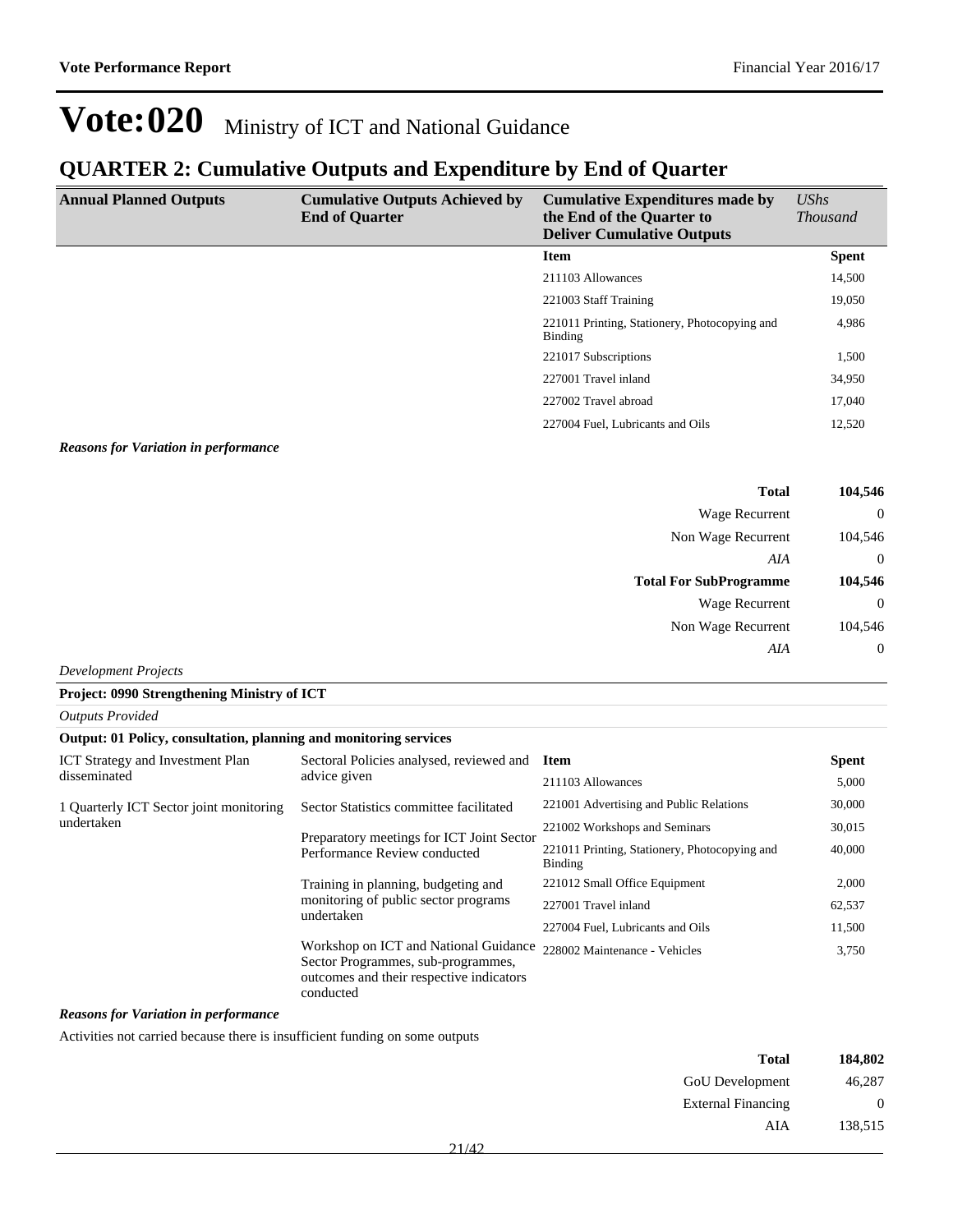# Vote:020 Ministry of ICT and National Guidance

## QUARTER 2: Cumulative Outputs and Expenditure by End of Quarter

| Annual Planned Outputs | Cumulative Outputs Achieved by End of Quarter | Cumulative Expenditures made by the End of the Quarter to Deliver Cumulative Outputs | *UShs Thousand* |
|---|---|---|---|
| | | **Item** | **Spent** |
| | | 211103 Allowances | 14,500 |
| | | 221003 Staff Training | 19,050 |
| | | 221011 Printing, Stationery, Photocopying and Binding | 4,986 |
| | | 221017 Subscriptions | 1,500 |
| | | 227001 Travel inland | 34,950 |
| | | 227002 Travel abroad | 17,040 |
| | | 227004 Fuel, Lubricants and Oils | 12,520 |

***Reasons for Variation in performance***

| | |
|---|---|
| **Total** | **104,546** |
| Wage Recurrent | 0 |
| Non Wage Recurrent | 104,546 |
| *AIA* | 0 |
| **Total For SubProgramme** | **104,546** |
| Wage Recurrent | 0 |
| Non Wage Recurrent | 104,546 |
| *AIA* | 0 |

*Development Projects*

**Project: 0990 Strengthening Ministry of ICT**

*Outputs Provided*

**Output: 01 Policy, consultation, planning and monitoring services**

| Annual Planned Outputs | Cumulative Outputs Achieved by End of Quarter | Item | Spent |
|---|---|---|---|
| ICT Strategy and Investment Plan disseminated<br><br>1 Quarterly ICT Sector joint monitoring undertaken | Sectoral Policies analysed, reviewed and advice given<br><br>Sector Statistics committee facilitated<br><br>Preparatory meetings for ICT Joint Sector Performance Review conducted<br><br>Training in planning, budgeting and monitoring of public sector programs undertaken<br><br>Workshop on ICT and National Guidance Sector Programmes, sub-programmes, outcomes and their respective indicators conducted | 211103 Allowances | 5,000 |
| | | 221001 Advertising and Public Relations | 30,000 |
| | | 221002 Workshops and Seminars | 30,015 |
| | | 221011 Printing, Stationery, Photocopying and Binding | 40,000 |
| | | 221012 Small Office Equipment | 2,000 |
| | | 227001 Travel inland | 62,537 |
| | | 227004 Fuel, Lubricants and Oils | 11,500 |
| | | 228002 Maintenance - Vehicles | 3,750 |

***Reasons for Variation in performance***

Activities not carried because there is insufficient funding on some outputs

| | |
|---|---|
| **Total** | **184,802** |
| GoU Development | 46,287 |
| External Financing | 0 |
| AIA | 138,515 |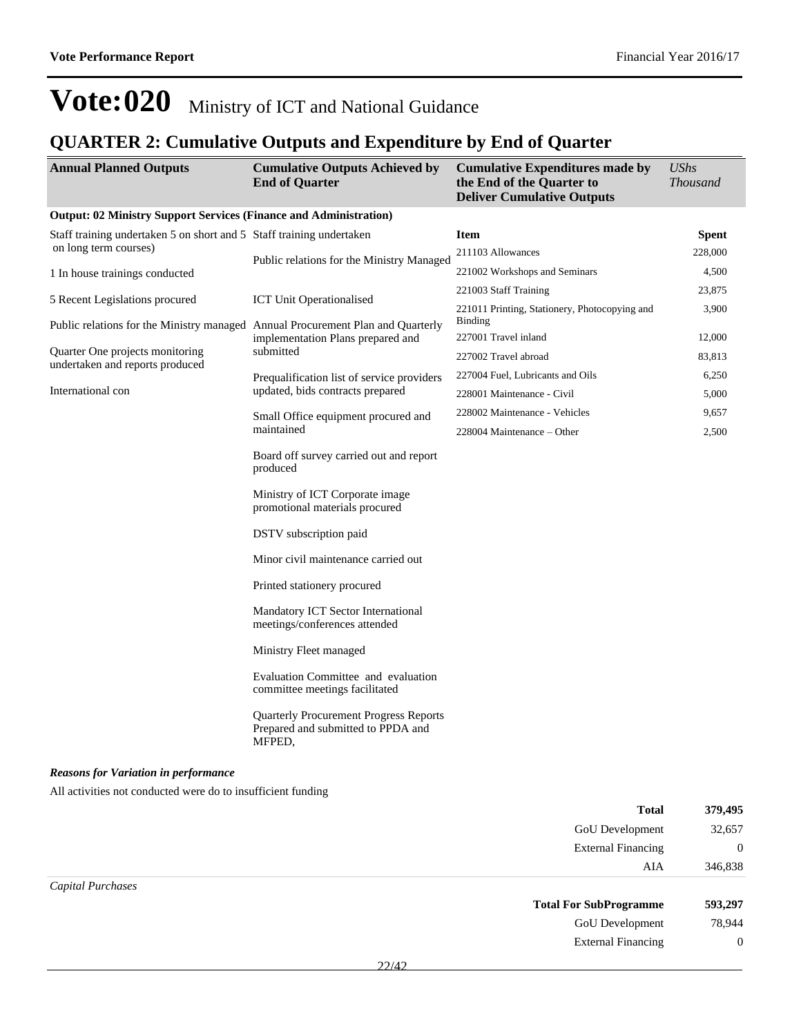# Vote:020 Ministry of ICT and National Guidance

## QUARTER 2: Cumulative Outputs and Expenditure by End of Quarter

| Annual Planned Outputs | Cumulative Outputs Achieved by End of Quarter | Cumulative Expenditures made by the End of the Quarter to Deliver Cumulative Outputs | *UShs Thousand* |
|---|---|---|---|
| **Output: 02 Ministry Support Services (Finance and Administration)** | | | |
| Staff training undertaken 5 on short and 5 on long term courses)<br><br>1 In house trainings conducted<br><br>5 Recent Legislations procured<br><br>Public relations for the Ministry managed<br><br>Quarter One projects monitoring undertaken and reports produced<br><br>International con | Staff training undertaken<br><br>Public relations for the Ministry Managed<br><br>ICT Unit Operationalised<br><br>Annual Procurement Plan and Quarterly implementation Plans prepared and submitted<br><br>Prequalification list of service providers updated, bids contracts prepared<br><br>Small Office equipment procured and maintained<br><br>Board off survey carried out and report produced<br><br>Ministry of ICT Corporate image promotional materials procured<br><br>DSTV subscription paid<br><br>Minor civil maintenance carried out<br><br>Printed stationery procured<br><br>Mandatory ICT Sector International meetings/conferences attended<br><br>Ministry Fleet managed<br><br>Evaluation Committee and evaluation committee meetings facilitated<br><br>Quarterly Procurement Progress Reports Prepared and submitted to PPDA and MFPED, | **Item** | **Spent** |
| | | 211103 Allowances | 228,000 |
| | | 221002 Workshops and Seminars | 4,500 |
| | | 221003 Staff Training | 23,875 |
| | | 221011 Printing, Stationery, Photocopying and Binding | 3,900 |
| | | 227001 Travel inland | 12,000 |
| | | 227002 Travel abroad | 83,813 |
| | | 227004 Fuel, Lubricants and Oils | 6,250 |
| | | 228001 Maintenance - Civil | 5,000 |
| | | 228002 Maintenance - Vehicles | 9,657 |
| | | 228004 Maintenance – Other | 2,500 |

***Reasons for Variation in performance***

All activities not conducted were do to insufficient funding

| | |
|---|---|
| **Total** | **379,495** |
| GoU Development | 32,657 |
| External Financing | 0 |
| AIA | 346,838 |

*Capital Purchases*

| | |
|---|---|
| **Total For SubProgramme** | **593,297** |
| GoU Development | 78,944 |
| External Financing | 0 |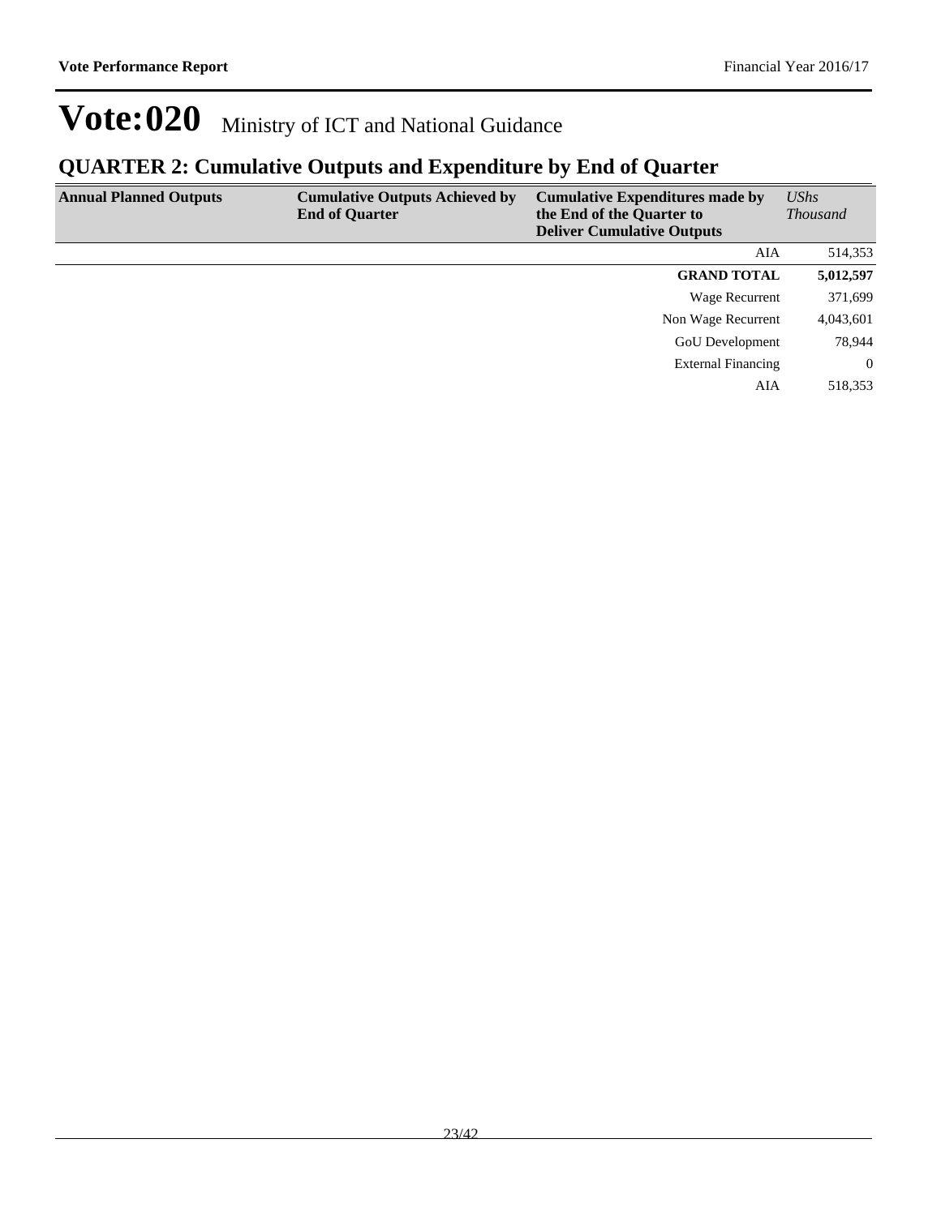# Vote:020 Ministry of ICT and National Guidance

## QUARTER 2: Cumulative Outputs and Expenditure by End of Quarter

| Annual Planned Outputs | Cumulative Outputs Achieved by End of Quarter | Cumulative Expenditures made by the End of the Quarter to Deliver Cumulative Outputs | *UShs Thousand* |
|---|---|---|---|
| | | AIA | 514,353 |
| | | **GRAND TOTAL** | **5,012,597** |
| | | Wage Recurrent | 371,699 |
| | | Non Wage Recurrent | 4,043,601 |
| | | GoU Development | 78,944 |
| | | External Financing | 0 |
| | | AIA | 518,353 |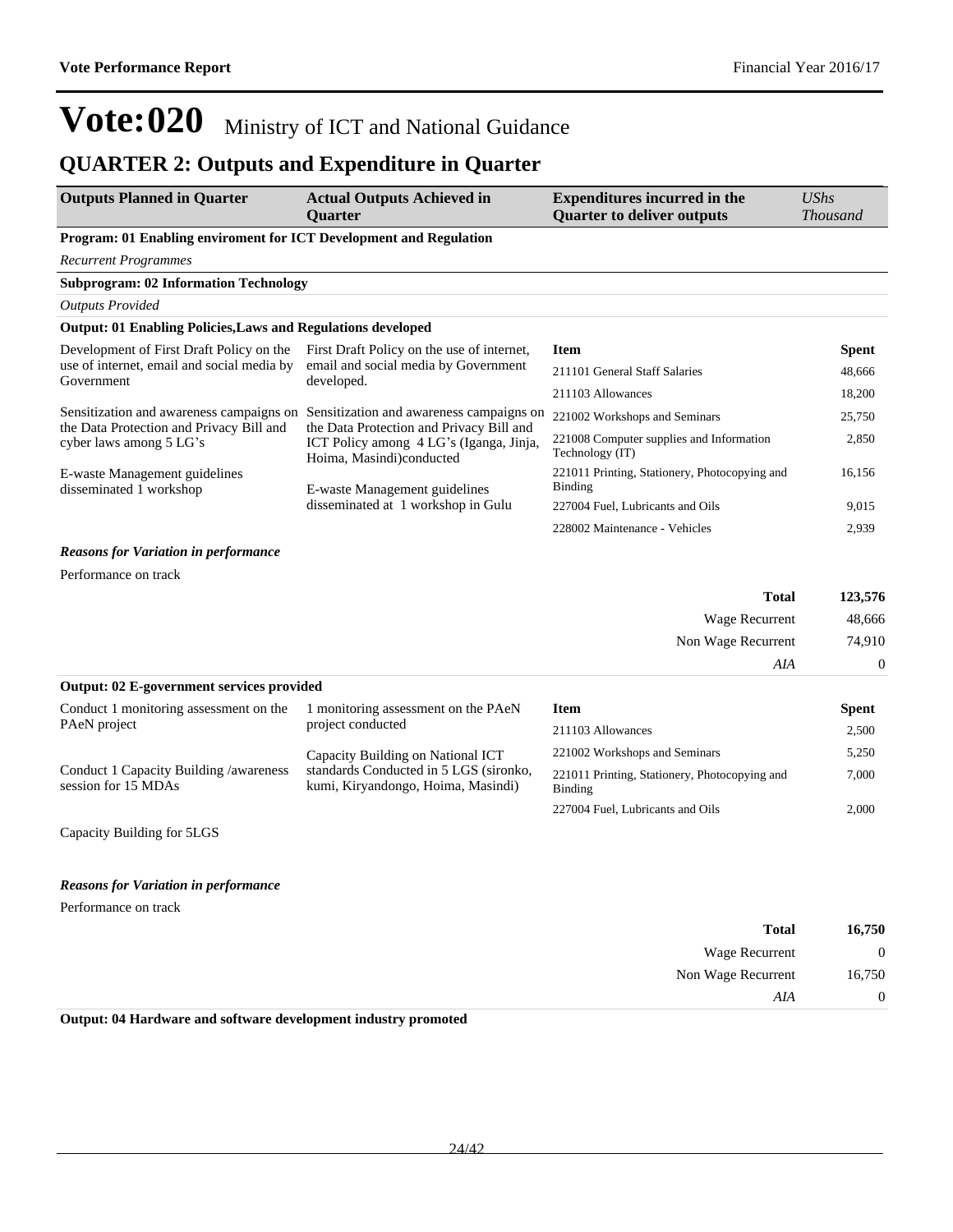# Vote:020 Ministry of ICT and National Guidance

## QUARTER 2: Outputs and Expenditure in Quarter

| Outputs Planned in Quarter | Actual Outputs Achieved in Quarter | Expenditures incurred in the Quarter to deliver outputs | *UShs Thousand* |
|---|---|---|---|

**Program: 01 Enabling enviroment for ICT Development and Regulation**

*Recurrent Programmes*

**Subprogram: 02 Information Technology**

*Outputs Provided*

**Output: 01 Enabling Policies,Laws and Regulations developed**

| Outputs Planned in Quarter | Actual Outputs Achieved in Quarter | Item | Spent |
|---|---|---|---|
| Development of First Draft Policy on the use of internet, email and social media by Government | First Draft Policy on the use of internet, email and social media by Government developed. | 211101 General Staff Salaries | 48,666 |
| | | 211103 Allowances | 18,200 |
| Sensitization and awareness campaigns on the Data Protection and Privacy Bill and cyber laws among 5 LG's | Sensitization and awareness campaigns on the Data Protection and Privacy Bill and ICT Policy among 4 LG's (Iganga, Jinja, Hoima, Masindi)conducted | 221002 Workshops and Seminars | 25,750 |
| | | 221008 Computer supplies and Information Technology (IT) | 2,850 |
| E-waste Management guidelines disseminated 1 workshop | E-waste Management guidelines disseminated at 1 workshop in Gulu | 221011 Printing, Stationery, Photocopying and Binding | 16,156 |
| | | 227004 Fuel, Lubricants and Oils | 9,015 |
| | | 228002 Maintenance - Vehicles | 2,939 |

***Reasons for Variation in performance***

Performance on track

| | |
|---|---|
| **Total** | **123,576** |
| Wage Recurrent | 48,666 |
| Non Wage Recurrent | 74,910 |
| *AIA* | 0 |

**Output: 02 E-government services provided**

| Outputs Planned in Quarter | Actual Outputs Achieved in Quarter | Item | Spent |
|---|---|---|---|
| Conduct 1 monitoring assessment on the PAeN project | 1 monitoring assessment on the PAeN project conducted | 211103 Allowances | 2,500 |
| | Capacity Building on National ICT standards Conducted in 5 LGS (sironko, kumi, Kiryandongo, Hoima, Masindi) | 221002 Workshops and Seminars | 5,250 |
| Conduct 1 Capacity Building /awareness session for 15 MDAs | | 221011 Printing, Stationery, Photocopying and Binding | 7,000 |
| | | 227004 Fuel, Lubricants and Oils | 2,000 |
| Capacity Building for 5LGS | | | |

***Reasons for Variation in performance***

Performance on track

| | |
|---|---|
| **Total** | **16,750** |
| Wage Recurrent | 0 |
| Non Wage Recurrent | 16,750 |
| *AIA* | 0 |

**Output: 04 Hardware and software development industry promoted**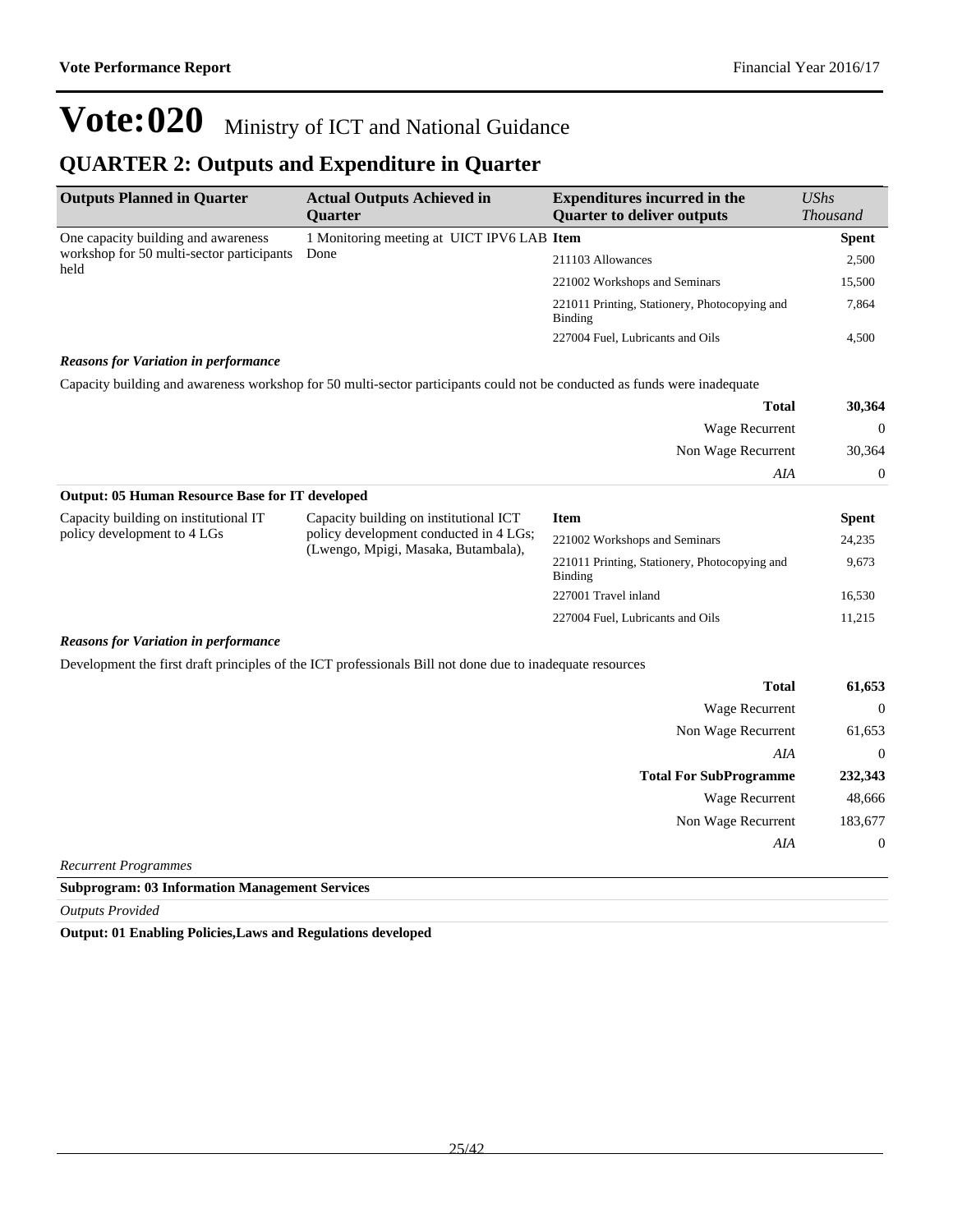# Vote:020 Ministry of ICT and National Guidance

## QUARTER 2: Outputs and Expenditure in Quarter

| Outputs Planned in Quarter | Actual Outputs Achieved in Quarter | Expenditures incurred in the Quarter to deliver outputs | *UShs Thousand* |
|---|---|---|---|
| One capacity building and awareness workshop for 50 multi-sector participants held | 1 Monitoring meeting at UICT IPV6 LAB Done | **Item** | **Spent** |
| | | 211103 Allowances | 2,500 |
| | | 221002 Workshops and Seminars | 15,500 |
| | | 221011 Printing, Stationery, Photocopying and Binding | 7,864 |
| | | 227004 Fuel, Lubricants and Oils | 4,500 |

***Reasons for Variation in performance***

Capacity building and awareness workshop for 50 multi-sector participants could not be conducted as funds were inadequate

| | |
|---|---|
| **Total** | **30,364** |
| Wage Recurrent | 0 |
| Non Wage Recurrent | 30,364 |
| *AIA* | 0 |

**Output: 05 Human Resource Base for IT developed**

| Outputs Planned in Quarter | Actual Outputs Achieved in Quarter | Expenditures incurred in the Quarter to deliver outputs | *UShs Thousand* |
|---|---|---|---|
| Capacity building on institutional IT policy development to 4 LGs | Capacity building on institutional ICT policy development conducted in 4 LGs; (Lwengo, Mpigi, Masaka, Butambala), | **Item** | **Spent** |
| | | 221002 Workshops and Seminars | 24,235 |
| | | 221011 Printing, Stationery, Photocopying and Binding | 9,673 |
| | | 227001 Travel inland | 16,530 |
| | | 227004 Fuel, Lubricants and Oils | 11,215 |

***Reasons for Variation in performance***

Development the first draft principles of the ICT professionals Bill not done due to inadequate resources

| | |
|---|---|
| **Total** | **61,653** |
| Wage Recurrent | 0 |
| Non Wage Recurrent | 61,653 |
| *AIA* | 0 |
| **Total For SubProgramme** | **232,343** |
| Wage Recurrent | 48,666 |
| Non Wage Recurrent | 183,677 |
| *AIA* | 0 |

*Recurrent Programmes*

**Subprogram: 03 Information Management Services**

*Outputs Provided*

**Output: 01 Enabling Policies,Laws and Regulations developed**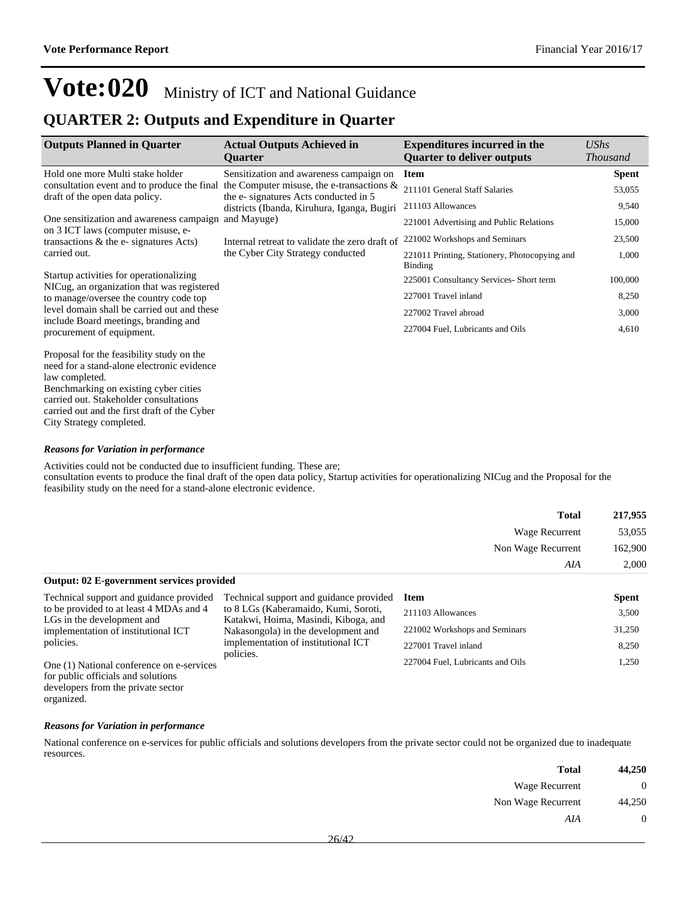# Vote:020 Ministry of ICT and National Guidance

## QUARTER 2: Outputs and Expenditure in Quarter

| Outputs Planned in Quarter | Actual Outputs Achieved in Quarter | Expenditures incurred in the Quarter to deliver outputs | *UShs Thousand* |
|---|---|---|---|
| Hold one more Multi stake holder consultation event and to produce the final draft of the open data policy.<br><br>One sensitization and awareness campaign on 3 ICT laws (computer misuse, e-transactions & the e- signatures Acts) carried out.<br><br>Startup activities for operationalizing NICug, an organization that was registered to manage/oversee the country code top level domain shall be carried out and these include Board meetings, branding and procurement of equipment.<br><br>Proposal for the feasibility study on the need for a stand-alone electronic evidence law completed.<br>Benchmarking on existing cyber cities carried out. Stakeholder consultations carried out and the first draft of the Cyber City Strategy completed. | Sensitization and awareness campaign on the Computer misuse, the e-transactions & the e- signatures Acts conducted in 5 districts (Ibanda, Kiruhura, Iganga, Bugiri and Mayuge)<br><br>Internal retreat to validate the zero draft of the Cyber City Strategy conducted | **Item** | **Spent** |
| | | 211101 General Staff Salaries | 53,055 |
| | | 211103 Allowances | 9,540 |
| | | 221001 Advertising and Public Relations | 15,000 |
| | | 221002 Workshops and Seminars | 23,500 |
| | | 221011 Printing, Stationery, Photocopying and Binding | 1,000 |
| | | 225001 Consultancy Services- Short term | 100,000 |
| | | 227001 Travel inland | 8,250 |
| | | 227002 Travel abroad | 3,000 |
| | | 227004 Fuel, Lubricants and Oils | 4,610 |

***Reasons for Variation in performance***

Activities could not be conducted due to insufficient funding. These are;
consultation events to produce the final draft of the open data policy, Startup activities for operationalizing NICug and the Proposal for the feasibility study on the need for a stand-alone electronic evidence.

| | |
|---|---|
| **Total** | **217,955** |
| Wage Recurrent | 53,055 |
| Non Wage Recurrent | 162,900 |
| *AIA* | 2,000 |

**Output: 02 E-government services provided**

| Outputs Planned in Quarter | Actual Outputs Achieved in Quarter | Expenditures incurred in the Quarter to deliver outputs | *UShs Thousand* |
|---|---|---|---|
| Technical support and guidance provided to be provided to at least 4 MDAs and 4 LGs in the development and implementation of institutional ICT policies.<br><br>One (1) National conference on e-services for public officials and solutions developers from the private sector organized. | Technical support and guidance provided to 8 LGs (Kaberamaido, Kumi, Soroti, Katakwi, Hoima, Masindi, Kiboga, and Nakasongola) in the development and implementation of institutional ICT policies. | **Item** | **Spent** |
| | | 211103 Allowances | 3,500 |
| | | 221002 Workshops and Seminars | 31,250 |
| | | 227001 Travel inland | 8,250 |
| | | 227004 Fuel, Lubricants and Oils | 1,250 |

***Reasons for Variation in performance***

National conference on e-services for public officials and solutions developers from the private sector could not be organized due to inadequate resources.

| | |
|---|---|
| **Total** | **44,250** |
| Wage Recurrent | 0 |
| Non Wage Recurrent | 44,250 |
| *AIA* | 0 |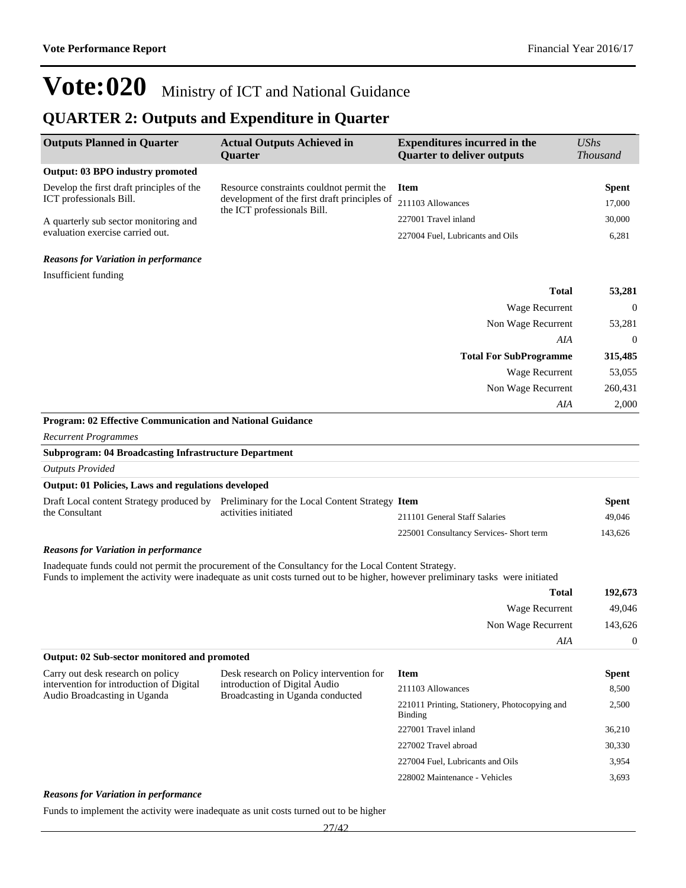# Vote:020 Ministry of ICT and National Guidance

## QUARTER 2: Outputs and Expenditure in Quarter

| Outputs Planned in Quarter | Actual Outputs Achieved in Quarter | Expenditures incurred in the Quarter to deliver outputs | *UShs Thousand* |
|---|---|---|---|
| **Output: 03 BPO industry promoted** | | | |
| Develop the first draft principles of the ICT professionals Bill.<br><br>A quarterly sub sector monitoring and evaluation exercise carried out. | Resource constraints couldnot permit the development of the first draft principles of the ICT professionals Bill. | **Item** | **Spent** |
| | | 211103 Allowances | 17,000 |
| | | 227001 Travel inland | 30,000 |
| | | 227004 Fuel, Lubricants and Oils | 6,281 |

***Reasons for Variation in performance***

Insufficient funding

| | |
|---|---|
| **Total** | **53,281** |
| Wage Recurrent | 0 |
| Non Wage Recurrent | 53,281 |
| *AIA* | 0 |
| **Total For SubProgramme** | **315,485** |
| Wage Recurrent | 53,055 |
| Non Wage Recurrent | 260,431 |
| *AIA* | 2,000 |

**Program: 02 Effective Communication and National Guidance**

*Recurrent Programmes*

**Subprogram: 04 Broadcasting Infrastructure Department**

*Outputs Provided*

| Outputs Planned in Quarter | Actual Outputs Achieved in Quarter | Expenditures incurred in the Quarter to deliver outputs | *UShs Thousand* |
|---|---|---|---|
| **Output: 01 Policies, Laws and regulations developed** | | | |
| Draft Local content Strategy produced by the Consultant | Preliminary for the Local Content Strategy activities initiated | **Item** | **Spent** |
| | | 211101 General Staff Salaries | 49,046 |
| | | 225001 Consultancy Services- Short term | 143,626 |

***Reasons for Variation in performance***

Inadequate funds could not permit the procurement of the Consultancy for the Local Content Strategy.
Funds to implement the activity were inadequate as unit costs turned out to be higher, however preliminary tasks were initiated

| | |
|---|---|
| **Total** | **192,673** |
| Wage Recurrent | 49,046 |
| Non Wage Recurrent | 143,626 |
| *AIA* | 0 |

| Outputs Planned in Quarter | Actual Outputs Achieved in Quarter | Expenditures incurred in the Quarter to deliver outputs | *UShs Thousand* |
|---|---|---|---|
| **Output: 02 Sub-sector monitored and promoted** | | | |
| Carry out desk research on policy intervention for introduction of Digital Audio Broadcasting in Uganda | Desk research on Policy intervention for introduction of Digital Audio Broadcasting in Uganda conducted | **Item** | **Spent** |
| | | 211103 Allowances | 8,500 |
| | | 221011 Printing, Stationery, Photocopying and Binding | 2,500 |
| | | 227001 Travel inland | 36,210 |
| | | 227002 Travel abroad | 30,330 |
| | | 227004 Fuel, Lubricants and Oils | 3,954 |
| | | 228002 Maintenance - Vehicles | 3,693 |

***Reasons for Variation in performance***

Funds to implement the activity were inadequate as unit costs turned out to be higher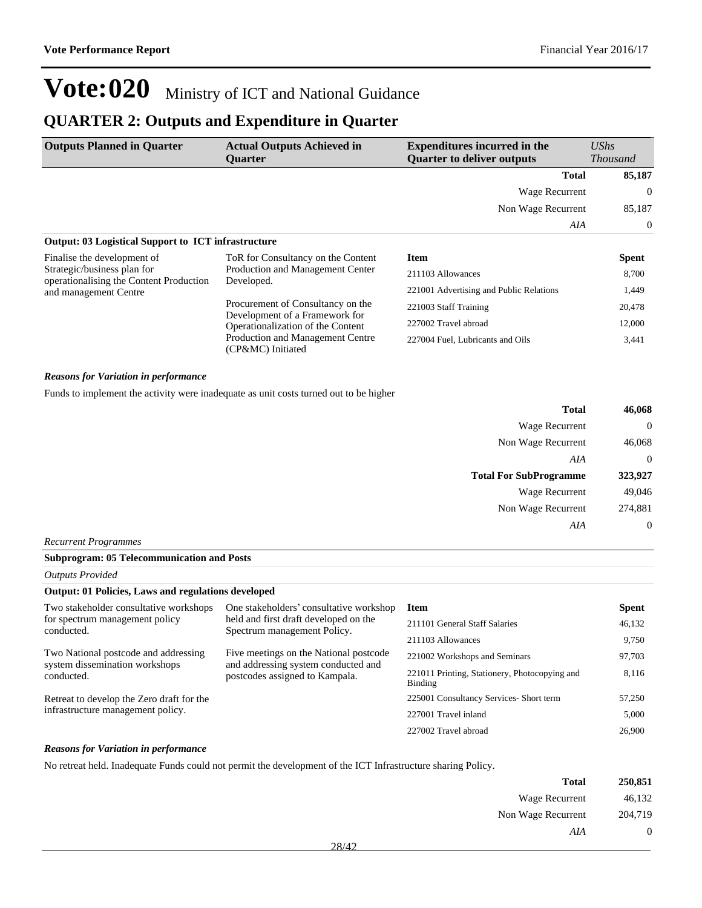# Vote:020 Ministry of ICT and National Guidance

## QUARTER 2: Outputs and Expenditure in Quarter

| Outputs Planned in Quarter | Actual Outputs Achieved in Quarter | Expenditures incurred in the Quarter to deliver outputs | UShs Thousand |
|---|---|---|---|
| | | **Total** | **85,187** |
| | | Wage Recurrent | 0 |
| | | Non Wage Recurrent | 85,187 |
| | | *AIA* | 0 |

**Output: 03 Logistical Support to ICT infrastructure**

| Outputs Planned in Quarter | Actual Outputs Achieved in Quarter | Item | Spent |
|---|---|---|---|
| Finalise the development of Strategic/business plan for operationalising the Content Production and management Centre | ToR for Consultancy on the Content Production and Management Center Developed. | 211103 Allowances | 8,700 |
| | Procurement of Consultancy on the Development of a Framework for Operationalization of the Content Production and Management Centre (CP&MC) Initiated | 221001 Advertising and Public Relations | 1,449 |
| | | 221003 Staff Training | 20,478 |
| | | 227002 Travel abroad | 12,000 |
| | | 227004 Fuel, Lubricants and Oils | 3,441 |

***Reasons for Variation in performance***

Funds to implement the activity were inadequate as unit costs turned out to be higher

| | |
|---|---|
| **Total** | **46,068** |
| Wage Recurrent | 0 |
| Non Wage Recurrent | 46,068 |
| *AIA* | 0 |
| **Total For SubProgramme** | **323,927** |
| Wage Recurrent | 49,046 |
| Non Wage Recurrent | 274,881 |
| *AIA* | 0 |

*Recurrent Programmes*

**Subprogram: 05 Telecommunication and Posts**

*Outputs Provided*

**Output: 01 Policies, Laws and regulations developed**

| Outputs Planned in Quarter | Actual Outputs Achieved in Quarter | Item | Spent |
|---|---|---|---|
| Two stakeholder consultative workshops for spectrum management policy conducted. | One stakeholders' consultative workshop held and first draft developed on the Spectrum management Policy. | 211101 General Staff Salaries | 46,132 |
| Two National postcode and addressing system dissemination workshops conducted. | Five meetings on the National postcode and addressing system conducted and postcodes assigned to Kampala. | 211103 Allowances | 9,750 |
| Retreat to develop the Zero draft for the infrastructure management policy. | | 221002 Workshops and Seminars | 97,703 |
| | | 221011 Printing, Stationery, Photocopying and Binding | 8,116 |
| | | 225001 Consultancy Services- Short term | 57,250 |
| | | 227001 Travel inland | 5,000 |
| | | 227002 Travel abroad | 26,900 |

***Reasons for Variation in performance***

No retreat held. Inadequate Funds could not permit the development of the ICT Infrastructure sharing Policy.

| | |
|---|---|
| **Total** | **250,851** |
| Wage Recurrent | 46,132 |
| Non Wage Recurrent | 204,719 |
| *AIA* | 0 |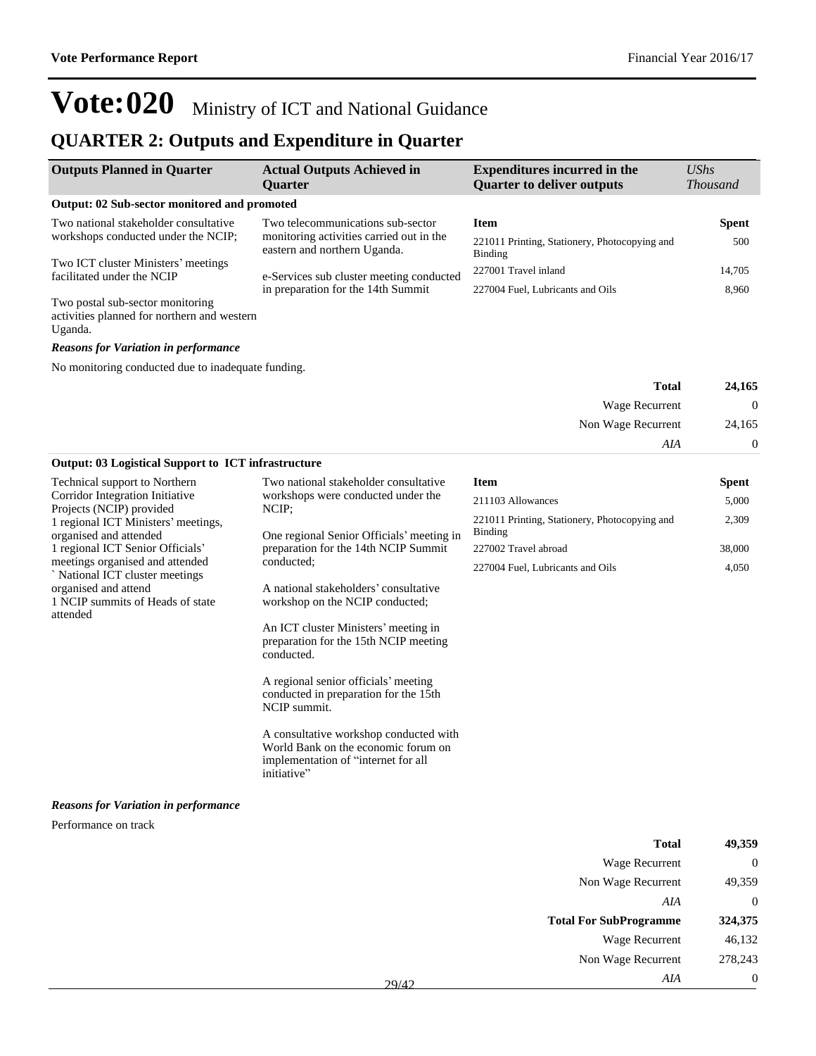# Vote:020 Ministry of ICT and National Guidance

## QUARTER 2: Outputs and Expenditure in Quarter

| Outputs Planned in Quarter | Actual Outputs Achieved in Quarter | Expenditures incurred in the Quarter to deliver outputs | *UShs Thousand* |
|---|---|---|---|

**Output: 02 Sub-sector monitored and promoted**

| Outputs Planned in Quarter | Actual Outputs Achieved in Quarter | Item | Spent |
|---|---|---|---|
| Two national stakeholder consultative workshops conducted under the NCIP;<br><br>Two ICT cluster Ministers' meetings facilitated under the NCIP<br><br>Two postal sub-sector monitoring activities planned for northern and western Uganda. | Two telecommunications sub-sector monitoring activities carried out in the eastern and northern Uganda.<br><br>e-Services sub cluster meeting conducted in preparation for the 14th Summit | 221011 Printing, Stationery, Photocopying and Binding | 500 |
| | | 227001 Travel inland | 14,705 |
| | | 227004 Fuel, Lubricants and Oils | 8,960 |

***Reasons for Variation in performance***

No monitoring conducted due to inadequate funding.

| | |
|---|---|
| **Total** | **24,165** |
| Wage Recurrent | 0 |
| Non Wage Recurrent | 24,165 |
| *AIA* | 0 |

**Output: 03 Logistical Support to ICT infrastructure**

| Outputs Planned in Quarter | Actual Outputs Achieved in Quarter | Item | Spent |
|---|---|---|---|
| Technical support to Northern Corridor Integration Initiative Projects (NCIP) provided<br>1 regional ICT Ministers' meetings, organised and attended<br>1 regional ICT Senior Officials' meetings organised and attended<br>` National ICT cluster meetings organised and attend<br>1 NCIP summits of Heads of state attended | Two national stakeholder consultative workshops were conducted under the NCIP;<br><br>One regional Senior Officials' meeting in preparation for the 14th NCIP Summit conducted;<br><br>A national stakeholders' consultative workshop on the NCIP conducted;<br><br>An ICT cluster Ministers' meeting in preparation for the 15th NCIP meeting conducted.<br><br>A regional senior officials' meeting conducted in preparation for the 15th NCIP summit.<br><br>A consultative workshop conducted with World Bank on the economic forum on implementation of "internet for all initiative" | 211103 Allowances | 5,000 |
| | | 221011 Printing, Stationery, Photocopying and Binding | 2,309 |
| | | 227002 Travel abroad | 38,000 |
| | | 227004 Fuel, Lubricants and Oils | 4,050 |

***Reasons for Variation in performance***

Performance on track

| | |
|---|---|
| **Total** | **49,359** |
| Wage Recurrent | 0 |
| Non Wage Recurrent | 49,359 |
| *AIA* | 0 |
| **Total For SubProgramme** | **324,375** |
| Wage Recurrent | 46,132 |
| Non Wage Recurrent | 278,243 |
| *AIA* | 0 |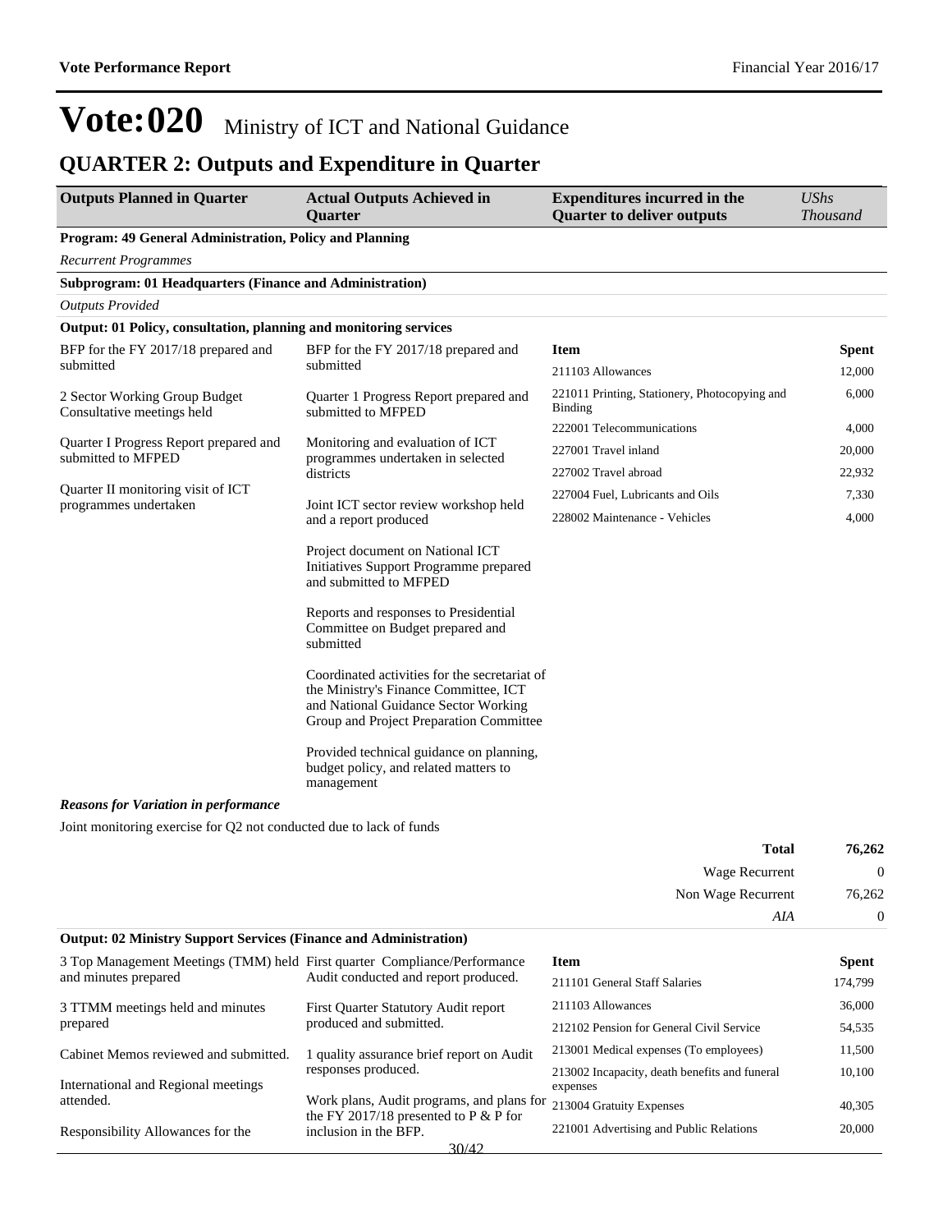# Vote:020 Ministry of ICT and National Guidance

## QUARTER 2: Outputs and Expenditure in Quarter

| Outputs Planned in Quarter | Actual Outputs Achieved in Quarter | Expenditures incurred in the Quarter to deliver outputs | *UShs Thousand* |
|---|---|---|---|

**Program: 49 General Administration, Policy and Planning**

*Recurrent Programmes*

**Subprogram: 01 Headquarters (Finance and Administration)**

*Outputs Provided*

**Output: 01 Policy, consultation, planning and monitoring services**

| Outputs Planned in Quarter | Actual Outputs Achieved in Quarter | Item | Spent |
|---|---|---|---|
| BFP for the FY 2017/18 prepared and submitted | BFP for the FY 2017/18 prepared and submitted | 211103 Allowances | 12,000 |
| 2 Sector Working Group Budget Consultative meetings held | Quarter 1 Progress Report prepared and submitted to MFPED | 221011 Printing, Stationery, Photocopying and Binding | 6,000 |
| Quarter I Progress Report prepared and submitted to MFPED | Monitoring and evaluation of ICT programmes undertaken in selected districts | 222001 Telecommunications | 4,000 |
| Quarter II monitoring visit of ICT programmes undertaken | Joint ICT sector review workshop held and a report produced | 227001 Travel inland | 20,000 |
| | Project document on National ICT Initiatives Support Programme prepared and submitted to MFPED | 227002 Travel abroad | 22,932 |
| | Reports and responses to Presidential Committee on Budget prepared and submitted | 227004 Fuel, Lubricants and Oils | 7,330 |
| | Coordinated activities for the secretariat of the Ministry's Finance Committee, ICT and National Guidance Sector Working Group and Project Preparation Committee | 228002 Maintenance - Vehicles | 4,000 |
| | Provided technical guidance on planning, budget policy, and related matters to management | | |

***Reasons for Variation in performance***

Joint monitoring exercise for Q2 not conducted due to lack of funds

| | |
|---|---|
| **Total** | **76,262** |
| Wage Recurrent | 0 |
| Non Wage Recurrent | 76,262 |
| *AIA* | 0 |

**Output: 02 Ministry Support Services (Finance and Administration)**

| Outputs Planned in Quarter | Actual Outputs Achieved in Quarter | Item | Spent |
|---|---|---|---|
| 3 Top Management Meetings (TMM) held and minutes prepared | First quarter Compliance/Performance Audit conducted and report produced. | 211101 General Staff Salaries | 174,799 |
| 3 TTMM meetings held and minutes prepared | First Quarter Statutory Audit report produced and submitted. | 211103 Allowances | 36,000 |
| Cabinet Memos reviewed and submitted. | 1 quality assurance brief report on Audit responses produced. | 212102 Pension for General Civil Service | 54,535 |
| International and Regional meetings attended. | Work plans, Audit programs, and plans for the FY 2017/18 presented to P & P for inclusion in the BFP. | 213001 Medical expenses (To employees) | 11,500 |
| Responsibility Allowances for the | | 213002 Incapacity, death benefits and funeral expenses | 10,100 |
| | | 213004 Gratuity Expenses | 40,305 |
| | | 221001 Advertising and Public Relations | 20,000 |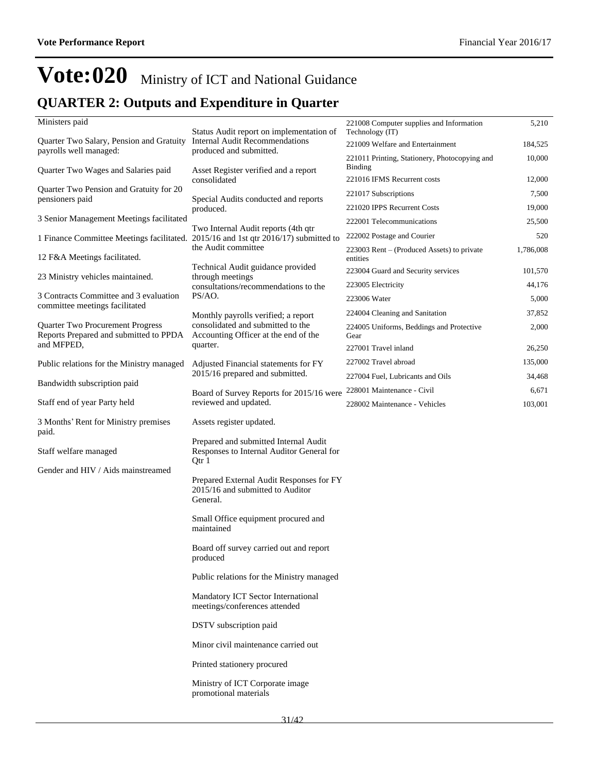# Vote:020 Ministry of ICT and National Guidance

## QUARTER 2: Outputs and Expenditure in Quarter

Ministers paid

Quarter Two Salary, Pension and Gratuity payrolls well managed:

Quarter Two Wages and Salaries paid

Quarter Two Pension and Gratuity for 20 pensioners paid

3 Senior Management Meetings facilitated

1 Finance Committee Meetings facilitated.

12 F&A Meetings facilitated.

23 Ministry vehicles maintained.

3 Contracts Committee and 3 evaluation committee meetings facilitated

Quarter Two Procurement Progress Reports Prepared and submitted to PPDA and MFPED,

Public relations for the Ministry managed

Bandwidth subscription paid

Staff end of year Party held

3 Months' Rent for Ministry premises paid.

Staff welfare managed

Gender and HIV / Aids mainstreamed

Status Audit report on implementation of Internal Audit Recommendations produced and submitted.

Asset Register verified and a report consolidated

Special Audits conducted and reports produced.

Two Internal Audit reports (4th qtr 2015/16 and 1st qtr 2016/17) submitted to the Audit committee

Technical Audit guidance provided through meetings consultations/recommendations to the PS/AO.

Monthly payrolls verified; a report consolidated and submitted to the Accounting Officer at the end of the quarter.

Adjusted Financial statements for FY 2015/16 prepared and submitted.

Board of Survey Reports for 2015/16 were reviewed and updated.

Assets register updated.

Prepared and submitted Internal Audit Responses to Internal Auditor General for Qtr 1

Prepared External Audit Responses for FY 2015/16 and submitted to Auditor General.

Small Office equipment procured and maintained

Board off survey carried out and report produced

Public relations for the Ministry managed

Mandatory ICT Sector International meetings/conferences attended

DSTV subscription paid

Minor civil maintenance carried out

Printed stationery procured

Ministry of ICT Corporate image promotional materials

| Item | Amount |
|---|---|
| 221008 Computer supplies and Information Technology (IT) | 5,210 |
| 221009 Welfare and Entertainment | 184,525 |
| 221011 Printing, Stationery, Photocopying and Binding | 10,000 |
| 221016 IFMS Recurrent costs | 12,000 |
| 221017 Subscriptions | 7,500 |
| 221020 IPPS Recurrent Costs | 19,000 |
| 222001 Telecommunications | 25,500 |
| 222002 Postage and Courier | 520 |
| 223003 Rent – (Produced Assets) to private entities | 1,786,008 |
| 223004 Guard and Security services | 101,570 |
| 223005 Electricity | 44,176 |
| 223006 Water | 5,000 |
| 224004 Cleaning and Sanitation | 37,852 |
| 224005 Uniforms, Beddings and Protective Gear | 2,000 |
| 227001 Travel inland | 26,250 |
| 227002 Travel abroad | 135,000 |
| 227004 Fuel, Lubricants and Oils | 34,468 |
| 228001 Maintenance - Civil | 6,671 |
| 228002 Maintenance - Vehicles | 103,001 |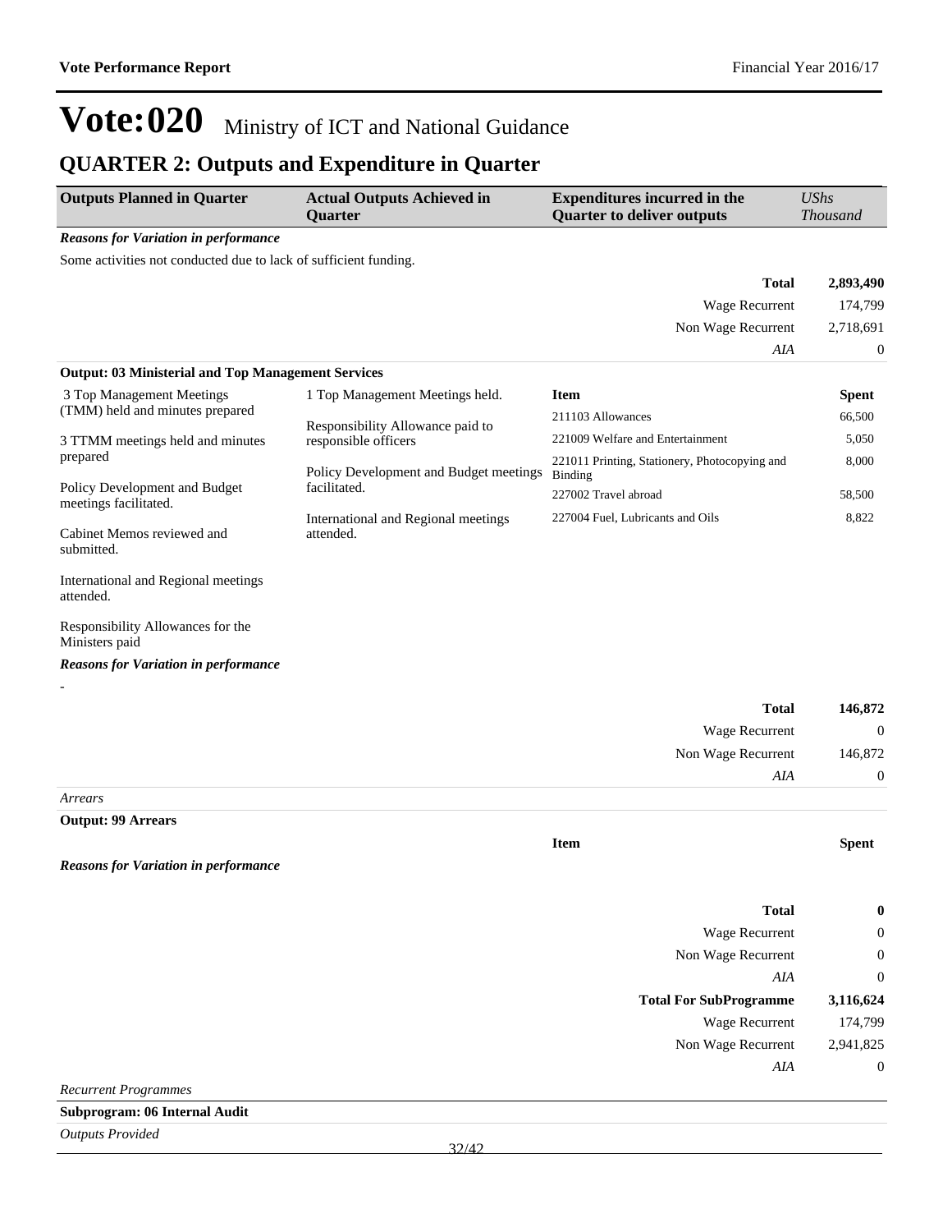# Vote:020 Ministry of ICT and National Guidance

## QUARTER 2: Outputs and Expenditure in Quarter

| Outputs Planned in Quarter | Actual Outputs Achieved in Quarter | Expenditures incurred in the Quarter to deliver outputs | *UShs Thousand* |
|---|---|---|---|

***Reasons for Variation in performance***

Some activities not conducted due to lack of sufficient funding.

| | |
|---|---|
| **Total** | **2,893,490** |
| Wage Recurrent | 174,799 |
| Non Wage Recurrent | 2,718,691 |
| *AIA* | 0 |

**Output: 03 Ministerial and Top Management Services**

| Outputs Planned in Quarter | Actual Outputs Achieved in Quarter | Item | Spent |
|---|---|---|---|
| 3 Top Management Meetings (TMM) held and minutes prepared<br><br>3 TTMM meetings held and minutes prepared<br><br>Policy Development and Budget meetings facilitated.<br><br>Cabinet Memos reviewed and submitted.<br><br>International and Regional meetings attended.<br><br>Responsibility Allowances for the Ministers paid | 1 Top Management Meetings held.<br><br>Responsibility Allowance paid to responsible officers<br><br>Policy Development and Budget meetings facilitated.<br><br>International and Regional meetings attended. | 211103 Allowances | 66,500 |
| | | 221009 Welfare and Entertainment | 5,050 |
| | | 221011 Printing, Stationery, Photocopying and Binding | 8,000 |
| | | 227002 Travel abroad | 58,500 |
| | | 227004 Fuel, Lubricants and Oils | 8,822 |

***Reasons for Variation in performance***

-

| | |
|---|---|
| **Total** | **146,872** |
| Wage Recurrent | 0 |
| Non Wage Recurrent | 146,872 |
| *AIA* | 0 |

*Arrears*

**Output: 99 Arrears**

| Item | Spent |
|---|---|

***Reasons for Variation in performance***

| | |
|---|---|
| **Total** | **0** |
| Wage Recurrent | 0 |
| Non Wage Recurrent | 0 |
| *AIA* | 0 |
| **Total For SubProgramme** | **3,116,624** |
| Wage Recurrent | 174,799 |
| Non Wage Recurrent | 2,941,825 |
| *AIA* | 0 |

*Recurrent Programmes*

**Subprogram: 06 Internal Audit**

*Outputs Provided*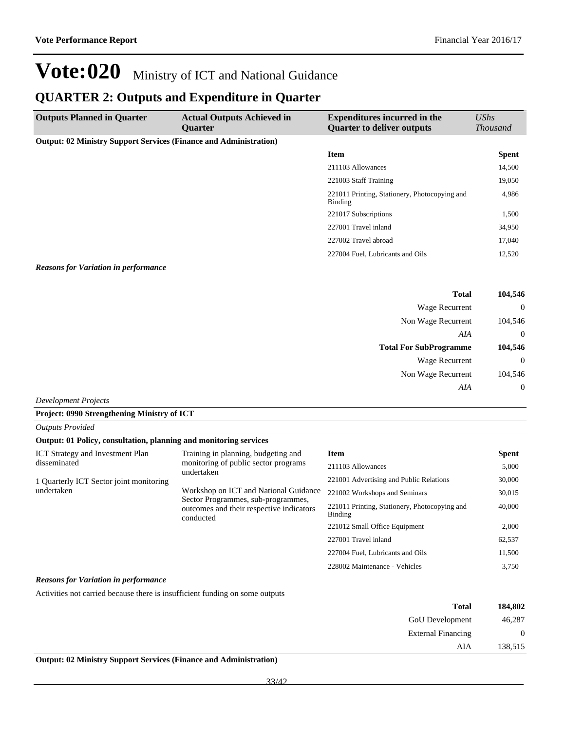# Vote:020 Ministry of ICT and National Guidance

## QUARTER 2: Outputs and Expenditure in Quarter

| Outputs Planned in Quarter | Actual Outputs Achieved in Quarter | Expenditures incurred in the Quarter to deliver outputs | *UShs Thousand* |
|---|---|---|---|
| **Output: 02 Ministry Support Services (Finance and Administration)** | | | |
| | | **Item** | **Spent** |
| | | 211103 Allowances | 14,500 |
| | | 221003 Staff Training | 19,050 |
| | | 221011 Printing, Stationery, Photocopying and Binding | 4,986 |
| | | 221017 Subscriptions | 1,500 |
| | | 227001 Travel inland | 34,950 |
| | | 227002 Travel abroad | 17,040 |
| | | 227004 Fuel, Lubricants and Oils | 12,520 |

***Reasons for Variation in performance***

| | |
|---|---|
| **Total** | **104,546** |
| Wage Recurrent | 0 |
| Non Wage Recurrent | 104,546 |
| *AIA* | 0 |
| **Total For SubProgramme** | **104,546** |
| Wage Recurrent | 0 |
| Non Wage Recurrent | 104,546 |
| *AIA* | 0 |

*Development Projects*

**Project: 0990 Strengthening Ministry of ICT**

*Outputs Provided*

**Output: 01 Policy, consultation, planning and monitoring services**

| Outputs Planned in Quarter | Actual Outputs Achieved in Quarter | Item | Spent |
|---|---|---|---|
| ICT Strategy and Investment Plan disseminated<br><br>1 Quarterly ICT Sector joint monitoring undertaken | Training in planning, budgeting and monitoring of public sector programs undertaken<br><br>Workshop on ICT and National Guidance Sector Programmes, sub-programmes, outcomes and their respective indicators conducted | 211103 Allowances | 5,000 |
| | | 221001 Advertising and Public Relations | 30,000 |
| | | 221002 Workshops and Seminars | 30,015 |
| | | 221011 Printing, Stationery, Photocopying and Binding | 40,000 |
| | | 221012 Small Office Equipment | 2,000 |
| | | 227001 Travel inland | 62,537 |
| | | 227004 Fuel, Lubricants and Oils | 11,500 |
| | | 228002 Maintenance - Vehicles | 3,750 |

***Reasons for Variation in performance***

Activities not carried because there is insufficient funding on some outputs

| | |
|---|---|
| **Total** | **184,802** |
| GoU Development | 46,287 |
| External Financing | 0 |
| AIA | 138,515 |

**Output: 02 Ministry Support Services (Finance and Administration)**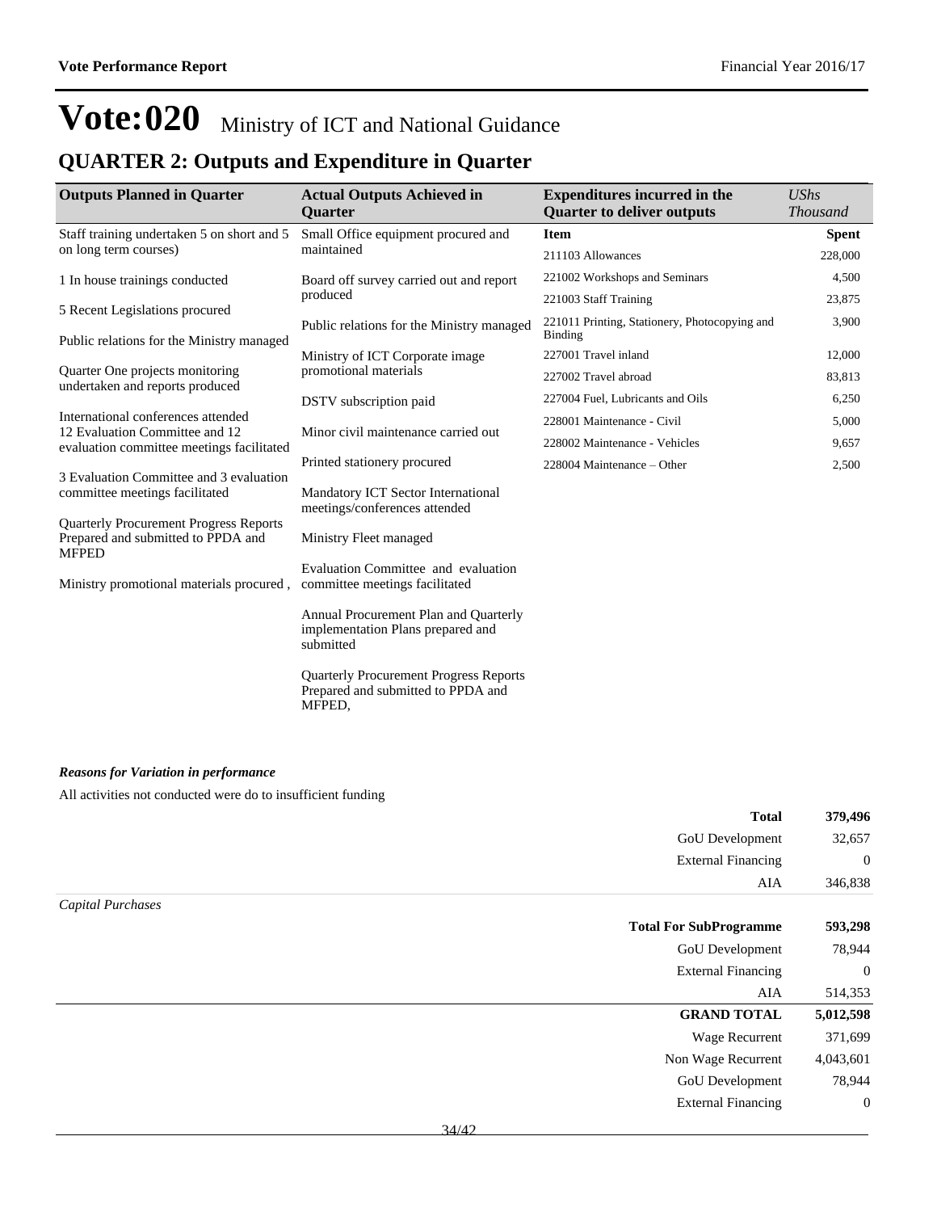# Vote:020 Ministry of ICT and National Guidance

## QUARTER 2: Outputs and Expenditure in Quarter

| Outputs Planned in Quarter | Actual Outputs Achieved in Quarter | Expenditures incurred in the Quarter to deliver outputs | *UShs Thousand* |
|---|---|---|---|
| Staff training undertaken 5 on short and 5 on long term courses)<br><br>1 In house trainings conducted<br><br>5 Recent Legislations procured<br><br>Public relations for the Ministry managed<br><br>Quarter One projects monitoring undertaken and reports produced<br><br>International conferences attended<br>12 Evaluation Committee and 12 evaluation committee meetings facilitated<br><br>3 Evaluation Committee and 3 evaluation committee meetings facilitated<br><br>Quarterly Procurement Progress Reports Prepared and submitted to PPDA and MFPED<br><br>Ministry promotional materials procured , | Small Office equipment procured and maintained<br><br>Board off survey carried out and report produced<br><br>Public relations for the Ministry managed<br><br>Ministry of ICT Corporate image promotional materials<br><br>DSTV subscription paid<br><br>Minor civil maintenance carried out<br><br>Printed stationery procured<br><br>Mandatory ICT Sector International meetings/conferences attended<br><br>Ministry Fleet managed<br><br>Evaluation Committee and evaluation committee meetings facilitated<br><br>Annual Procurement Plan and Quarterly implementation Plans prepared and submitted<br><br>Quarterly Procurement Progress Reports Prepared and submitted to PPDA and MFPED, | **Item** | **Spent** |
| | | 211103 Allowances | 228,000 |
| | | 221002 Workshops and Seminars | 4,500 |
| | | 221003 Staff Training | 23,875 |
| | | 221011 Printing, Stationery, Photocopying and Binding | 3,900 |
| | | 227001 Travel inland | 12,000 |
| | | 227002 Travel abroad | 83,813 |
| | | 227004 Fuel, Lubricants and Oils | 6,250 |
| | | 228001 Maintenance - Civil | 5,000 |
| | | 228002 Maintenance - Vehicles | 9,657 |
| | | 228004 Maintenance – Other | 2,500 |

***Reasons for Variation in performance***

All activities not conducted were do to insufficient funding

| | |
|---|---|
| **Total** | **379,496** |
| GoU Development | 32,657 |
| External Financing | 0 |
| AIA | 346,838 |

*Capital Purchases*

| | |
|---|---|
| **Total For SubProgramme** | **593,298** |
| GoU Development | 78,944 |
| External Financing | 0 |
| AIA | 514,353 |
| **GRAND TOTAL** | **5,012,598** |
| Wage Recurrent | 371,699 |
| Non Wage Recurrent | 4,043,601 |
| GoU Development | 78,944 |
| External Financing | 0 |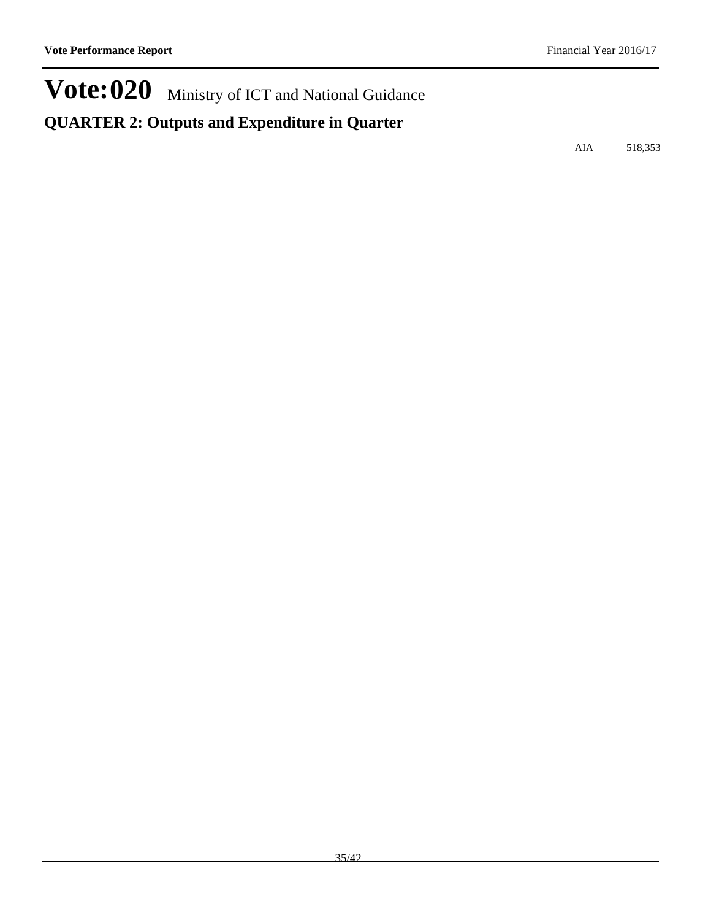# Vote:020 Ministry of ICT and National Guidance

## QUARTER 2: Outputs and Expenditure in Quarter

| | | |
|---|---|---|
| | AIA | 518,353 |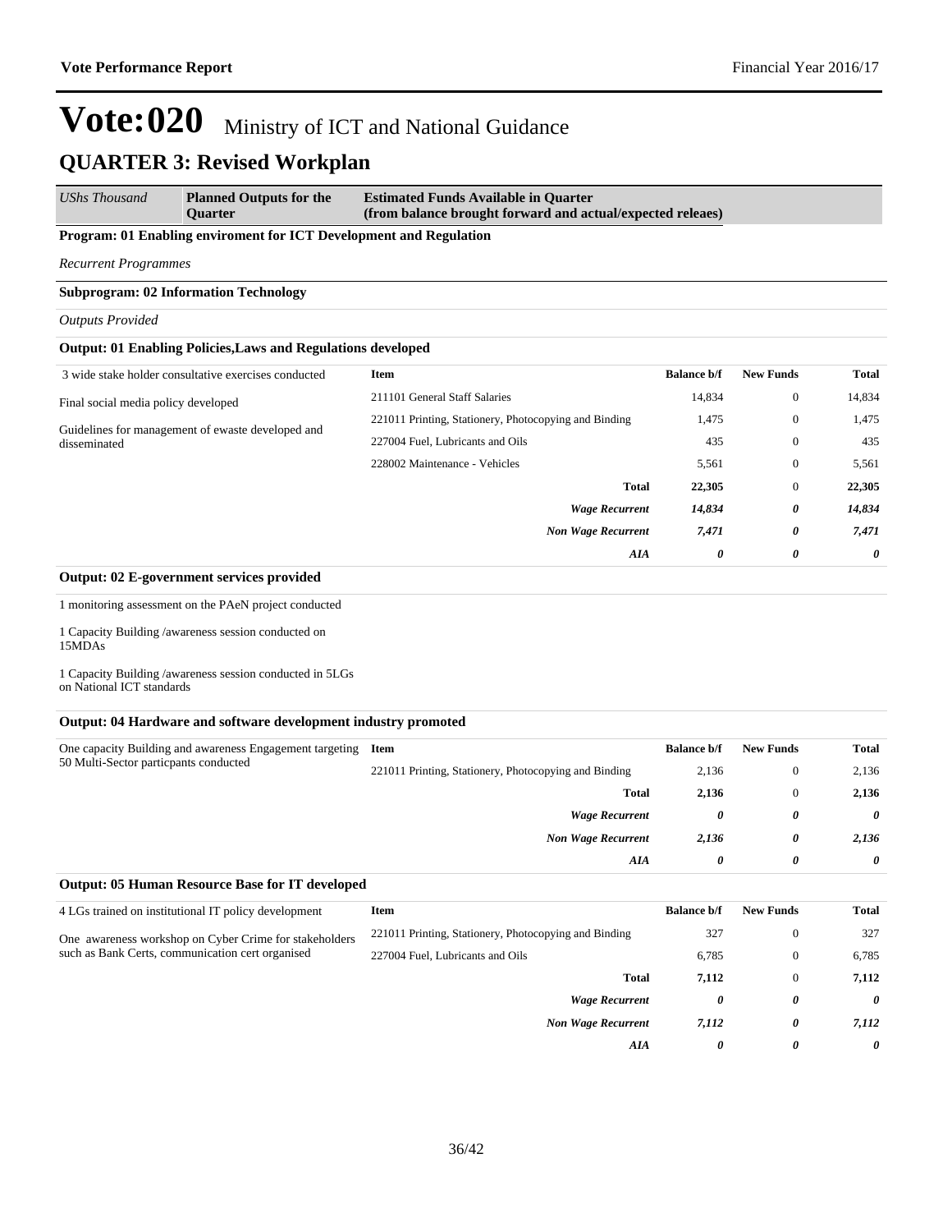# Vote:020 Ministry of ICT and National Guidance

## QUARTER 3: Revised Workplan

| *UShs Thousand* | **Planned Outputs for the Quarter** | **Estimated Funds Available in Quarter (from balance brought forward and actual/expected releaes)** |
|---|---|---|

**Program: 01 Enabling enviroment for ICT Development and Regulation**

*Recurrent Programmes*

**Subprogram: 02 Information Technology**

*Outputs Provided*

**Output: 01 Enabling Policies,Laws and Regulations developed**

3 wide stake holder consultative exercises conducted

Final social media policy developed

Guidelines for management of ewaste developed and disseminated

| Item | Balance b/f | New Funds | Total |
|---|---|---|---|
| 211101 General Staff Salaries | 14,834 | 0 | 14,834 |
| 221011 Printing, Stationery, Photocopying and Binding | 1,475 | 0 | 1,475 |
| 227004 Fuel, Lubricants and Oils | 435 | 0 | 435 |
| 228002 Maintenance - Vehicles | 5,561 | 0 | 5,561 |
| **Total** | **22,305** | 0 | **22,305** |
| ***Wage Recurrent*** | ***14,834*** | ***0*** | ***14,834*** |
| ***Non Wage Recurrent*** | ***7,471*** | ***0*** | ***7,471*** |
| ***AIA*** | ***0*** | ***0*** | ***0*** |

**Output: 02 E-government services provided**

1 monitoring assessment on the PAeN project conducted

1 Capacity Building /awareness session conducted on 15MDAs

1 Capacity Building /awareness session conducted in 5LGs on National ICT standards

**Output: 04 Hardware and software development industry promoted**

One capacity Building and awareness Engagement targeting 50 Multi-Sector particpants conducted

| Item | Balance b/f | New Funds | Total |
|---|---|---|---|
| 221011 Printing, Stationery, Photocopying and Binding | 2,136 | 0 | 2,136 |
| **Total** | **2,136** | 0 | **2,136** |
| ***Wage Recurrent*** | ***0*** | ***0*** | ***0*** |
| ***Non Wage Recurrent*** | ***2,136*** | ***0*** | ***2,136*** |
| ***AIA*** | ***0*** | ***0*** | ***0*** |

**Output: 05 Human Resource Base for IT developed**

4 LGs trained on institutional IT policy development

One awareness workshop on Cyber Crime for stakeholders such as Bank Certs, communication cert organised

| Item | Balance b/f | New Funds | Total |
|---|---|---|---|
| 221011 Printing, Stationery, Photocopying and Binding | 327 | 0 | 327 |
| 227004 Fuel, Lubricants and Oils | 6,785 | 0 | 6,785 |
| **Total** | **7,112** | 0 | **7,112** |
| ***Wage Recurrent*** | ***0*** | ***0*** | ***0*** |
| ***Non Wage Recurrent*** | ***7,112*** | ***0*** | ***7,112*** |
| ***AIA*** | ***0*** | ***0*** | ***0*** |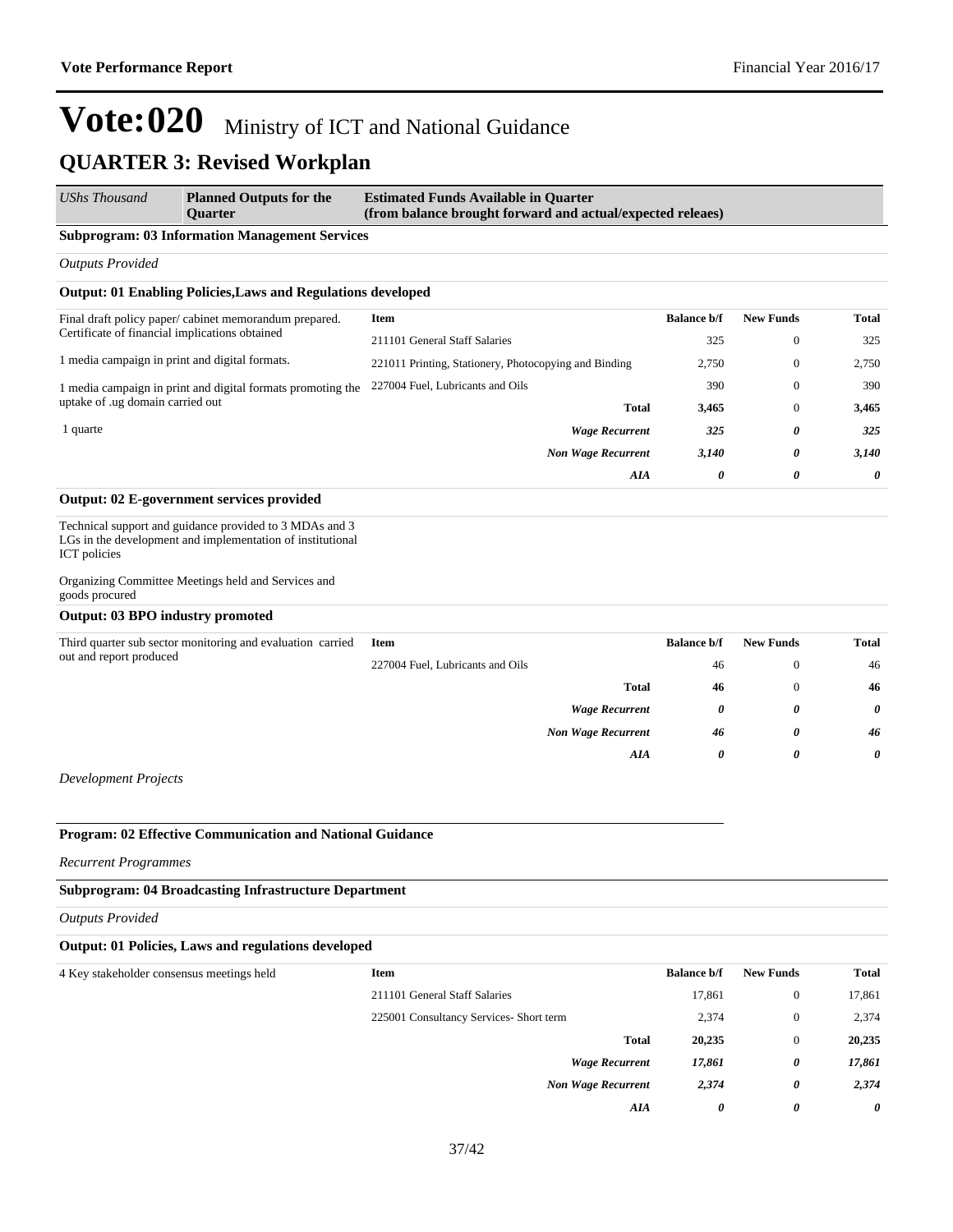# Vote:020 Ministry of ICT and National Guidance

## QUARTER 3: Revised Workplan

| *UShs Thousand* | **Planned Outputs for the Quarter** | **Estimated Funds Available in Quarter (from balance brought forward and actual/expected releaes)** |
|---|---|---|

**Subprogram: 03 Information Management Services**

*Outputs Provided*

**Output: 01 Enabling Policies,Laws and Regulations developed**

| Planned Outputs | Item | Balance b/f | New Funds | Total |
|---|---|---|---|---|
| Final draft policy paper/ cabinet memorandum prepared. Certificate of financial implications obtained | 211101 General Staff Salaries | 325 | 0 | 325 |
| 1 media campaign in print and digital formats. | 221011 Printing, Stationery, Photocopying and Binding | 2,750 | 0 | 2,750 |
| 1 media campaign in print and digital formats promoting the uptake of .ug domain carried out | 227004 Fuel, Lubricants and Oils | 390 | 0 | 390 |
| | **Total** | **3,465** | 0 | **3,465** |
| 1 quarte | ***Wage Recurrent*** | ***325*** | ***0*** | ***325*** |
| | ***Non Wage Recurrent*** | ***3,140*** | ***0*** | ***3,140*** |
| | ***AIA*** | ***0*** | ***0*** | ***0*** |

**Output: 02 E-government services provided**

Technical support and guidance provided to 3 MDAs and 3 LGs in the development and implementation of institutional ICT policies

Organizing Committee Meetings held and Services and goods procured

**Output: 03 BPO industry promoted**

| Planned Outputs | Item | Balance b/f | New Funds | Total |
|---|---|---|---|---|
| Third quarter sub sector monitoring and evaluation carried out and report produced | 227004 Fuel, Lubricants and Oils | 46 | 0 | 46 |
| | **Total** | **46** | 0 | **46** |
| | ***Wage Recurrent*** | ***0*** | ***0*** | ***0*** |
| | ***Non Wage Recurrent*** | ***46*** | ***0*** | ***46*** |
| | ***AIA*** | ***0*** | ***0*** | ***0*** |

*Development Projects*

**Program: 02 Effective Communication and National Guidance**

*Recurrent Programmes*

**Subprogram: 04 Broadcasting Infrastructure Department**

*Outputs Provided*

**Output: 01 Policies, Laws and regulations developed**

| Planned Outputs | Item | Balance b/f | New Funds | Total |
|---|---|---|---|---|
| 4 Key stakeholder consensus meetings held | 211101 General Staff Salaries | 17,861 | 0 | 17,861 |
| | 225001 Consultancy Services- Short term | 2,374 | 0 | 2,374 |
| | **Total** | **20,235** | 0 | **20,235** |
| | ***Wage Recurrent*** | ***17,861*** | ***0*** | ***17,861*** |
| | ***Non Wage Recurrent*** | ***2,374*** | ***0*** | ***2,374*** |
| | ***AIA*** | ***0*** | ***0*** | ***0*** |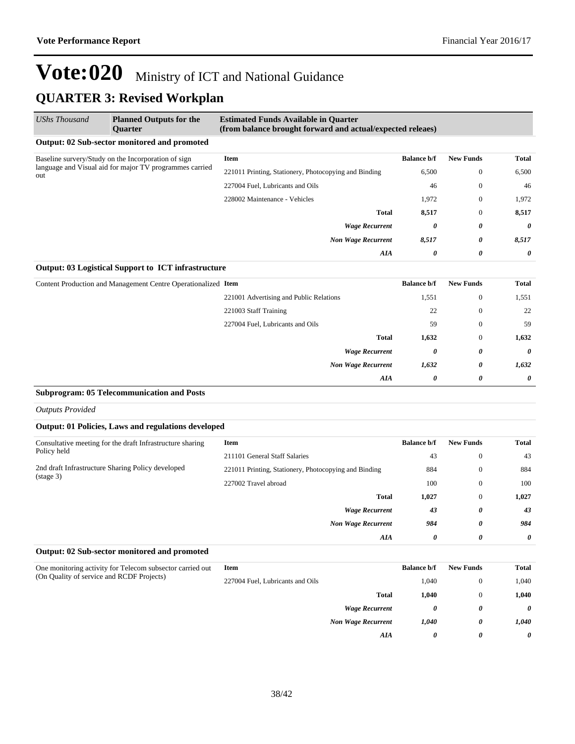# Vote:020 Ministry of ICT and National Guidance

## QUARTER 3: Revised Workplan

| *UShs Thousand* | **Planned Outputs for the Quarter** | **Estimated Funds Available in Quarter (from balance brought forward and actual/expected releaes)** | | | |
|---|---|---|---|---|---|

### Output: 02 Sub-sector monitored and promoted

| Planned Outputs | Item | Balance b/f | New Funds | Total |
|---|---|---|---|---|
| Baseline survery/Study on the Incorporation of sign language and Visual aid for major TV programmes carried out | 221011 Printing, Stationery, Photocopying and Binding | 6,500 | 0 | 6,500 |
| | 227004 Fuel, Lubricants and Oils | 46 | 0 | 46 |
| | 228002 Maintenance - Vehicles | 1,972 | 0 | 1,972 |
| | **Total** | **8,517** | 0 | **8,517** |
| | ***Wage Recurrent*** | ***0*** | ***0*** | ***0*** |
| | ***Non Wage Recurrent*** | ***8,517*** | ***0*** | ***8,517*** |
| | ***AIA*** | ***0*** | ***0*** | ***0*** |

### Output: 03 Logistical Support to ICT infrastructure

| Planned Outputs | Item | Balance b/f | New Funds | Total |
|---|---|---|---|---|
| Content Production and Management Centre Operationalized | 221001 Advertising and Public Relations | 1,551 | 0 | 1,551 |
| | 221003 Staff Training | 22 | 0 | 22 |
| | 227004 Fuel, Lubricants and Oils | 59 | 0 | 59 |
| | **Total** | **1,632** | 0 | **1,632** |
| | ***Wage Recurrent*** | ***0*** | ***0*** | ***0*** |
| | ***Non Wage Recurrent*** | ***1,632*** | ***0*** | ***1,632*** |
| | ***AIA*** | ***0*** | ***0*** | ***0*** |

### Subprogram: 05 Telecommunication and Posts

*Outputs Provided*

### Output: 01 Policies, Laws and regulations developed

| Planned Outputs | Item | Balance b/f | New Funds | Total |
|---|---|---|---|---|
| Consultative meeting for the draft Infrastructure sharing Policy held<br><br>2nd draft Infrastructure Sharing Policy developed (stage 3) | 211101 General Staff Salaries | 43 | 0 | 43 |
| | 221011 Printing, Stationery, Photocopying and Binding | 884 | 0 | 884 |
| | 227002 Travel abroad | 100 | 0 | 100 |
| | **Total** | **1,027** | 0 | **1,027** |
| | ***Wage Recurrent*** | ***43*** | ***0*** | ***43*** |
| | ***Non Wage Recurrent*** | ***984*** | ***0*** | ***984*** |
| | ***AIA*** | ***0*** | ***0*** | ***0*** |

### Output: 02 Sub-sector monitored and promoted

| Planned Outputs | Item | Balance b/f | New Funds | Total |
|---|---|---|---|---|
| One monitoring activity for Telecom subsector carried out (On Quality of service and RCDF Projects) | 227004 Fuel, Lubricants and Oils | 1,040 | 0 | 1,040 |
| | **Total** | **1,040** | 0 | **1,040** |
| | ***Wage Recurrent*** | ***0*** | ***0*** | ***0*** |
| | ***Non Wage Recurrent*** | ***1,040*** | ***0*** | ***1,040*** |
| | ***AIA*** | ***0*** | ***0*** | ***0*** |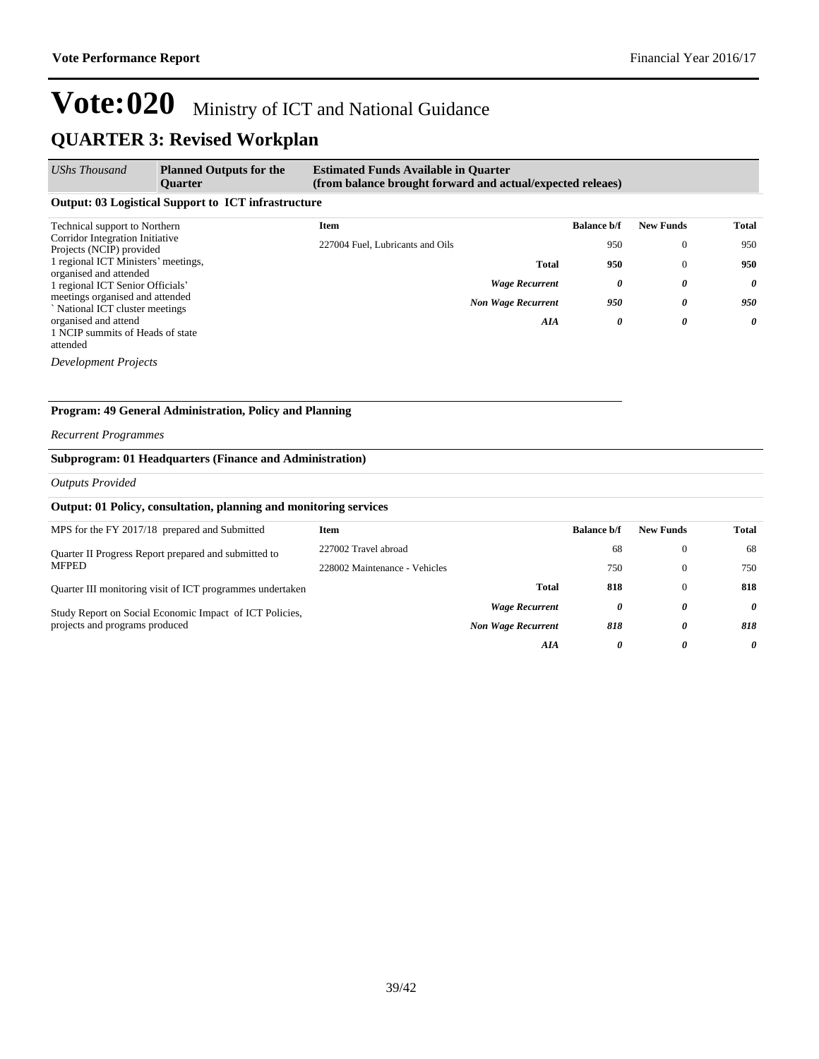# Vote:020 Ministry of ICT and National Guidance

## QUARTER 3: Revised Workplan

| *UShs Thousand* | **Planned Outputs for the Quarter** | **Estimated Funds Available in Quarter (from balance brought forward and actual/expected releaes)** |
|---|---|---|

**Output: 03 Logistical Support to ICT infrastructure**

Technical support to Northern Corridor Integration Initiative Projects (NCIP) provided
1 regional ICT Ministers' meetings, organised and attended
1 regional ICT Senior Officials' meetings organised and attended
` National ICT cluster meetings organised and attend
1 NCIP summits of Heads of state attended

| Item | Balance b/f | New Funds | Total |
|---|---|---|---|
| 227004 Fuel, Lubricants and Oils | 950 | 0 | 950 |
| **Total** | **950** | 0 | **950** |
| ***Wage Recurrent*** | ***0*** | ***0*** | ***0*** |
| ***Non Wage Recurrent*** | ***950*** | ***0*** | ***950*** |
| ***AIA*** | ***0*** | ***0*** | ***0*** |

*Development Projects*

**Program: 49 General Administration, Policy and Planning**

*Recurrent Programmes*

**Subprogram: 01 Headquarters (Finance and Administration)**

*Outputs Provided*

**Output: 01 Policy, consultation, planning and monitoring services**

MPS for the FY 2017/18 prepared and Submitted

Quarter II Progress Report prepared and submitted to MFPED

Quarter III monitoring visit of ICT programmes undertaken

Study Report on Social Economic Impact of ICT Policies, projects and programs produced

| Item | Balance b/f | New Funds | Total |
|---|---|---|---|
| 227002 Travel abroad | 68 | 0 | 68 |
| 228002 Maintenance - Vehicles | 750 | 0 | 750 |
| **Total** | **818** | 0 | **818** |
| ***Wage Recurrent*** | ***0*** | ***0*** | ***0*** |
| ***Non Wage Recurrent*** | ***818*** | ***0*** | ***818*** |
| ***AIA*** | ***0*** | ***0*** | ***0*** |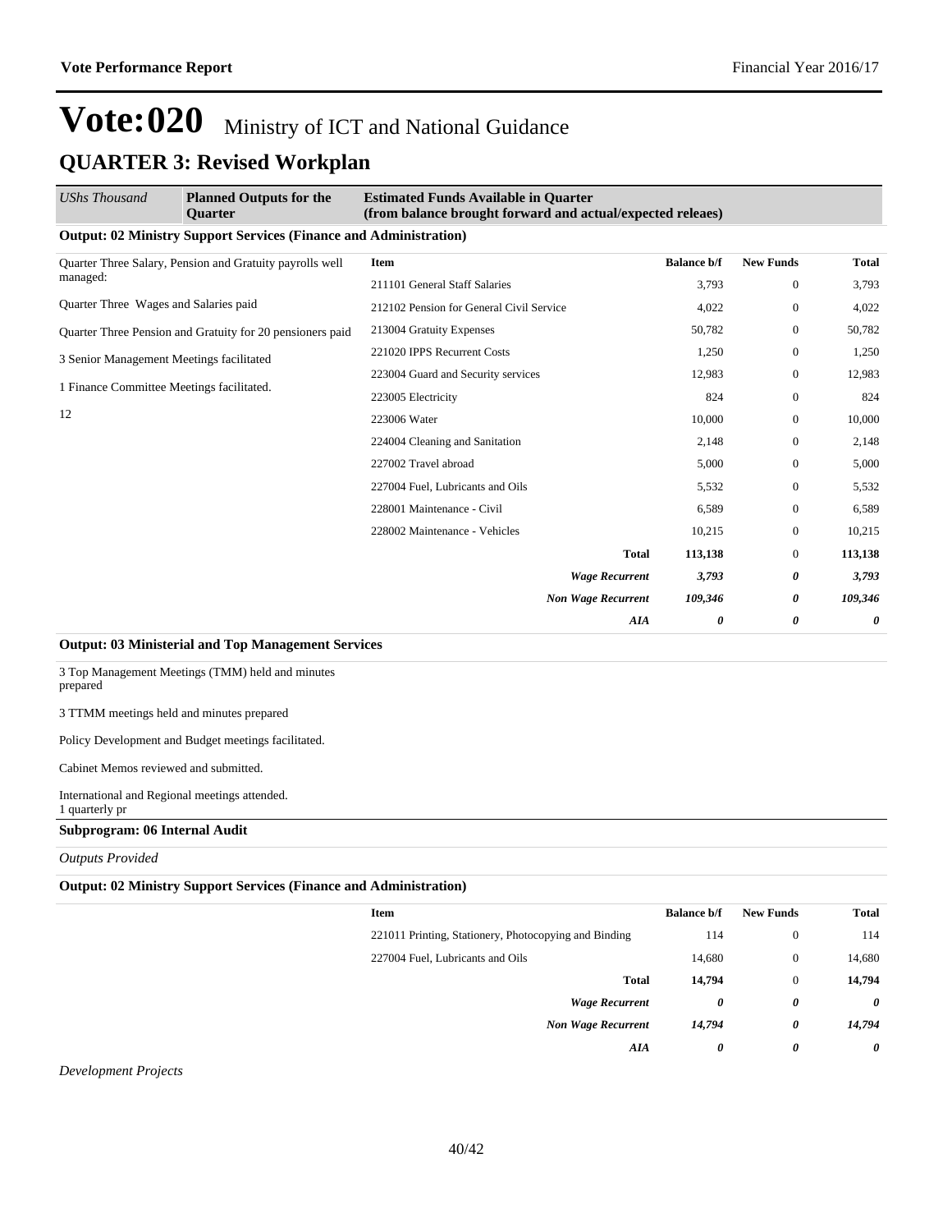# Vote:020 Ministry of ICT and National Guidance

## QUARTER 3: Revised Workplan

| *UShs Thousand* | **Planned Outputs for the Quarter** | **Estimated Funds Available in Quarter (from balance brought forward and actual/expected releaes)** |
|---|---|---|

**Output: 02 Ministry Support Services (Finance and Administration)**

Quarter Three Salary, Pension and Gratuity payrolls well managed:

Quarter Three Wages and Salaries paid

Quarter Three Pension and Gratuity for 20 pensioners paid

3 Senior Management Meetings facilitated

1 Finance Committee Meetings facilitated.

12

| Item | Balance b/f | New Funds | Total |
|---|---|---|---|
| 211101 General Staff Salaries | 3,793 | 0 | 3,793 |
| 212102 Pension for General Civil Service | 4,022 | 0 | 4,022 |
| 213004 Gratuity Expenses | 50,782 | 0 | 50,782 |
| 221020 IPPS Recurrent Costs | 1,250 | 0 | 1,250 |
| 223004 Guard and Security services | 12,983 | 0 | 12,983 |
| 223005 Electricity | 824 | 0 | 824 |
| 223006 Water | 10,000 | 0 | 10,000 |
| 224004 Cleaning and Sanitation | 2,148 | 0 | 2,148 |
| 227002 Travel abroad | 5,000 | 0 | 5,000 |
| 227004 Fuel, Lubricants and Oils | 5,532 | 0 | 5,532 |
| 228001 Maintenance - Civil | 6,589 | 0 | 6,589 |
| 228002 Maintenance - Vehicles | 10,215 | 0 | 10,215 |
| **Total** | **113,138** | 0 | **113,138** |
| ***Wage Recurrent*** | ***3,793*** | ***0*** | ***3,793*** |
| ***Non Wage Recurrent*** | ***109,346*** | ***0*** | ***109,346*** |
| ***AIA*** | ***0*** | ***0*** | ***0*** |

**Output: 03 Ministerial and Top Management Services**

3 Top Management Meetings (TMM) held and minutes prepared

3 TTMM meetings held and minutes prepared

Policy Development and Budget meetings facilitated.

Cabinet Memos reviewed and submitted.

International and Regional meetings attended.
1 quarterly pr

**Subprogram: 06 Internal Audit**

*Outputs Provided*

**Output: 02 Ministry Support Services (Finance and Administration)**

| Item | Balance b/f | New Funds | Total |
|---|---|---|---|
| 221011 Printing, Stationery, Photocopying and Binding | 114 | 0 | 114 |
| 227004 Fuel, Lubricants and Oils | 14,680 | 0 | 14,680 |
| **Total** | **14,794** | 0 | **14,794** |
| ***Wage Recurrent*** | ***0*** | ***0*** | ***0*** |
| ***Non Wage Recurrent*** | ***14,794*** | ***0*** | ***14,794*** |
| ***AIA*** | ***0*** | ***0*** | ***0*** |

*Development Projects*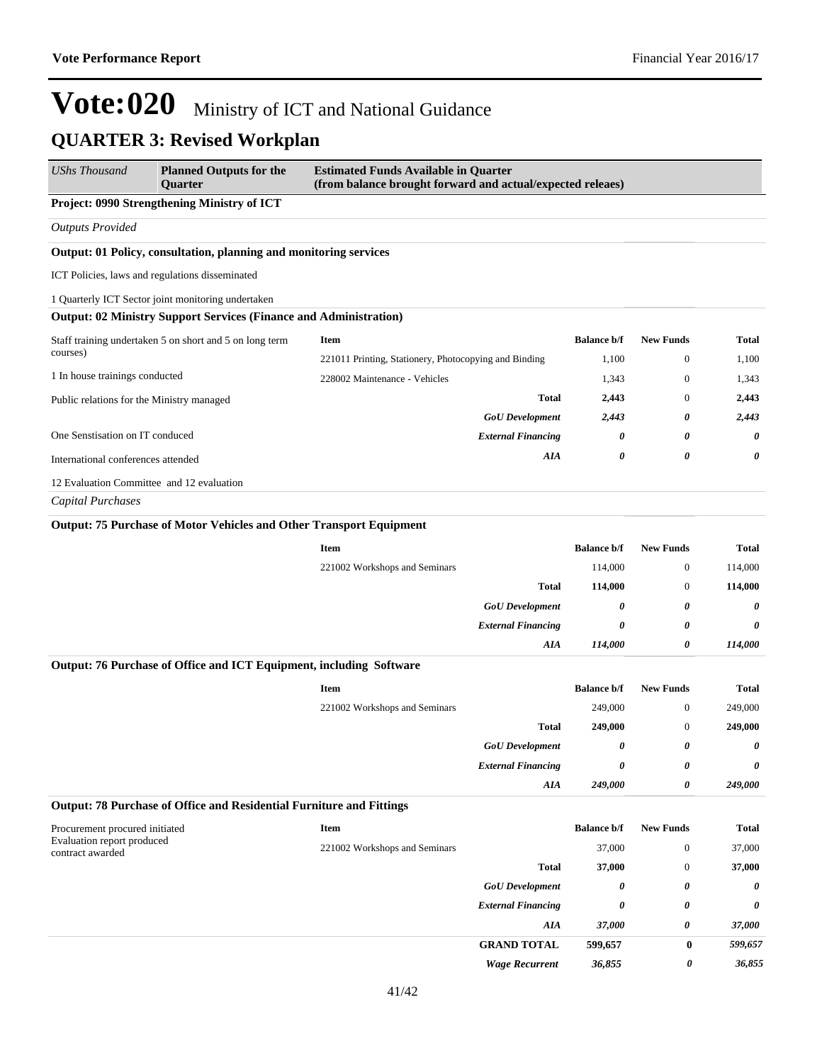# Vote:020 Ministry of ICT and National Guidance

## QUARTER 3: Revised Workplan

| *UShs Thousand* | **Planned Outputs for the Quarter** | **Estimated Funds Available in Quarter (from balance brought forward and actual/expected releaes)** |
|---|---|---|

**Project: 0990 Strengthening Ministry of ICT**

*Outputs Provided*

**Output: 01 Policy, consultation, planning and monitoring services**

ICT Policies, laws and regulations disseminated

1 Quarterly ICT Sector joint monitoring undertaken

**Output: 02 Ministry Support Services (Finance and Administration)**

Staff training undertaken 5 on short and 5 on long term courses)

1 In house trainings conducted

Public relations for the Ministry managed

One Senstisation on IT conduced

International conferences attended

12 Evaluation Committee and 12 evaluation

| Item | Balance b/f | New Funds | Total |
|---|---|---|---|
| 221011 Printing, Stationery, Photocopying and Binding | 1,100 | 0 | 1,100 |
| 228002 Maintenance - Vehicles | 1,343 | 0 | 1,343 |
| **Total** | **2,443** | 0 | **2,443** |
| ***GoU Development*** | ***2,443*** | ***0*** | ***2,443*** |
| ***External Financing*** | ***0*** | ***0*** | ***0*** |
| ***AIA*** | ***0*** | ***0*** | ***0*** |

*Capital Purchases*

**Output: 75 Purchase of Motor Vehicles and Other Transport Equipment**

| Item | Balance b/f | New Funds | Total |
|---|---|---|---|
| 221002 Workshops and Seminars | 114,000 | 0 | 114,000 |
| **Total** | **114,000** | 0 | **114,000** |
| ***GoU Development*** | ***0*** | ***0*** | ***0*** |
| ***External Financing*** | ***0*** | ***0*** | ***0*** |
| ***AIA*** | ***114,000*** | ***0*** | ***114,000*** |

**Output: 76 Purchase of Office and ICT Equipment, including Software**

| Item | Balance b/f | New Funds | Total |
|---|---|---|---|
| 221002 Workshops and Seminars | 249,000 | 0 | 249,000 |
| **Total** | **249,000** | 0 | **249,000** |
| ***GoU Development*** | ***0*** | ***0*** | ***0*** |
| ***External Financing*** | ***0*** | ***0*** | ***0*** |
| ***AIA*** | ***249,000*** | ***0*** | ***249,000*** |

**Output: 78 Purchase of Office and Residential Furniture and Fittings**

Procurement procured initiated
Evaluation report produced
contract awarded

| Item | Balance b/f | New Funds | Total |
|---|---|---|---|
| 221002 Workshops and Seminars | 37,000 | 0 | 37,000 |
| **Total** | **37,000** | 0 | **37,000** |
| ***GoU Development*** | ***0*** | ***0*** | ***0*** |
| ***External Financing*** | ***0*** | ***0*** | ***0*** |
| ***AIA*** | ***37,000*** | ***0*** | ***37,000*** |

| | Balance b/f | New Funds | Total |
|---|---|---|---|
| **GRAND TOTAL** | **599,657** | **0** | ***599,657*** |
| ***Wage Recurrent*** | ***36,855*** | ***0*** | ***36,855*** |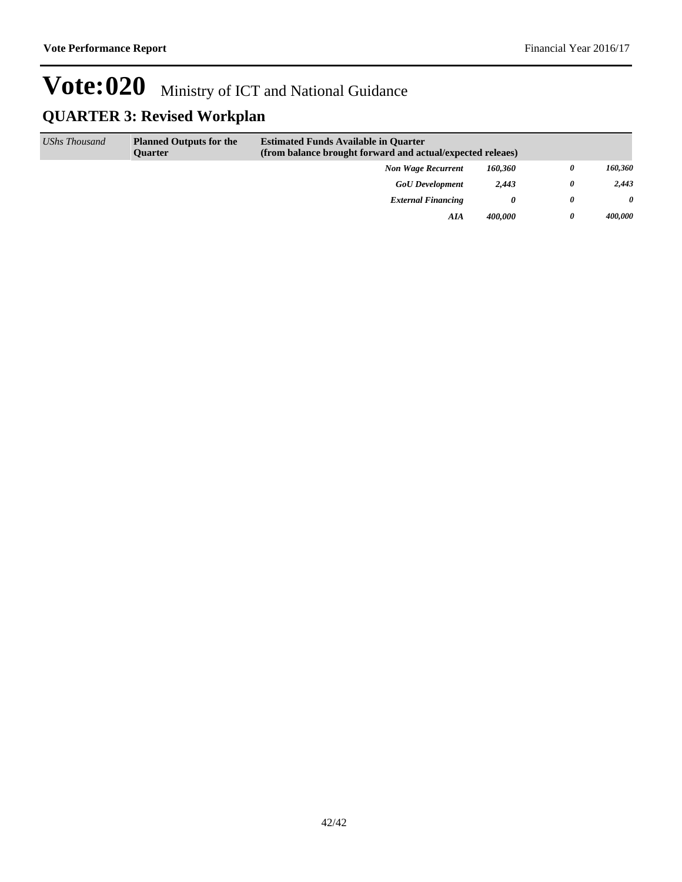# Vote:020 Ministry of ICT and National Guidance

## QUARTER 3: Revised Workplan

| *UShs Thousand* | **Planned Outputs for the Quarter** | **Estimated Funds Available in Quarter (from balance brought forward and actual/expected releaes)** | | | |
|---|---|---|---|---|---|
| | | ***Non Wage Recurrent*** | ***160,360*** | ***0*** | ***160,360*** |
| | | ***GoU Development*** | ***2,443*** | ***0*** | ***2,443*** |
| | | ***External Financing*** | ***0*** | ***0*** | ***0*** |
| | | ***AIA*** | ***400,000*** | ***0*** | ***400,000*** |